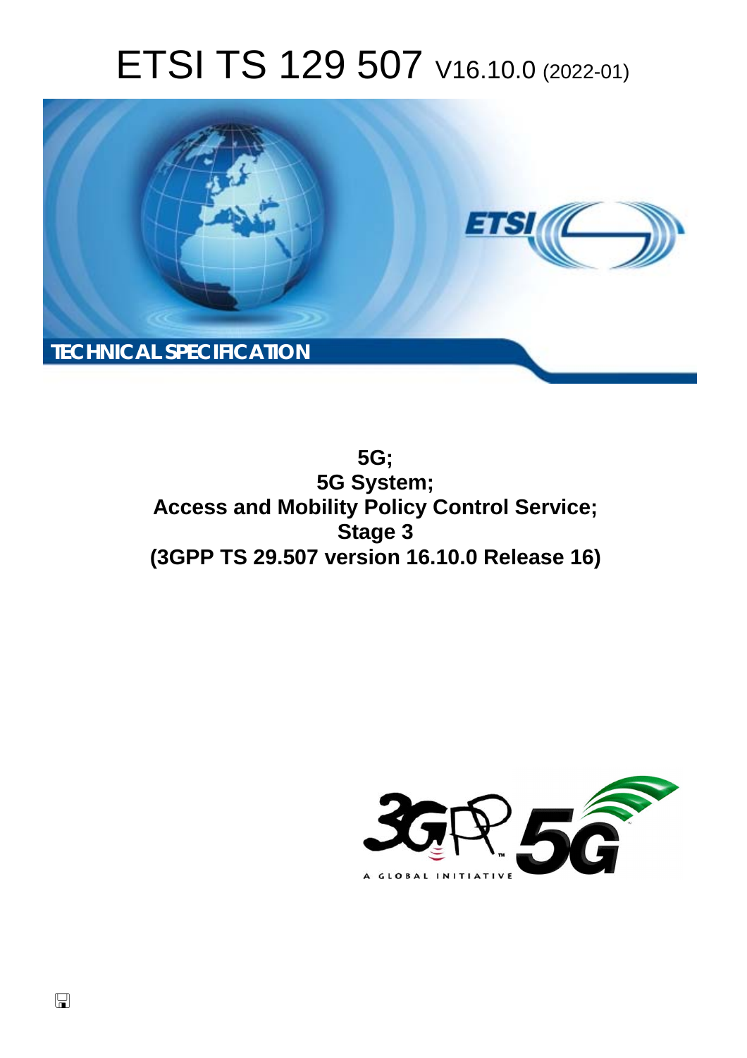# ETSI TS 129 507 V16.10.0 (2022-01)

TECHNICAL SPECIFICATION

**5G;**
**5G System;**
**Access and Mobility Policy Control Service;**
**Stage 3**
**(3GPP TS 29.507 version 16.10.0 Release 16)**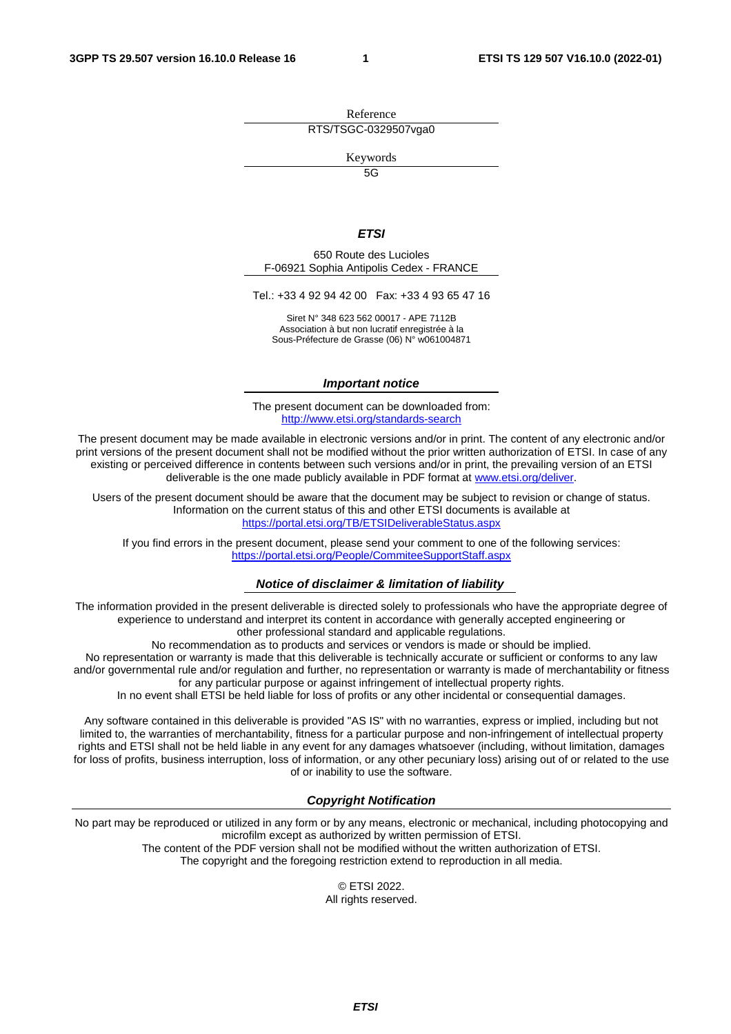Reference

RTS/TSGC-0329507vga0

Keywords

5G

***ETSI***

650 Route des Lucioles
F-06921 Sophia Antipolis Cedex - FRANCE

Tel.: +33 4 92 94 42 00   Fax: +33 4 93 65 47 16

Siret N° 348 623 562 00017 - APE 7112B
Association à but non lucratif enregistrée à la
Sous-Préfecture de Grasse (06) N° w061004871

***Important notice***

The present document can be downloaded from:
http://www.etsi.org/standards-search

The present document may be made available in electronic versions and/or in print. The content of any electronic and/or print versions of the present document shall not be modified without the prior written authorization of ETSI. In case of any existing or perceived difference in contents between such versions and/or in print, the prevailing version of an ETSI deliverable is the one made publicly available in PDF format at www.etsi.org/deliver.

Users of the present document should be aware that the document may be subject to revision or change of status. Information on the current status of this and other ETSI documents is available at https://portal.etsi.org/TB/ETSIDeliverableStatus.aspx

If you find errors in the present document, please send your comment to one of the following services:
https://portal.etsi.org/People/CommiteeSupportStaff.aspx

***Notice of disclaimer & limitation of liability***

The information provided in the present deliverable is directed solely to professionals who have the appropriate degree of experience to understand and interpret its content in accordance with generally accepted engineering or other professional standard and applicable regulations.
No recommendation as to products and services or vendors is made or should be implied.
No representation or warranty is made that this deliverable is technically accurate or sufficient or conforms to any law and/or governmental rule and/or regulation and further, no representation or warranty is made of merchantability or fitness for any particular purpose or against infringement of intellectual property rights.
In no event shall ETSI be held liable for loss of profits or any other incidental or consequential damages.

Any software contained in this deliverable is provided "AS IS" with no warranties, express or implied, including but not limited to, the warranties of merchantability, fitness for a particular purpose and non-infringement of intellectual property rights and ETSI shall not be held liable in any event for any damages whatsoever (including, without limitation, damages for loss of profits, business interruption, loss of information, or any other pecuniary loss) arising out of or related to the use of or inability to use the software.

***Copyright Notification***

No part may be reproduced or utilized in any form or by any means, electronic or mechanical, including photocopying and microfilm except as authorized by written permission of ETSI.
The content of the PDF version shall not be modified without the written authorization of ETSI.
The copyright and the foregoing restriction extend to reproduction in all media.

© ETSI 2022.
All rights reserved.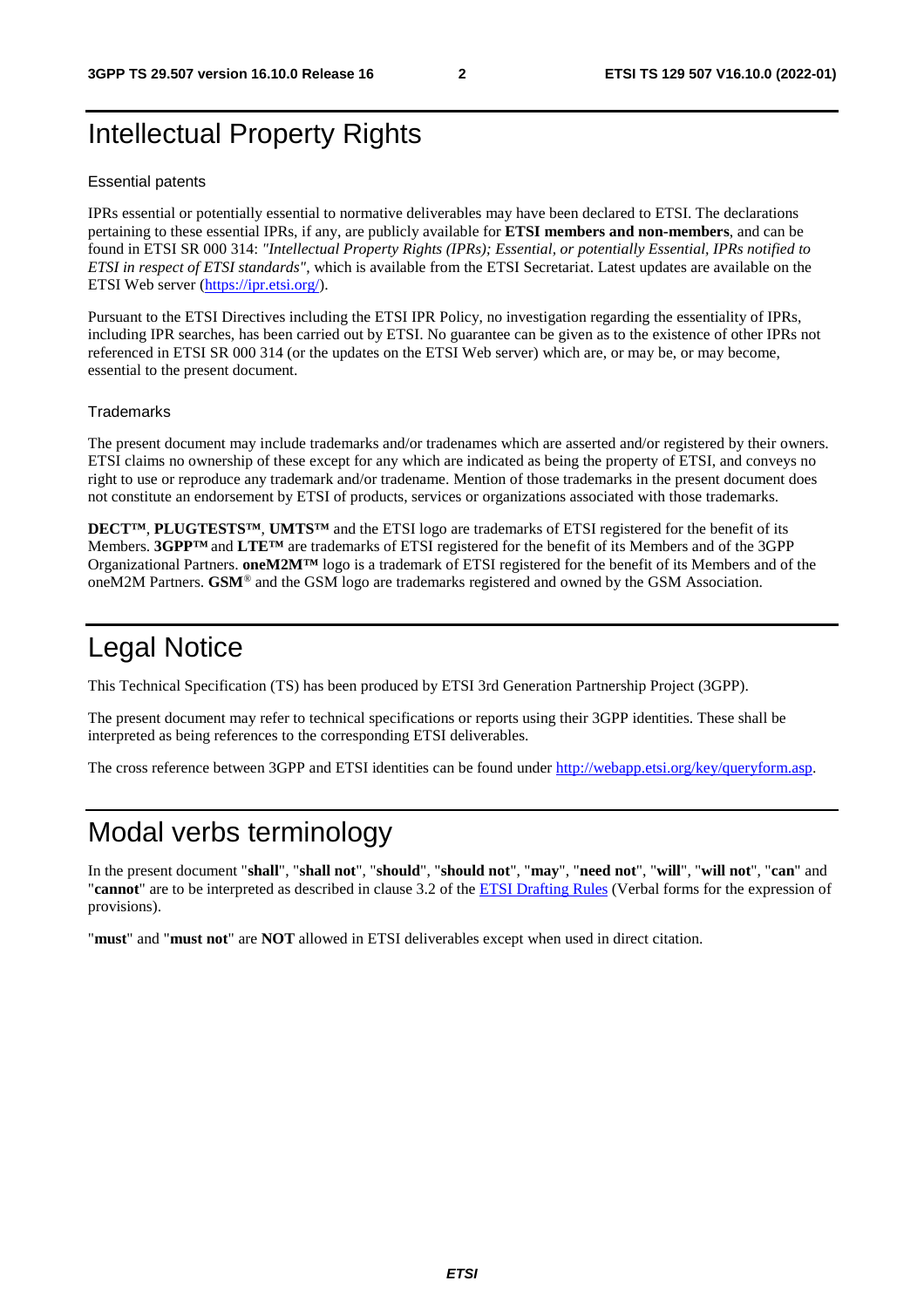# Intellectual Property Rights

Essential patents

IPRs essential or potentially essential to normative deliverables may have been declared to ETSI. The declarations pertaining to these essential IPRs, if any, are publicly available for **ETSI members and non-members**, and can be found in ETSI SR 000 314: *"Intellectual Property Rights (IPRs); Essential, or potentially Essential, IPRs notified to ETSI in respect of ETSI standards"*, which is available from the ETSI Secretariat. Latest updates are available on the ETSI Web server (https://ipr.etsi.org/).

Pursuant to the ETSI Directives including the ETSI IPR Policy, no investigation regarding the essentiality of IPRs, including IPR searches, has been carried out by ETSI. No guarantee can be given as to the existence of other IPRs not referenced in ETSI SR 000 314 (or the updates on the ETSI Web server) which are, or may be, or may become, essential to the present document.

Trademarks

The present document may include trademarks and/or tradenames which are asserted and/or registered by their owners. ETSI claims no ownership of these except for any which are indicated as being the property of ETSI, and conveys no right to use or reproduce any trademark and/or tradename. Mention of those trademarks in the present document does not constitute an endorsement by ETSI of products, services or organizations associated with those trademarks.

**DECT™**, **PLUGTESTS™**, **UMTS™** and the ETSI logo are trademarks of ETSI registered for the benefit of its Members. **3GPP™** and **LTE™** are trademarks of ETSI registered for the benefit of its Members and of the 3GPP Organizational Partners. **oneM2M™** logo is a trademark of ETSI registered for the benefit of its Members and of the oneM2M Partners. **GSM**® and the GSM logo are trademarks registered and owned by the GSM Association.

# Legal Notice

This Technical Specification (TS) has been produced by ETSI 3rd Generation Partnership Project (3GPP).

The present document may refer to technical specifications or reports using their 3GPP identities. These shall be interpreted as being references to the corresponding ETSI deliverables.

The cross reference between 3GPP and ETSI identities can be found under http://webapp.etsi.org/key/queryform.asp.

# Modal verbs terminology

In the present document "**shall**", "**shall not**", "**should**", "**should not**", "**may**", "**need not**", "**will**", "**will not**", "**can**" and "**cannot**" are to be interpreted as described in clause 3.2 of the ETSI Drafting Rules (Verbal forms for the expression of provisions).

"**must**" and "**must not**" are **NOT** allowed in ETSI deliverables except when used in direct citation.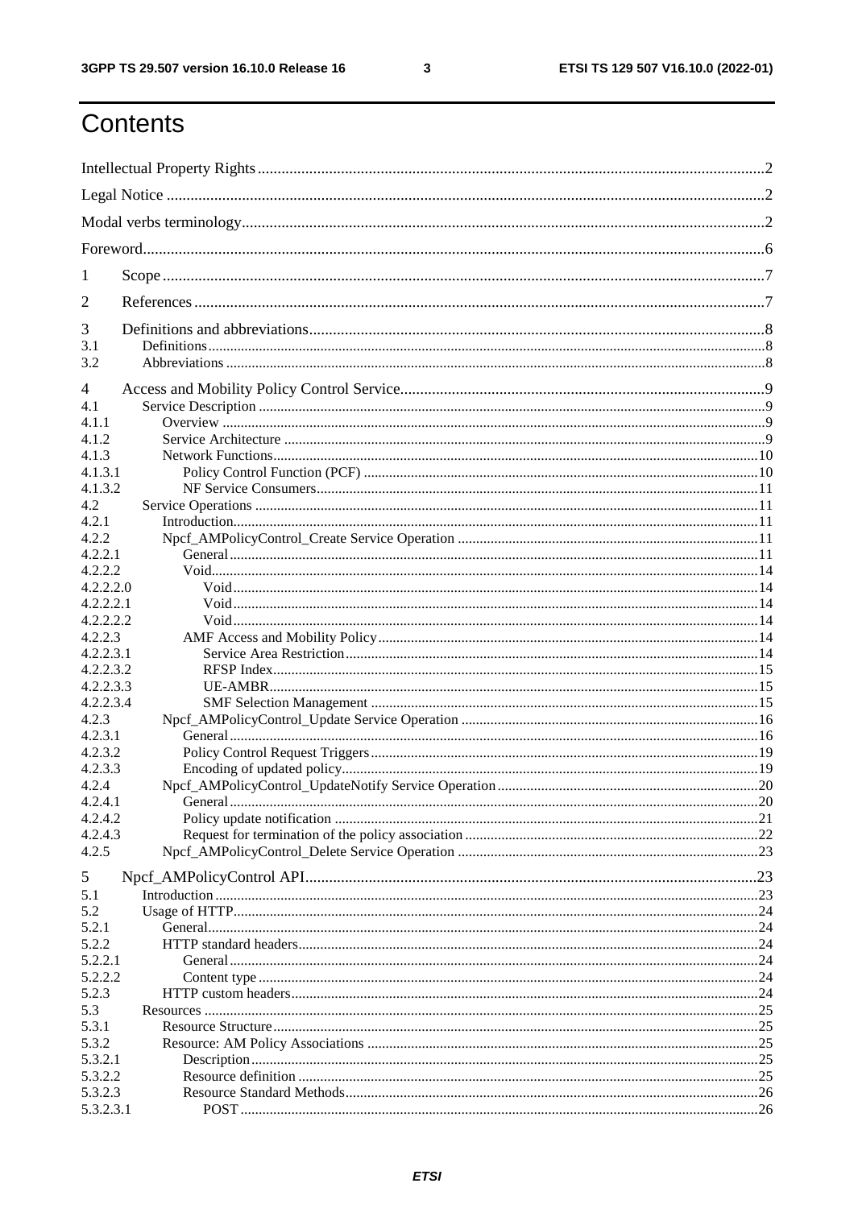# Contents

Intellectual Property Rights ..... 2
Legal Notice ..... 2
Modal verbs terminology ..... 2
Foreword ..... 6
1 Scope ..... 7
2 References ..... 7
3 Definitions and abbreviations ..... 8
3.1 Definitions ..... 8
3.2 Abbreviations ..... 8
4 Access and Mobility Policy Control Service ..... 9
4.1 Service Description ..... 9
4.1.1 Overview ..... 9
4.1.2 Service Architecture ..... 9
4.1.3 Network Functions ..... 10
4.1.3.1 Policy Control Function (PCF) ..... 10
4.1.3.2 NF Service Consumers ..... 11
4.2 Service Operations ..... 11
4.2.1 Introduction ..... 11
4.2.2 Npcf_AMPolicyControl_Create Service Operation ..... 11
4.2.2.1 General ..... 11
4.2.2.2 Void ..... 14
4.2.2.2.0 Void ..... 14
4.2.2.2.1 Void ..... 14
4.2.2.2.2 Void ..... 14
4.2.2.3 AMF Access and Mobility Policy ..... 14
4.2.2.3.1 Service Area Restriction ..... 14
4.2.2.3.2 RFSP Index ..... 15
4.2.2.3.3 UE-AMBR ..... 15
4.2.2.3.4 SMF Selection Management ..... 15
4.2.3 Npcf_AMPolicyControl_Update Service Operation ..... 16
4.2.3.1 General ..... 16
4.2.3.2 Policy Control Request Triggers ..... 19
4.2.3.3 Encoding of updated policy ..... 19
4.2.4 Npcf_AMPolicyControl_UpdateNotify Service Operation ..... 20
4.2.4.1 General ..... 20
4.2.4.2 Policy update notification ..... 21
4.2.4.3 Request for termination of the policy association ..... 22
4.2.5 Npcf_AMPolicyControl_Delete Service Operation ..... 23
5 Npcf_AMPolicyControl API ..... 23
5.1 Introduction ..... 23
5.2 Usage of HTTP ..... 24
5.2.1 General ..... 24
5.2.2 HTTP standard headers ..... 24
5.2.2.1 General ..... 24
5.2.2.2 Content type ..... 24
5.2.3 HTTP custom headers ..... 24
5.3 Resources ..... 25
5.3.1 Resource Structure ..... 25
5.3.2 Resource: AM Policy Associations ..... 25
5.3.2.1 Description ..... 25
5.3.2.2 Resource definition ..... 25
5.3.2.3 Resource Standard Methods ..... 26
5.3.2.3.1 POST ..... 26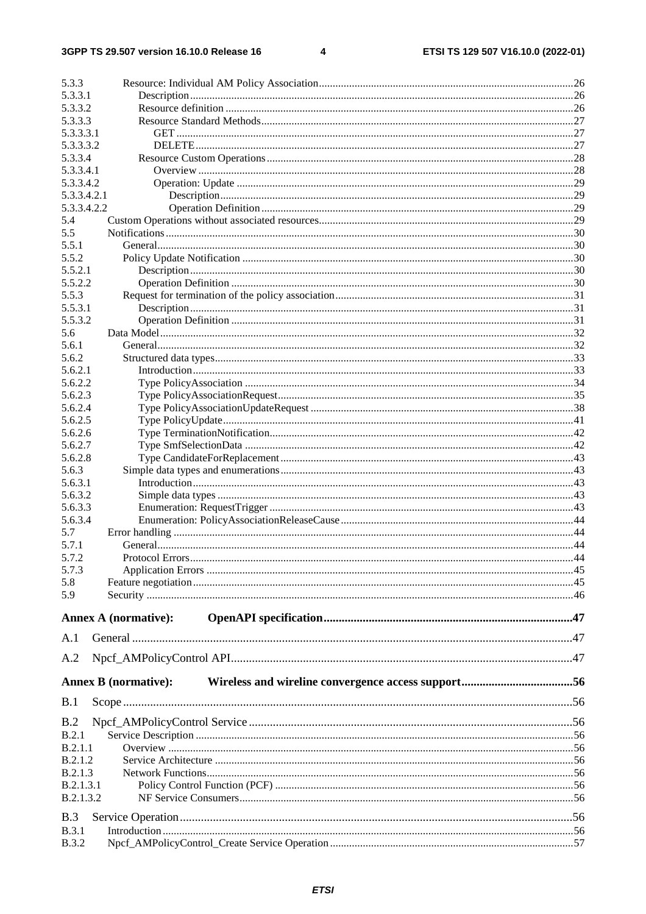5.3.3 Resource: Individual AM Policy Association....26
5.3.3.1 Description....26
5.3.3.2 Resource definition....26
5.3.3.3 Resource Standard Methods....27
5.3.3.3.1 GET....27
5.3.3.3.2 DELETE....27
5.3.3.4 Resource Custom Operations....28
5.3.3.4.1 Overview....28
5.3.3.4.2 Operation: Update....29
5.3.3.4.2.1 Description....29
5.3.3.4.2.2 Operation Definition....29
5.4 Custom Operations without associated resources....29
5.5 Notifications....30
5.5.1 General....30
5.5.2 Policy Update Notification....30
5.5.2.1 Description....30
5.5.2.2 Operation Definition....30
5.5.3 Request for termination of the policy association....31
5.5.3.1 Description....31
5.5.3.2 Operation Definition....31
5.6 Data Model....32
5.6.1 General....32
5.6.2 Structured data types....33
5.6.2.1 Introduction....33
5.6.2.2 Type PolicyAssociation....34
5.6.2.3 Type PolicyAssociationRequest....35
5.6.2.4 Type PolicyAssociationUpdateRequest....38
5.6.2.5 Type PolicyUpdate....41
5.6.2.6 Type TerminationNotification....42
5.6.2.7 Type SmfSelectionData....42
5.6.2.8 Type CandidateForReplacement....43
5.6.3 Simple data types and enumerations....43
5.6.3.1 Introduction....43
5.6.3.2 Simple data types....43
5.6.3.3 Enumeration: RequestTrigger....43
5.6.3.4 Enumeration: PolicyAssociationReleaseCause....44
5.7 Error handling....44
5.7.1 General....44
5.7.2 Protocol Errors....44
5.7.3 Application Errors....45
5.8 Feature negotiation....45
5.9 Security....46

**Annex A (normative): OpenAPI specification....47**

A.1 General....47

A.2 Npcf_AMPolicyControl API....47

**Annex B (normative): Wireless and wireline convergence access support....56**

B.1 Scope....56

B.2 Npcf_AMPolicyControl Service....56
B.2.1 Service Description....56
B.2.1.1 Overview....56
B.2.1.2 Service Architecture....56
B.2.1.3 Network Functions....56
B.2.1.3.1 Policy Control Function (PCF)....56
B.2.1.3.2 NF Service Consumers....56

B.3 Service Operation....56
B.3.1 Introduction....56
B.3.2 Npcf_AMPolicyControl_Create Service Operation....57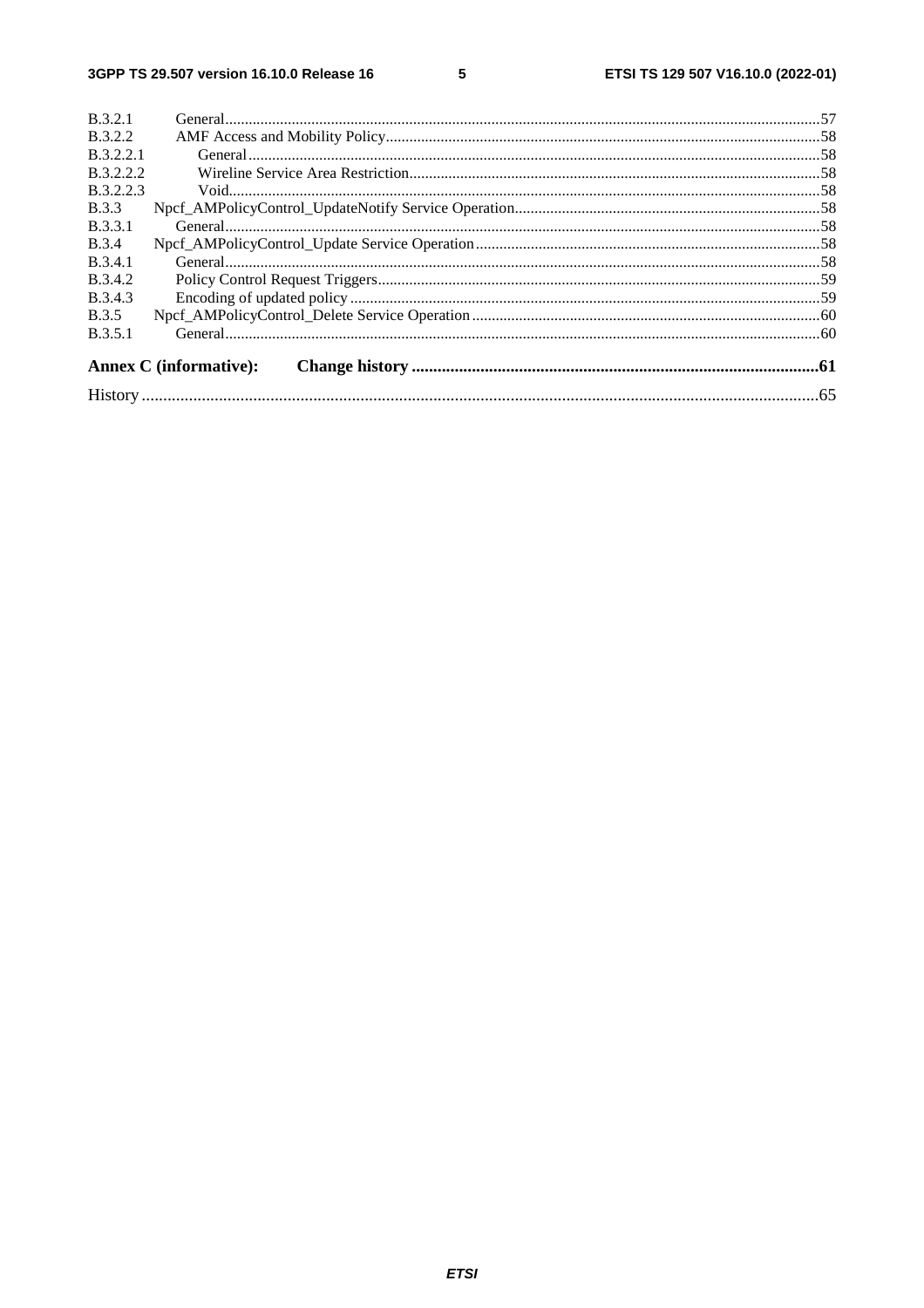B.3.2.1 General ..... 57
B.3.2.2 AMF Access and Mobility Policy ..... 58
B.3.2.2.1 General ..... 58
B.3.2.2.2 Wireline Service Area Restriction ..... 58
B.3.2.2.3 Void ..... 58
B.3.3 Npcf_AMPolicyControl_UpdateNotify Service Operation ..... 58
B.3.3.1 General ..... 58
B.3.4 Npcf_AMPolicyControl_Update Service Operation ..... 58
B.3.4.1 General ..... 58
B.3.4.2 Policy Control Request Triggers ..... 59
B.3.4.3 Encoding of updated policy ..... 59
B.3.5 Npcf_AMPolicyControl_Delete Service Operation ..... 60
B.3.5.1 General ..... 60

**Annex C (informative): Change history ..... 61**

History ..... 65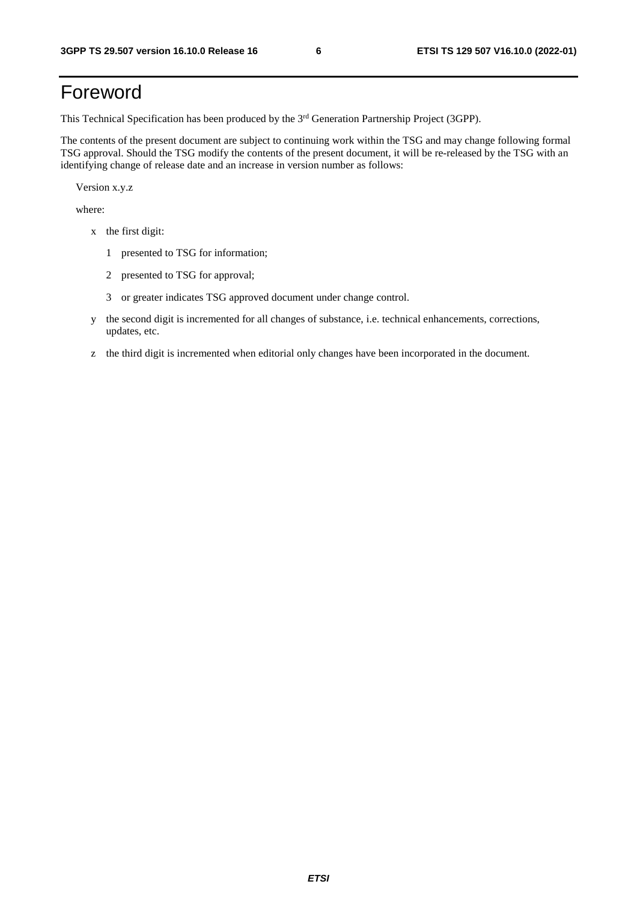# Foreword

This Technical Specification has been produced by the 3rd Generation Partnership Project (3GPP).

The contents of the present document are subject to continuing work within the TSG and may change following formal TSG approval. Should the TSG modify the contents of the present document, it will be re-released by the TSG with an identifying change of release date and an increase in version number as follows:

Version x.y.z

where:

- x the first digit:
  - 1 presented to TSG for information;
  - 2 presented to TSG for approval;
  - 3 or greater indicates TSG approved document under change control.
- y the second digit is incremented for all changes of substance, i.e. technical enhancements, corrections, updates, etc.
- z the third digit is incremented when editorial only changes have been incorporated in the document.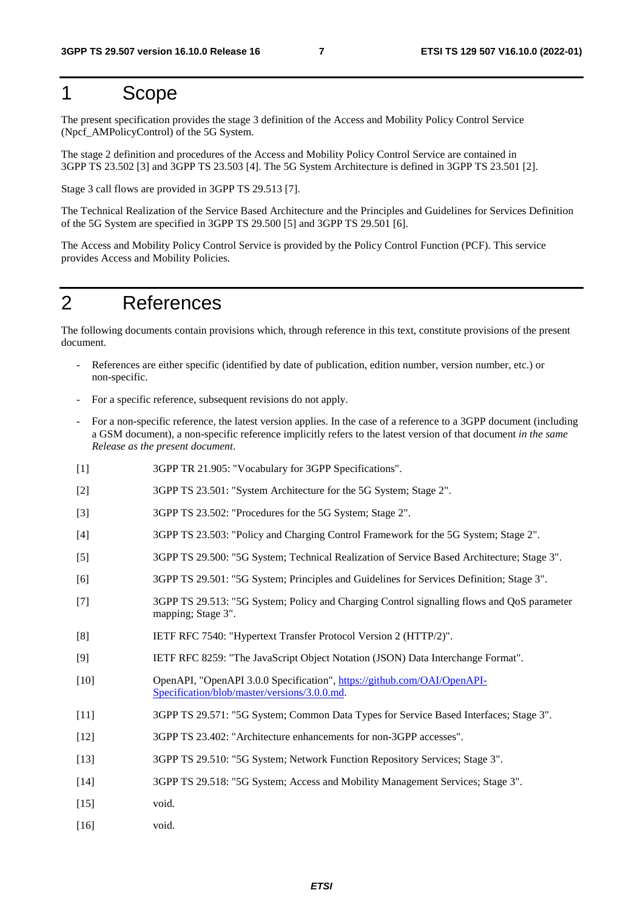# 1 Scope

The present specification provides the stage 3 definition of the Access and Mobility Policy Control Service (Npcf_AMPolicyControl) of the 5G System.

The stage 2 definition and procedures of the Access and Mobility Policy Control Service are contained in 3GPP TS 23.502 [3] and 3GPP TS 23.503 [4]. The 5G System Architecture is defined in 3GPP TS 23.501 [2].

Stage 3 call flows are provided in 3GPP TS 29.513 [7].

The Technical Realization of the Service Based Architecture and the Principles and Guidelines for Services Definition of the 5G System are specified in 3GPP TS 29.500 [5] and 3GPP TS 29.501 [6].

The Access and Mobility Policy Control Service is provided by the Policy Control Function (PCF). This service provides Access and Mobility Policies.

# 2 References

The following documents contain provisions which, through reference in this text, constitute provisions of the present document.

- References are either specific (identified by date of publication, edition number, version number, etc.) or non-specific.
- For a specific reference, subsequent revisions do not apply.
- For a non-specific reference, the latest version applies. In the case of a reference to a 3GPP document (including a GSM document), a non-specific reference implicitly refers to the latest version of that document *in the same Release as the present document*.

[1] 3GPP TR 21.905: "Vocabulary for 3GPP Specifications".

[2] 3GPP TS 23.501: "System Architecture for the 5G System; Stage 2".

[3] 3GPP TS 23.502: "Procedures for the 5G System; Stage 2".

[4] 3GPP TS 23.503: "Policy and Charging Control Framework for the 5G System; Stage 2".

[5] 3GPP TS 29.500: "5G System; Technical Realization of Service Based Architecture; Stage 3".

[6] 3GPP TS 29.501: "5G System; Principles and Guidelines for Services Definition; Stage 3".

[7] 3GPP TS 29.513: "5G System; Policy and Charging Control signalling flows and QoS parameter mapping; Stage 3".

[8] IETF RFC 7540: "Hypertext Transfer Protocol Version 2 (HTTP/2)".

[9] IETF RFC 8259: "The JavaScript Object Notation (JSON) Data Interchange Format".

[10] OpenAPI, "OpenAPI 3.0.0 Specification", https://github.com/OAI/OpenAPI-Specification/blob/master/versions/3.0.0.md.

[11] 3GPP TS 29.571: "5G System; Common Data Types for Service Based Interfaces; Stage 3".

[12] 3GPP TS 23.402: "Architecture enhancements for non-3GPP accesses".

[13] 3GPP TS 29.510: "5G System; Network Function Repository Services; Stage 3".

[14] 3GPP TS 29.518: "5G System; Access and Mobility Management Services; Stage 3".

[15] void.

[16] void.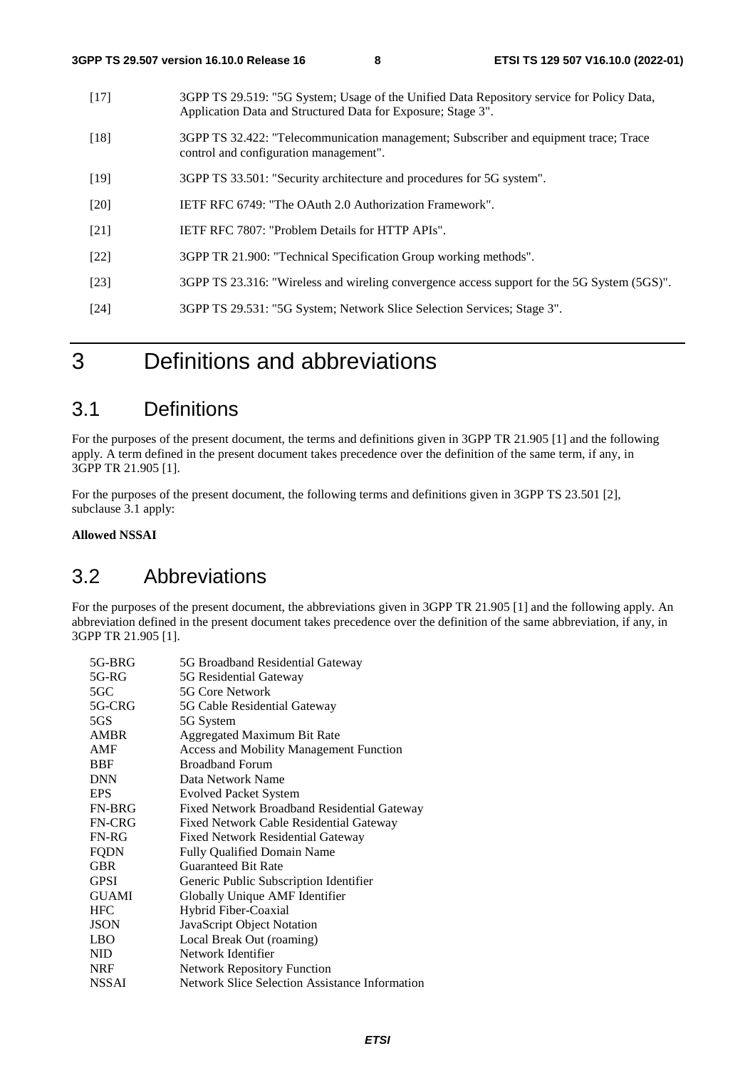[17] 3GPP TS 29.519: "5G System; Usage of the Unified Data Repository service for Policy Data, Application Data and Structured Data for Exposure; Stage 3".

[18] 3GPP TS 32.422: "Telecommunication management; Subscriber and equipment trace; Trace control and configuration management".

[19] 3GPP TS 33.501: "Security architecture and procedures for 5G system".

[20] IETF RFC 6749: "The OAuth 2.0 Authorization Framework".

[21] IETF RFC 7807: "Problem Details for HTTP APIs".

[22] 3GPP TR 21.900: "Technical Specification Group working methods".

[23] 3GPP TS 23.316: "Wireless and wireling convergence access support for the 5G System (5GS)".

[24] 3GPP TS 29.531: "5G System; Network Slice Selection Services; Stage 3".

# 3 Definitions and abbreviations

## 3.1 Definitions

For the purposes of the present document, the terms and definitions given in 3GPP TR 21.905 [1] and the following apply. A term defined in the present document takes precedence over the definition of the same term, if any, in 3GPP TR 21.905 [1].

For the purposes of the present document, the following terms and definitions given in 3GPP TS 23.501 [2], subclause 3.1 apply:

**Allowed NSSAI**

## 3.2 Abbreviations

For the purposes of the present document, the abbreviations given in 3GPP TR 21.905 [1] and the following apply. An abbreviation defined in the present document takes precedence over the definition of the same abbreviation, if any, in 3GPP TR 21.905 [1].

| | |
|---|---|
| 5G-BRG | 5G Broadband Residential Gateway |
| 5G-RG | 5G Residential Gateway |
| 5GC | 5G Core Network |
| 5G-CRG | 5G Cable Residential Gateway |
| 5GS | 5G System |
| AMBR | Aggregated Maximum Bit Rate |
| AMF | Access and Mobility Management Function |
| BBF | Broadband Forum |
| DNN | Data Network Name |
| EPS | Evolved Packet System |
| FN-BRG | Fixed Network Broadband Residential Gateway |
| FN-CRG | Fixed Network Cable Residential Gateway |
| FN-RG | Fixed Network Residential Gateway |
| FQDN | Fully Qualified Domain Name |
| GBR | Guaranteed Bit Rate |
| GPSI | Generic Public Subscription Identifier |
| GUAMI | Globally Unique AMF Identifier |
| HFC | Hybrid Fiber-Coaxial |
| JSON | JavaScript Object Notation |
| LBO | Local Break Out (roaming) |
| NID | Network Identifier |
| NRF | Network Repository Function |
| NSSAI | Network Slice Selection Assistance Information |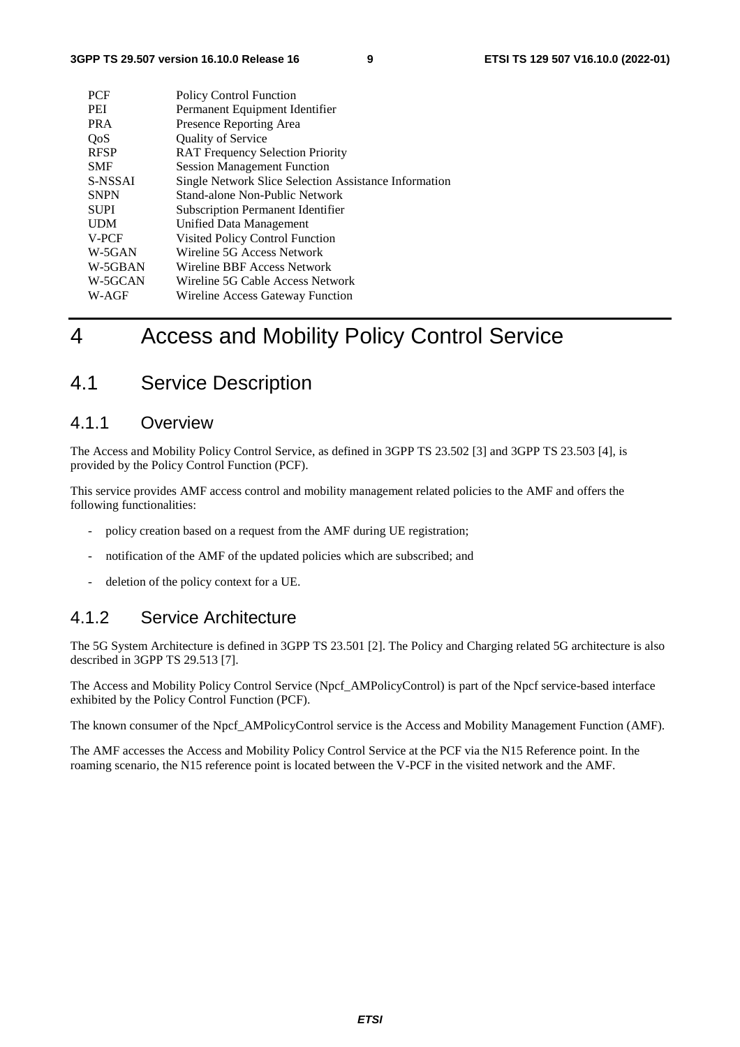| | |
|---|---|
| PCF | Policy Control Function |
| PEI | Permanent Equipment Identifier |
| PRA | Presence Reporting Area |
| QoS | Quality of Service |
| RFSP | RAT Frequency Selection Priority |
| SMF | Session Management Function |
| S-NSSAI | Single Network Slice Selection Assistance Information |
| SNPN | Stand-alone Non-Public Network |
| SUPI | Subscription Permanent Identifier |
| UDM | Unified Data Management |
| V-PCF | Visited Policy Control Function |
| W-5GAN | Wireline 5G Access Network |
| W-5GBAN | Wireline BBF Access Network |
| W-5GCAN | Wireline 5G Cable Access Network |
| W-AGF | Wireline Access Gateway Function |

# 4 Access and Mobility Policy Control Service

## 4.1 Service Description

### 4.1.1 Overview

The Access and Mobility Policy Control Service, as defined in 3GPP TS 23.502 [3] and 3GPP TS 23.503 [4], is provided by the Policy Control Function (PCF).

This service provides AMF access control and mobility management related policies to the AMF and offers the following functionalities:

- policy creation based on a request from the AMF during UE registration;
- notification of the AMF of the updated policies which are subscribed; and
- deletion of the policy context for a UE.

### 4.1.2 Service Architecture

The 5G System Architecture is defined in 3GPP TS 23.501 [2]. The Policy and Charging related 5G architecture is also described in 3GPP TS 29.513 [7].

The Access and Mobility Policy Control Service (Npcf_AMPolicyControl) is part of the Npcf service-based interface exhibited by the Policy Control Function (PCF).

The known consumer of the Npcf_AMPolicyControl service is the Access and Mobility Management Function (AMF).

The AMF accesses the Access and Mobility Policy Control Service at the PCF via the N15 Reference point. In the roaming scenario, the N15 reference point is located between the V-PCF in the visited network and the AMF.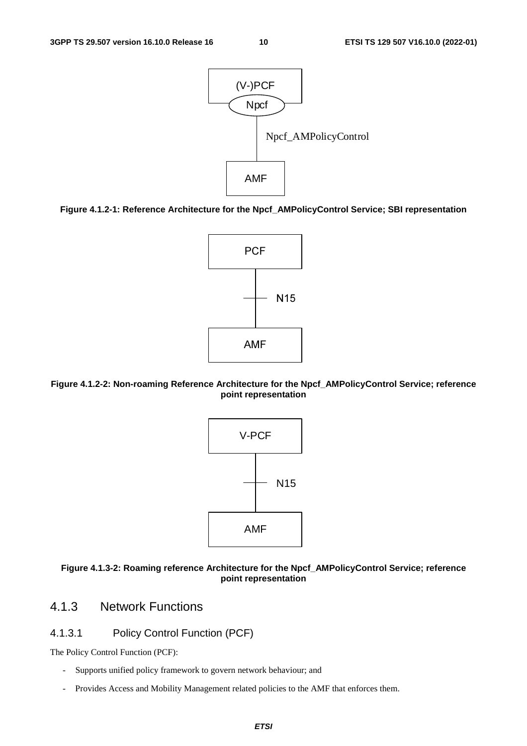Figure 4.1.2-1: Reference Architecture for the Npcf_AMPolicyControl Service; SBI representation

Figure 4.1.2-2: Non-roaming Reference Architecture for the Npcf_AMPolicyControl Service; reference point representation

Figure 4.1.3-2: Roaming reference Architecture for the Npcf_AMPolicyControl Service; reference point representation

## 4.1.3 Network Functions

### 4.1.3.1 Policy Control Function (PCF)

The Policy Control Function (PCF):

- Supports unified policy framework to govern network behaviour; and
- Provides Access and Mobility Management related policies to the AMF that enforces them.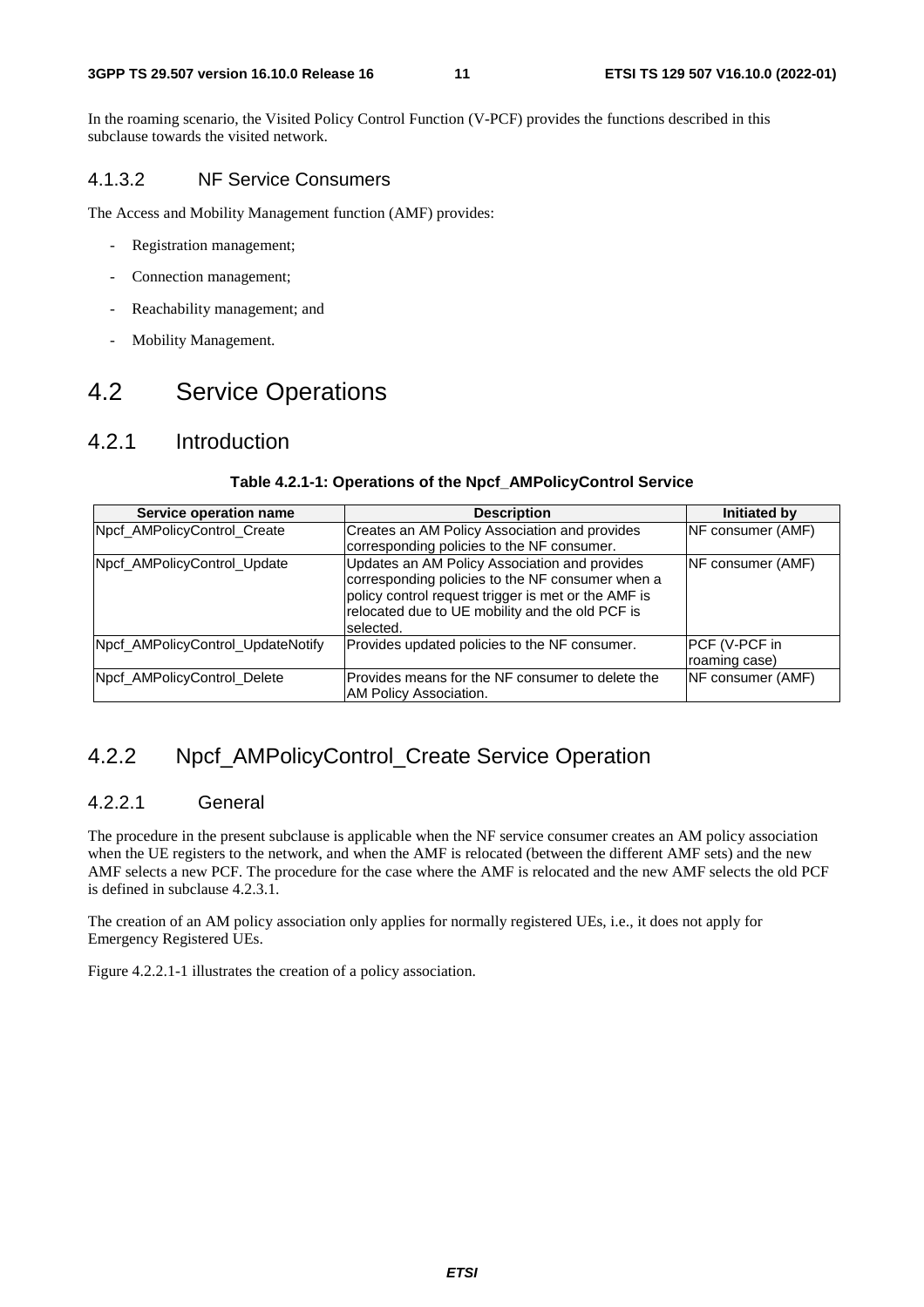In the roaming scenario, the Visited Policy Control Function (V-PCF) provides the functions described in this subclause towards the visited network.

#### 4.1.3.2 NF Service Consumers

The Access and Mobility Management function (AMF) provides:

- Registration management;
- Connection management;
- Reachability management; and
- Mobility Management.

## 4.2 Service Operations

### 4.2.1 Introduction

**Table 4.2.1-1: Operations of the Npcf_AMPolicyControl Service**

| Service operation name | Description | Initiated by |
|---|---|---|
| Npcf_AMPolicyControl_Create | Creates an AM Policy Association and provides corresponding policies to the NF consumer. | NF consumer (AMF) |
| Npcf_AMPolicyControl_Update | Updates an AM Policy Association and provides corresponding policies to the NF consumer when a policy control request trigger is met or the AMF is relocated due to UE mobility and the old PCF is selected. | NF consumer (AMF) |
| Npcf_AMPolicyControl_UpdateNotify | Provides updated policies to the NF consumer. | PCF (V-PCF in roaming case) |
| Npcf_AMPolicyControl_Delete | Provides means for the NF consumer to delete the AM Policy Association. | NF consumer (AMF) |

### 4.2.2 Npcf_AMPolicyControl_Create Service Operation

#### 4.2.2.1 General

The procedure in the present subclause is applicable when the NF service consumer creates an AM policy association when the UE registers to the network, and when the AMF is relocated (between the different AMF sets) and the new AMF selects a new PCF. The procedure for the case where the AMF is relocated and the new AMF selects the old PCF is defined in subclause 4.2.3.1.

The creation of an AM policy association only applies for normally registered UEs, i.e., it does not apply for Emergency Registered UEs.

Figure 4.2.2.1-1 illustrates the creation of a policy association.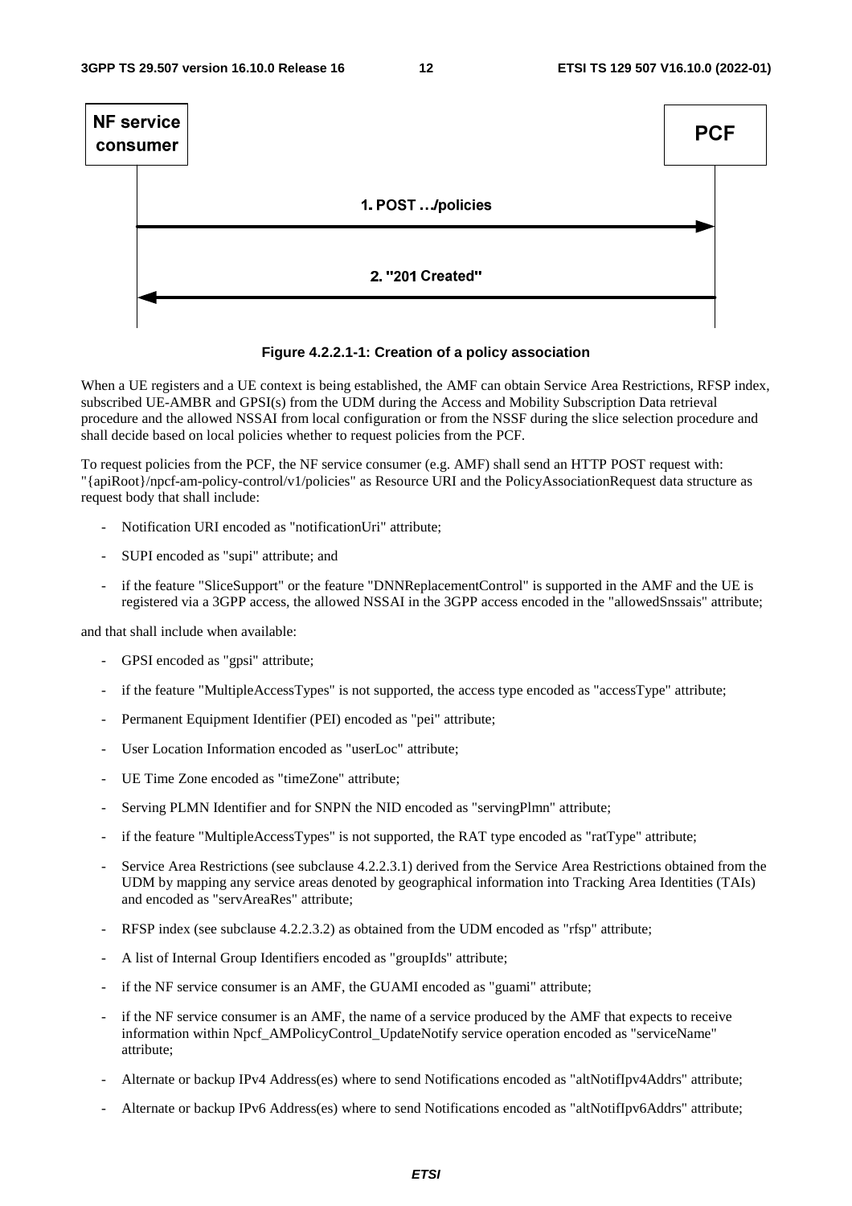**Figure 4.2.2.1-1: Creation of a policy association**

When a UE registers and a UE context is being established, the AMF can obtain Service Area Restrictions, RFSP index, subscribed UE-AMBR and GPSI(s) from the UDM during the Access and Mobility Subscription Data retrieval procedure and the allowed NSSAI from local configuration or from the NSSF during the slice selection procedure and shall decide based on local policies whether to request policies from the PCF.

To request policies from the PCF, the NF service consumer (e.g. AMF) shall send an HTTP POST request with: "{apiRoot}/npcf-am-policy-control/v1/policies" as Resource URI and the PolicyAssociationRequest data structure as request body that shall include:

- Notification URI encoded as "notificationUri" attribute;
- SUPI encoded as "supi" attribute; and
- if the feature "SliceSupport" or the feature "DNNReplacementControl" is supported in the AMF and the UE is registered via a 3GPP access, the allowed NSSAI in the 3GPP access encoded in the "allowedSnssais" attribute;

and that shall include when available:

- GPSI encoded as "gpsi" attribute;
- if the feature "MultipleAccessTypes" is not supported, the access type encoded as "accessType" attribute;
- Permanent Equipment Identifier (PEI) encoded as "pei" attribute;
- User Location Information encoded as "userLoc" attribute;
- UE Time Zone encoded as "timeZone" attribute;
- Serving PLMN Identifier and for SNPN the NID encoded as "servingPlmn" attribute;
- if the feature "MultipleAccessTypes" is not supported, the RAT type encoded as "ratType" attribute;
- Service Area Restrictions (see subclause 4.2.2.3.1) derived from the Service Area Restrictions obtained from the UDM by mapping any service areas denoted by geographical information into Tracking Area Identities (TAIs) and encoded as "servAreaRes" attribute;
- RFSP index (see subclause 4.2.2.3.2) as obtained from the UDM encoded as "rfsp" attribute;
- A list of Internal Group Identifiers encoded as "groupIds" attribute;
- if the NF service consumer is an AMF, the GUAMI encoded as "guami" attribute;
- if the NF service consumer is an AMF, the name of a service produced by the AMF that expects to receive information within Npcf_AMPolicyControl_UpdateNotify service operation encoded as "serviceName" attribute;
- Alternate or backup IPv4 Address(es) where to send Notifications encoded as "altNotifIpv4Addrs" attribute;
- Alternate or backup IPv6 Address(es) where to send Notifications encoded as "altNotifIpv6Addrs" attribute;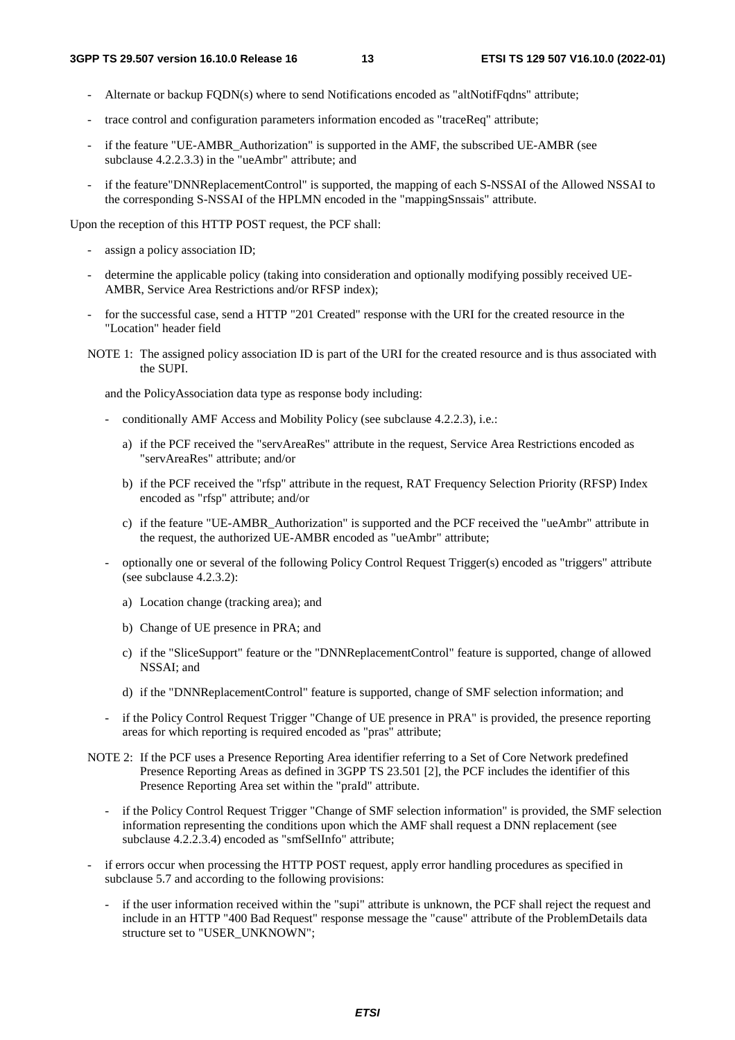- Alternate or backup FQDN(s) where to send Notifications encoded as "altNotifFqdns" attribute;
- trace control and configuration parameters information encoded as "traceReq" attribute;
- if the feature "UE-AMBR_Authorization" is supported in the AMF, the subscribed UE-AMBR (see subclause 4.2.2.3.3) in the "ueAmbr" attribute; and
- if the feature"DNNReplacementControl" is supported, the mapping of each S-NSSAI of the Allowed NSSAI to the corresponding S-NSSAI of the HPLMN encoded in the "mappingSnssais" attribute.

Upon the reception of this HTTP POST request, the PCF shall:

- assign a policy association ID;
- determine the applicable policy (taking into consideration and optionally modifying possibly received UE-AMBR, Service Area Restrictions and/or RFSP index);
- for the successful case, send a HTTP "201 Created" response with the URI for the created resource in the "Location" header field

NOTE 1: The assigned policy association ID is part of the URI for the created resource and is thus associated with the SUPI.

and the PolicyAssociation data type as response body including:

- conditionally AMF Access and Mobility Policy (see subclause 4.2.2.3), i.e.:
  a) if the PCF received the "servAreaRes" attribute in the request, Service Area Restrictions encoded as "servAreaRes" attribute; and/or
  b) if the PCF received the "rfsp" attribute in the request, RAT Frequency Selection Priority (RFSP) Index encoded as "rfsp" attribute; and/or
  c) if the feature "UE-AMBR_Authorization" is supported and the PCF received the "ueAmbr" attribute in the request, the authorized UE-AMBR encoded as "ueAmbr" attribute;
- optionally one or several of the following Policy Control Request Trigger(s) encoded as "triggers" attribute (see subclause 4.2.3.2):
  a) Location change (tracking area); and
  b) Change of UE presence in PRA; and
  c) if the "SliceSupport" feature or the "DNNReplacementControl" feature is supported, change of allowed NSSAI; and
  d) if the "DNNReplacementControl" feature is supported, change of SMF selection information; and
- if the Policy Control Request Trigger "Change of UE presence in PRA" is provided, the presence reporting areas for which reporting is required encoded as "pras" attribute;

NOTE 2: If the PCF uses a Presence Reporting Area identifier referring to a Set of Core Network predefined Presence Reporting Areas as defined in 3GPP TS 23.501 [2], the PCF includes the identifier of this Presence Reporting Area set within the "praId" attribute.

- if the Policy Control Request Trigger "Change of SMF selection information" is provided, the SMF selection information representing the conditions upon which the AMF shall request a DNN replacement (see subclause 4.2.2.3.4) encoded as "smfSelInfo" attribute;

- if errors occur when processing the HTTP POST request, apply error handling procedures as specified in subclause 5.7 and according to the following provisions:
  - if the user information received within the "supi" attribute is unknown, the PCF shall reject the request and include in an HTTP "400 Bad Request" response message the "cause" attribute of the ProblemDetails data structure set to "USER_UNKNOWN";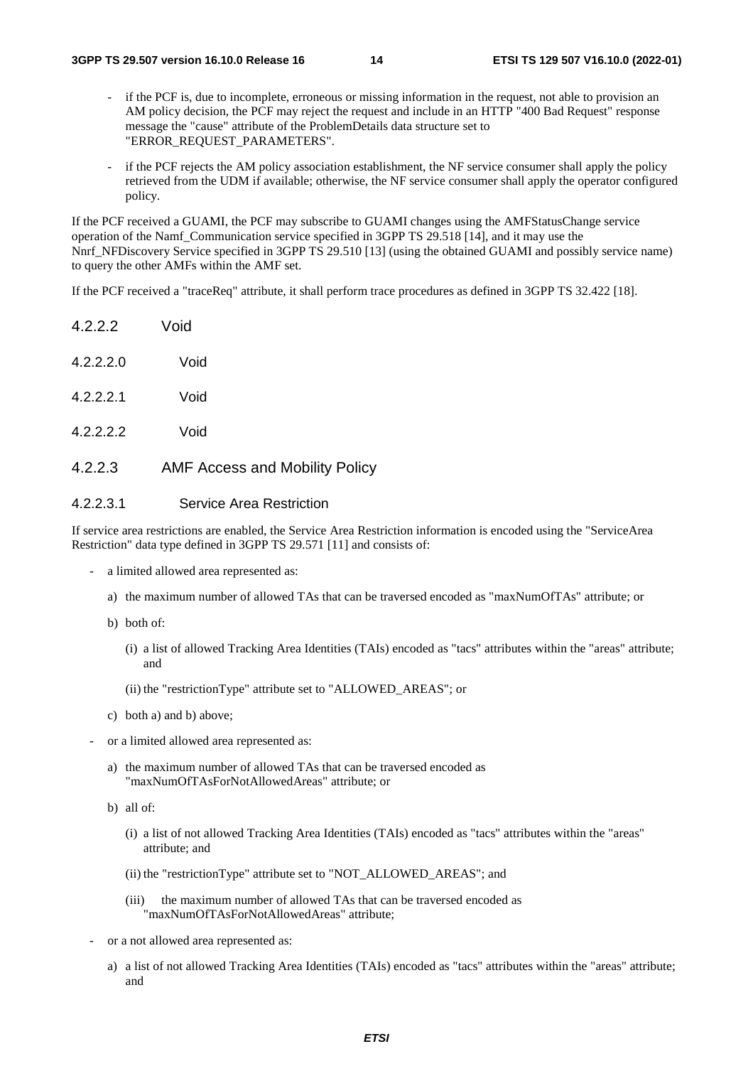- if the PCF is, due to incomplete, erroneous or missing information in the request, not able to provision an AM policy decision, the PCF may reject the request and include in an HTTP "400 Bad Request" response message the "cause" attribute of the ProblemDetails data structure set to "ERROR_REQUEST_PARAMETERS".
- if the PCF rejects the AM policy association establishment, the NF service consumer shall apply the policy retrieved from the UDM if available; otherwise, the NF service consumer shall apply the operator configured policy.

If the PCF received a GUAMI, the PCF may subscribe to GUAMI changes using the AMFStatusChange service operation of the Namf_Communication service specified in 3GPP TS 29.518 [14], and it may use the Nnrf_NFDiscovery Service specified in 3GPP TS 29.510 [13] (using the obtained GUAMI and possibly service name) to query the other AMFs within the AMF set.

If the PCF received a "traceReq" attribute, it shall perform trace procedures as defined in 3GPP TS 32.422 [18].

#### 4.2.2.2 Void

##### 4.2.2.2.0 Void

##### 4.2.2.2.1 Void

##### 4.2.2.2.2 Void

#### 4.2.2.3 AMF Access and Mobility Policy

##### 4.2.2.3.1 Service Area Restriction

If service area restrictions are enabled, the Service Area Restriction information is encoded using the "ServiceArea Restriction" data type defined in 3GPP TS 29.571 [11] and consists of:

- a limited allowed area represented as:
  - a) the maximum number of allowed TAs that can be traversed encoded as "maxNumOfTAs" attribute; or
  - b) both of:
    - (i) a list of allowed Tracking Area Identities (TAIs) encoded as "tacs" attributes within the "areas" attribute; and
    - (ii) the "restrictionType" attribute set to "ALLOWED_AREAS"; or
  - c) both a) and b) above;
- or a limited allowed area represented as:
  - a) the maximum number of allowed TAs that can be traversed encoded as "maxNumOfTAsForNotAllowedAreas" attribute; or
  - b) all of:
    - (i) a list of not allowed Tracking Area Identities (TAIs) encoded as "tacs" attributes within the "areas" attribute; and
    - (ii) the "restrictionType" attribute set to "NOT_ALLOWED_AREAS"; and
    - (iii) the maximum number of allowed TAs that can be traversed encoded as "maxNumOfTAsForNotAllowedAreas" attribute;
- or a not allowed area represented as:
  - a) a list of not allowed Tracking Area Identities (TAIs) encoded as "tacs" attributes within the "areas" attribute; and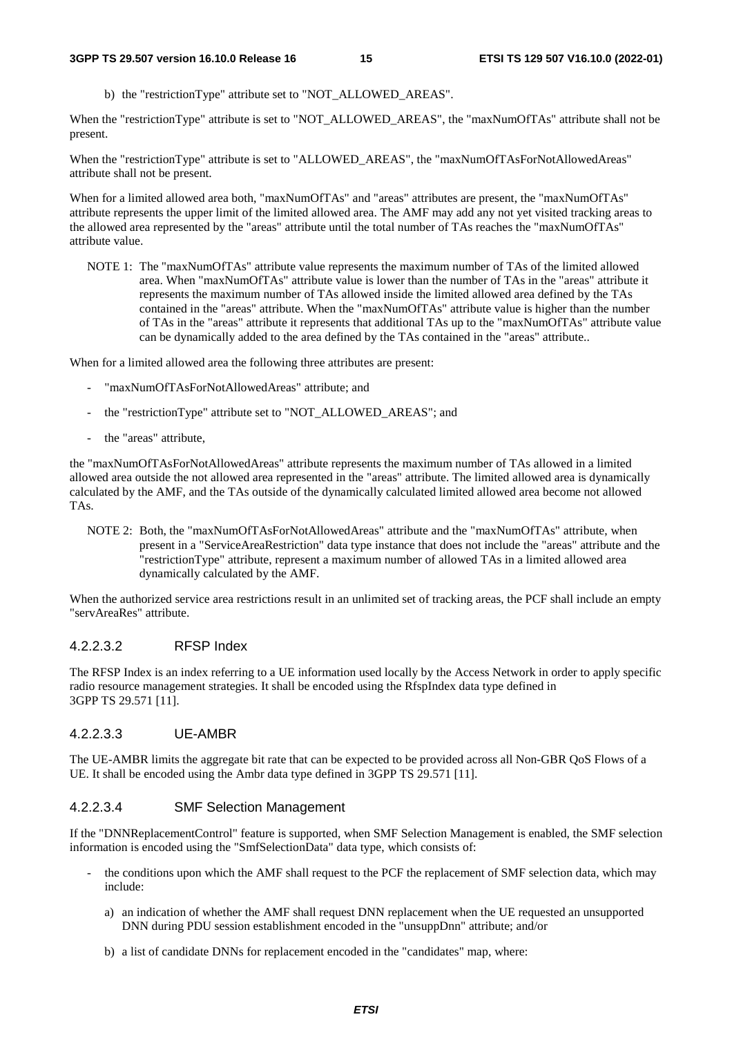b) the "restrictionType" attribute set to "NOT_ALLOWED_AREAS".

When the "restrictionType" attribute is set to "NOT_ALLOWED_AREAS", the "maxNumOfTAs" attribute shall not be present.

When the "restrictionType" attribute is set to "ALLOWED_AREAS", the "maxNumOfTAsForNotAllowedAreas" attribute shall not be present.

When for a limited allowed area both, "maxNumOfTAs" and "areas" attributes are present, the "maxNumOfTAs" attribute represents the upper limit of the limited allowed area. The AMF may add any not yet visited tracking areas to the allowed area represented by the "areas" attribute until the total number of TAs reaches the "maxNumOfTAs" attribute value.

NOTE 1: The "maxNumOfTAs" attribute value represents the maximum number of TAs of the limited allowed area. When "maxNumOfTAs" attribute value is lower than the number of TAs in the "areas" attribute it represents the maximum number of TAs allowed inside the limited allowed area defined by the TAs contained in the "areas" attribute. When the "maxNumOfTAs" attribute value is higher than the number of TAs in the "areas" attribute it represents that additional TAs up to the "maxNumOfTAs" attribute value can be dynamically added to the area defined by the TAs contained in the "areas" attribute..

When for a limited allowed area the following three attributes are present:

- "maxNumOfTAsForNotAllowedAreas" attribute; and
- the "restrictionType" attribute set to "NOT_ALLOWED_AREAS"; and
- the "areas" attribute,

the "maxNumOfTAsForNotAllowedAreas" attribute represents the maximum number of TAs allowed in a limited allowed area outside the not allowed area represented in the "areas" attribute. The limited allowed area is dynamically calculated by the AMF, and the TAs outside of the dynamically calculated limited allowed area become not allowed TAs.

NOTE 2: Both, the "maxNumOfTAsForNotAllowedAreas" attribute and the "maxNumOfTAs" attribute, when present in a "ServiceAreaRestriction" data type instance that does not include the "areas" attribute and the "restrictionType" attribute, represent a maximum number of allowed TAs in a limited allowed area dynamically calculated by the AMF.

When the authorized service area restrictions result in an unlimited set of tracking areas, the PCF shall include an empty "servAreaRes" attribute.

#### 4.2.2.3.2 RFSP Index

The RFSP Index is an index referring to a UE information used locally by the Access Network in order to apply specific radio resource management strategies. It shall be encoded using the RfspIndex data type defined in 3GPP TS 29.571 [11].

#### 4.2.2.3.3 UE-AMBR

The UE-AMBR limits the aggregate bit rate that can be expected to be provided across all Non-GBR QoS Flows of a UE. It shall be encoded using the Ambr data type defined in 3GPP TS 29.571 [11].

#### 4.2.2.3.4 SMF Selection Management

If the "DNNReplacementControl" feature is supported, when SMF Selection Management is enabled, the SMF selection information is encoded using the "SmfSelectionData" data type, which consists of:

- the conditions upon which the AMF shall request to the PCF the replacement of SMF selection data, which may include:
  - a) an indication of whether the AMF shall request DNN replacement when the UE requested an unsupported DNN during PDU session establishment encoded in the "unsuppDnn" attribute; and/or
  - b) a list of candidate DNNs for replacement encoded in the "candidates" map, where: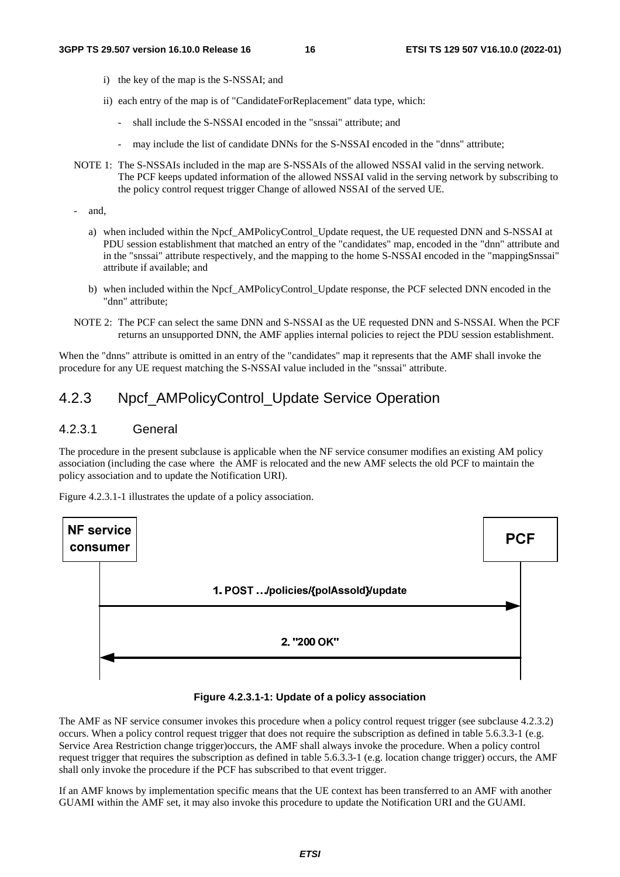i) the key of the map is the S-NSSAI; and

ii) each entry of the map is of "CandidateForReplacement" data type, which:

- shall include the S-NSSAI encoded in the "snssai" attribute; and

- may include the list of candidate DNNs for the S-NSSAI encoded in the "dnns" attribute;

NOTE 1: The S-NSSAIs included in the map are S-NSSAIs of the allowed NSSAI valid in the serving network. The PCF keeps updated information of the allowed NSSAI valid in the serving network by subscribing to the policy control request trigger Change of allowed NSSAI of the served UE.

- and,

a) when included within the Npcf_AMPolicyControl_Update request, the UE requested DNN and S-NSSAI at PDU session establishment that matched an entry of the "candidates" map, encoded in the "dnn" attribute and in the "snssai" attribute respectively, and the mapping to the home S-NSSAI encoded in the "mappingSnssai" attribute if available; and

b) when included within the Npcf_AMPolicyControl_Update response, the PCF selected DNN encoded in the "dnn" attribute;

NOTE 2: The PCF can select the same DNN and S-NSSAI as the UE requested DNN and S-NSSAI. When the PCF returns an unsupported DNN, the AMF applies internal policies to reject the PDU session establishment.

When the "dnns" attribute is omitted in an entry of the "candidates" map it represents that the AMF shall invoke the procedure for any UE request matching the S-NSSAI value included in the "snssai" attribute.

## 4.2.3 Npcf_AMPolicyControl_Update Service Operation

### 4.2.3.1 General

The procedure in the present subclause is applicable when the NF service consumer modifies an existing AM policy association (including the case where the AMF is relocated and the new AMF selects the old PCF to maintain the policy association and to update the Notification URI).

Figure 4.2.3.1-1 illustrates the update of a policy association.

NF service consumer | PCF

1. POST …/policies/{polAssoId}/update

2. "200 OK"

**Figure 4.2.3.1-1: Update of a policy association**

The AMF as NF service consumer invokes this procedure when a policy control request trigger (see subclause 4.2.3.2) occurs. When a policy control request trigger that does not require the subscription as defined in table 5.6.3.3-1 (e.g. Service Area Restriction change trigger)occurs, the AMF shall always invoke the procedure. When a policy control request trigger that requires the subscription as defined in table 5.6.3.3-1 (e.g. location change trigger) occurs, the AMF shall only invoke the procedure if the PCF has subscribed to that event trigger.

If an AMF knows by implementation specific means that the UE context has been transferred to an AMF with another GUAMI within the AMF set, it may also invoke this procedure to update the Notification URI and the GUAMI.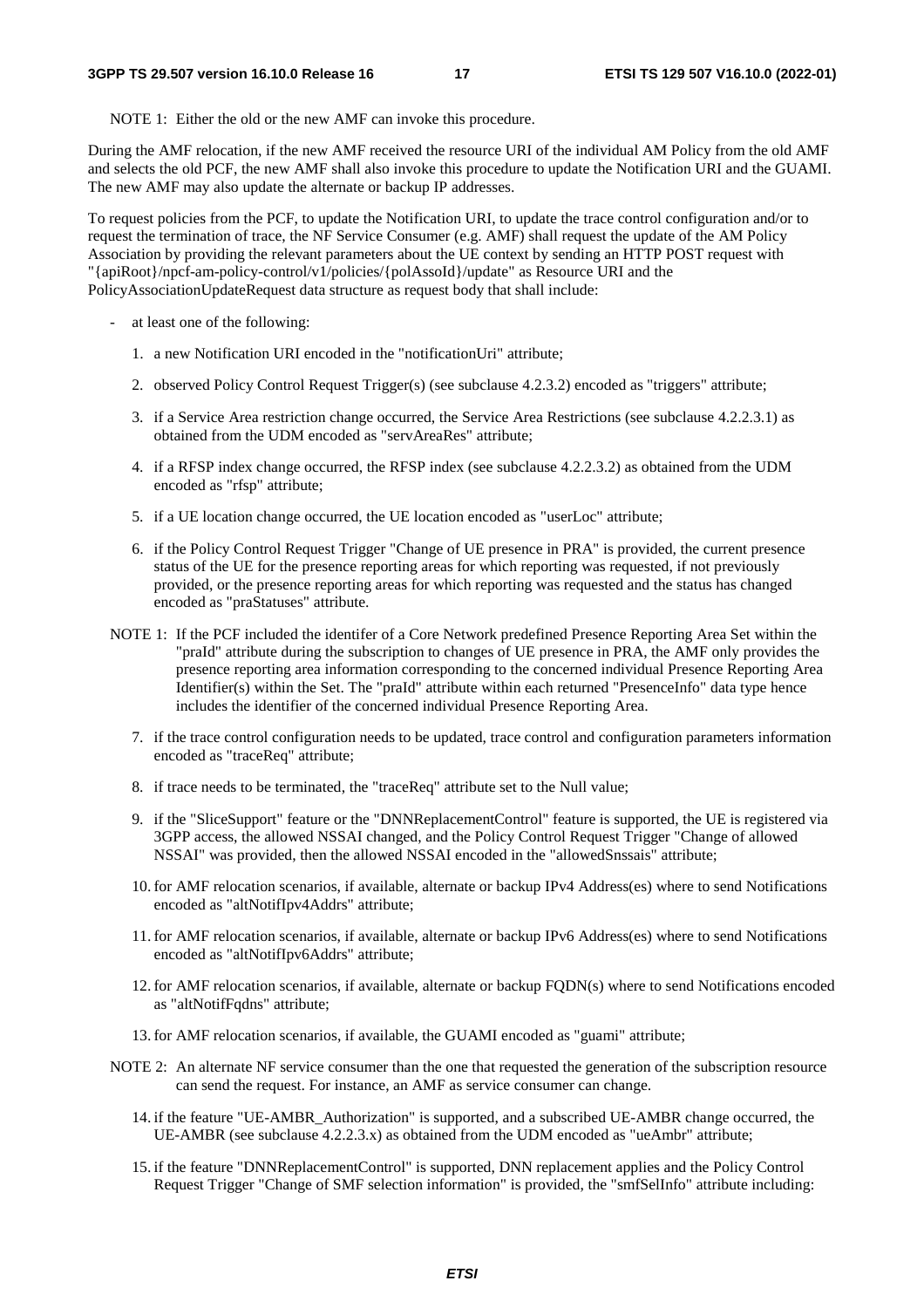NOTE 1: Either the old or the new AMF can invoke this procedure.

During the AMF relocation, if the new AMF received the resource URI of the individual AM Policy from the old AMF and selects the old PCF, the new AMF shall also invoke this procedure to update the Notification URI and the GUAMI. The new AMF may also update the alternate or backup IP addresses.

To request policies from the PCF, to update the Notification URI, to update the trace control configuration and/or to request the termination of trace, the NF Service Consumer (e.g. AMF) shall request the update of the AM Policy Association by providing the relevant parameters about the UE context by sending an HTTP POST request with "{apiRoot}/npcf-am-policy-control/v1/policies/{polAssoId}/update" as Resource URI and the PolicyAssociationUpdateRequest data structure as request body that shall include:

- at least one of the following:

  1. a new Notification URI encoded in the "notificationUri" attribute;

  2. observed Policy Control Request Trigger(s) (see subclause 4.2.3.2) encoded as "triggers" attribute;

  3. if a Service Area restriction change occurred, the Service Area Restrictions (see subclause 4.2.2.3.1) as obtained from the UDM encoded as "servAreaRes" attribute;

  4. if a RFSP index change occurred, the RFSP index (see subclause 4.2.2.3.2) as obtained from the UDM encoded as "rfsp" attribute;

  5. if a UE location change occurred, the UE location encoded as "userLoc" attribute;

  6. if the Policy Control Request Trigger "Change of UE presence in PRA" is provided, the current presence status of the UE for the presence reporting areas for which reporting was requested, if not previously provided, or the presence reporting areas for which reporting was requested and the status has changed encoded as "praStatuses" attribute.

NOTE 1: If the PCF included the identifer of a Core Network predefined Presence Reporting Area Set within the "praId" attribute during the subscription to changes of UE presence in PRA, the AMF only provides the presence reporting area information corresponding to the concerned individual Presence Reporting Area Identifier(s) within the Set. The "praId" attribute within each returned "PresenceInfo" data type hence includes the identifier of the concerned individual Presence Reporting Area.

  7. if the trace control configuration needs to be updated, trace control and configuration parameters information encoded as "traceReq" attribute;

  8. if trace needs to be terminated, the "traceReq" attribute set to the Null value;

  9. if the "SliceSupport" feature or the "DNNReplacementControl" feature is supported, the UE is registered via 3GPP access, the allowed NSSAI changed, and the Policy Control Request Trigger "Change of allowed NSSAI" was provided, then the allowed NSSAI encoded in the "allowedSnssais" attribute;

  10. for AMF relocation scenarios, if available, alternate or backup IPv4 Address(es) where to send Notifications encoded as "altNotifIpv4Addrs" attribute;

  11. for AMF relocation scenarios, if available, alternate or backup IPv6 Address(es) where to send Notifications encoded as "altNotifIpv6Addrs" attribute;

  12. for AMF relocation scenarios, if available, alternate or backup FQDN(s) where to send Notifications encoded as "altNotifFqdns" attribute;

  13. for AMF relocation scenarios, if available, the GUAMI encoded as "guami" attribute;

NOTE 2: An alternate NF service consumer than the one that requested the generation of the subscription resource can send the request. For instance, an AMF as service consumer can change.

  14. if the feature "UE-AMBR_Authorization" is supported, and a subscribed UE-AMBR change occurred, the UE-AMBR (see subclause 4.2.2.3.x) as obtained from the UDM encoded as "ueAmbr" attribute;

  15. if the feature "DNNReplacementControl" is supported, DNN replacement applies and the Policy Control Request Trigger "Change of SMF selection information" is provided, the "smfSelInfo" attribute including: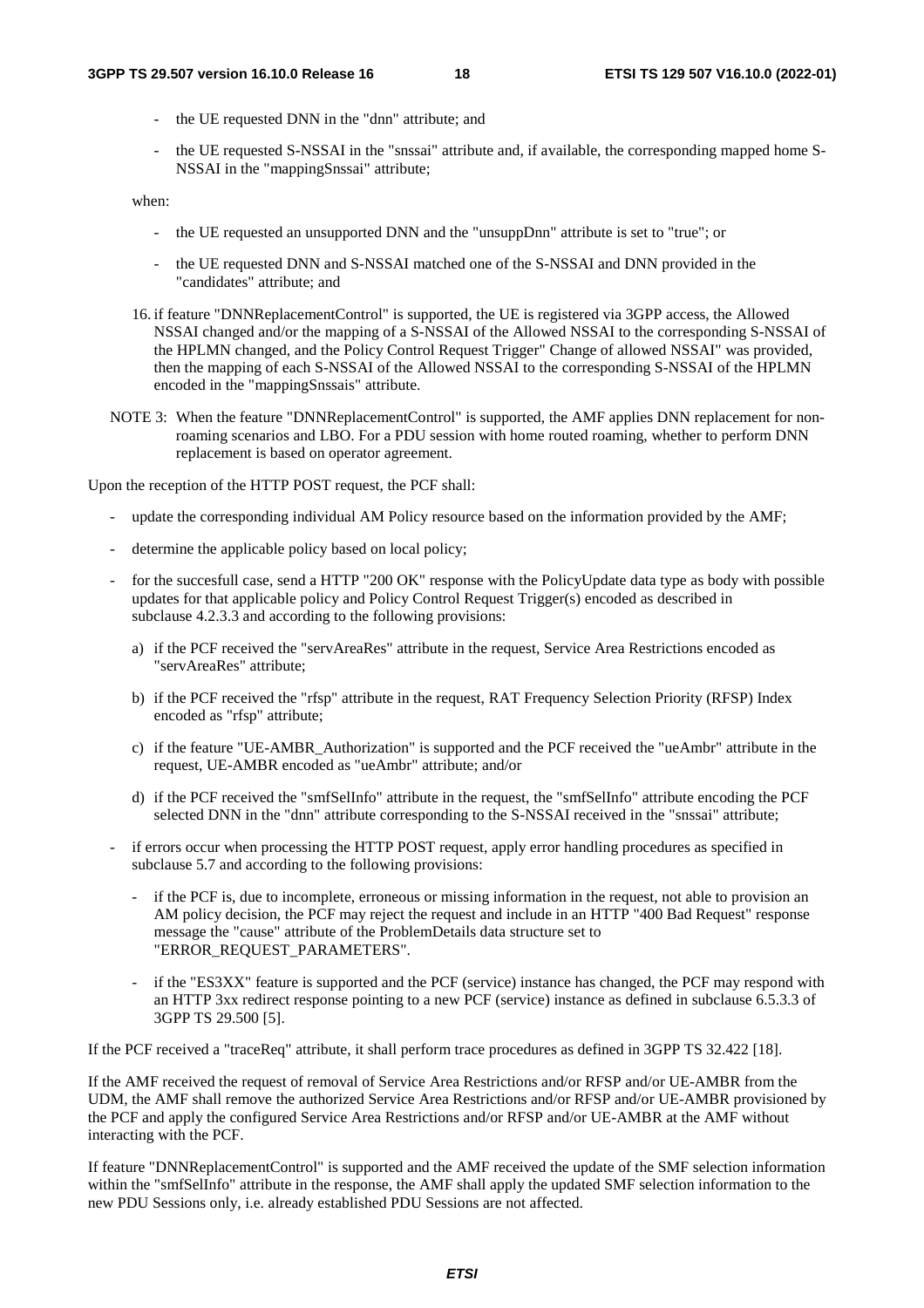- the UE requested DNN in the "dnn" attribute; and

- the UE requested S-NSSAI in the "snssai" attribute and, if available, the corresponding mapped home S-NSSAI in the "mappingSnssai" attribute;

when:

- the UE requested an unsupported DNN and the "unsuppDnn" attribute is set to "true"; or

- the UE requested DNN and S-NSSAI matched one of the S-NSSAI and DNN provided in the "candidates" attribute; and

16. if feature "DNNReplacementControl" is supported, the UE is registered via 3GPP access, the Allowed NSSAI changed and/or the mapping of a S-NSSAI of the Allowed NSSAI to the corresponding S-NSSAI of the HPLMN changed, and the Policy Control Request Trigger" Change of allowed NSSAI" was provided, then the mapping of each S-NSSAI of the Allowed NSSAI to the corresponding S-NSSAI of the HPLMN encoded in the "mappingSnssais" attribute.

NOTE 3: When the feature "DNNReplacementControl" is supported, the AMF applies DNN replacement for non-roaming scenarios and LBO. For a PDU session with home routed roaming, whether to perform DNN replacement is based on operator agreement.

Upon the reception of the HTTP POST request, the PCF shall:

- update the corresponding individual AM Policy resource based on the information provided by the AMF;

- determine the applicable policy based on local policy;

- for the succesfull case, send a HTTP "200 OK" response with the PolicyUpdate data type as body with possible updates for that applicable policy and Policy Control Request Trigger(s) encoded as described in subclause 4.2.3.3 and according to the following provisions:

  a) if the PCF received the "servAreaRes" attribute in the request, Service Area Restrictions encoded as "servAreaRes" attribute;

  b) if the PCF received the "rfsp" attribute in the request, RAT Frequency Selection Priority (RFSP) Index encoded as "rfsp" attribute;

  c) if the feature "UE-AMBR_Authorization" is supported and the PCF received the "ueAmbr" attribute in the request, UE-AMBR encoded as "ueAmbr" attribute; and/or

  d) if the PCF received the "smfSelInfo" attribute in the request, the "smfSelInfo" attribute encoding the PCF selected DNN in the "dnn" attribute corresponding to the S-NSSAI received in the "snssai" attribute;

- if errors occur when processing the HTTP POST request, apply error handling procedures as specified in subclause 5.7 and according to the following provisions:

  - if the PCF is, due to incomplete, erroneous or missing information in the request, not able to provision an AM policy decision, the PCF may reject the request and include in an HTTP "400 Bad Request" response message the "cause" attribute of the ProblemDetails data structure set to "ERROR_REQUEST_PARAMETERS".

  - if the "ES3XX" feature is supported and the PCF (service) instance has changed, the PCF may respond with an HTTP 3xx redirect response pointing to a new PCF (service) instance as defined in subclause 6.5.3.3 of 3GPP TS 29.500 [5].

If the PCF received a "traceReq" attribute, it shall perform trace procedures as defined in 3GPP TS 32.422 [18].

If the AMF received the request of removal of Service Area Restrictions and/or RFSP and/or UE-AMBR from the UDM, the AMF shall remove the authorized Service Area Restrictions and/or RFSP and/or UE-AMBR provisioned by the PCF and apply the configured Service Area Restrictions and/or RFSP and/or UE-AMBR at the AMF without interacting with the PCF.

If feature "DNNReplacementControl" is supported and the AMF received the update of the SMF selection information within the "smfSelInfo" attribute in the response, the AMF shall apply the updated SMF selection information to the new PDU Sessions only, i.e. already established PDU Sessions are not affected.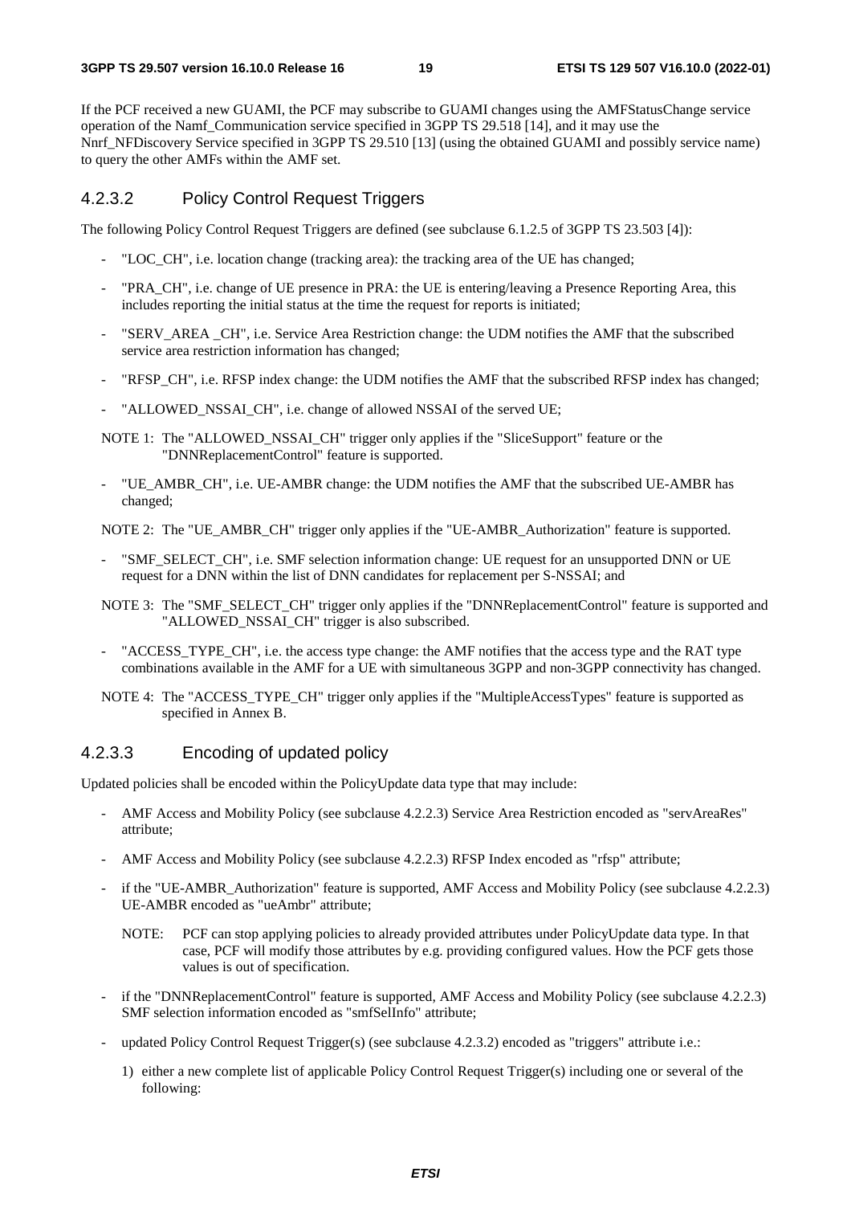If the PCF received a new GUAMI, the PCF may subscribe to GUAMI changes using the AMFStatusChange service operation of the Namf_Communication service specified in 3GPP TS 29.518 [14], and it may use the Nnrf_NFDiscovery Service specified in 3GPP TS 29.510 [13] (using the obtained GUAMI and possibly service name) to query the other AMFs within the AMF set.

### 4.2.3.2 Policy Control Request Triggers

The following Policy Control Request Triggers are defined (see subclause 6.1.2.5 of 3GPP TS 23.503 [4]):

- "LOC_CH", i.e. location change (tracking area): the tracking area of the UE has changed;
- "PRA_CH", i.e. change of UE presence in PRA: the UE is entering/leaving a Presence Reporting Area, this includes reporting the initial status at the time the request for reports is initiated;
- "SERV_AREA _CH", i.e. Service Area Restriction change: the UDM notifies the AMF that the subscribed service area restriction information has changed;
- "RFSP_CH", i.e. RFSP index change: the UDM notifies the AMF that the subscribed RFSP index has changed;
- "ALLOWED_NSSAI_CH", i.e. change of allowed NSSAI of the served UE;

NOTE 1: The "ALLOWED_NSSAI_CH" trigger only applies if the "SliceSupport" feature or the "DNNReplacementControl" feature is supported.

- "UE_AMBR_CH", i.e. UE-AMBR change: the UDM notifies the AMF that the subscribed UE-AMBR has changed;

NOTE 2: The "UE_AMBR_CH" trigger only applies if the "UE-AMBR_Authorization" feature is supported.

- "SMF_SELECT_CH", i.e. SMF selection information change: UE request for an unsupported DNN or UE request for a DNN within the list of DNN candidates for replacement per S-NSSAI; and

NOTE 3: The "SMF_SELECT_CH" trigger only applies if the "DNNReplacementControl" feature is supported and "ALLOWED_NSSAI_CH" trigger is also subscribed.

- "ACCESS_TYPE_CH", i.e. the access type change: the AMF notifies that the access type and the RAT type combinations available in the AMF for a UE with simultaneous 3GPP and non-3GPP connectivity has changed.

NOTE 4: The "ACCESS_TYPE_CH" trigger only applies if the "MultipleAccessTypes" feature is supported as specified in Annex B.

### 4.2.3.3 Encoding of updated policy

Updated policies shall be encoded within the PolicyUpdate data type that may include:

- AMF Access and Mobility Policy (see subclause 4.2.2.3) Service Area Restriction encoded as "servAreaRes" attribute;
- AMF Access and Mobility Policy (see subclause 4.2.2.3) RFSP Index encoded as "rfsp" attribute;
- if the "UE-AMBR_Authorization" feature is supported, AMF Access and Mobility Policy (see subclause 4.2.2.3) UE-AMBR encoded as "ueAmbr" attribute;

  NOTE: PCF can stop applying policies to already provided attributes under PolicyUpdate data type. In that case, PCF will modify those attributes by e.g. providing configured values. How the PCF gets those values is out of specification.

- if the "DNNReplacementControl" feature is supported, AMF Access and Mobility Policy (see subclause 4.2.2.3) SMF selection information encoded as "smfSelInfo" attribute;
- updated Policy Control Request Trigger(s) (see subclause 4.2.3.2) encoded as "triggers" attribute i.e.:
  1) either a new complete list of applicable Policy Control Request Trigger(s) including one or several of the following: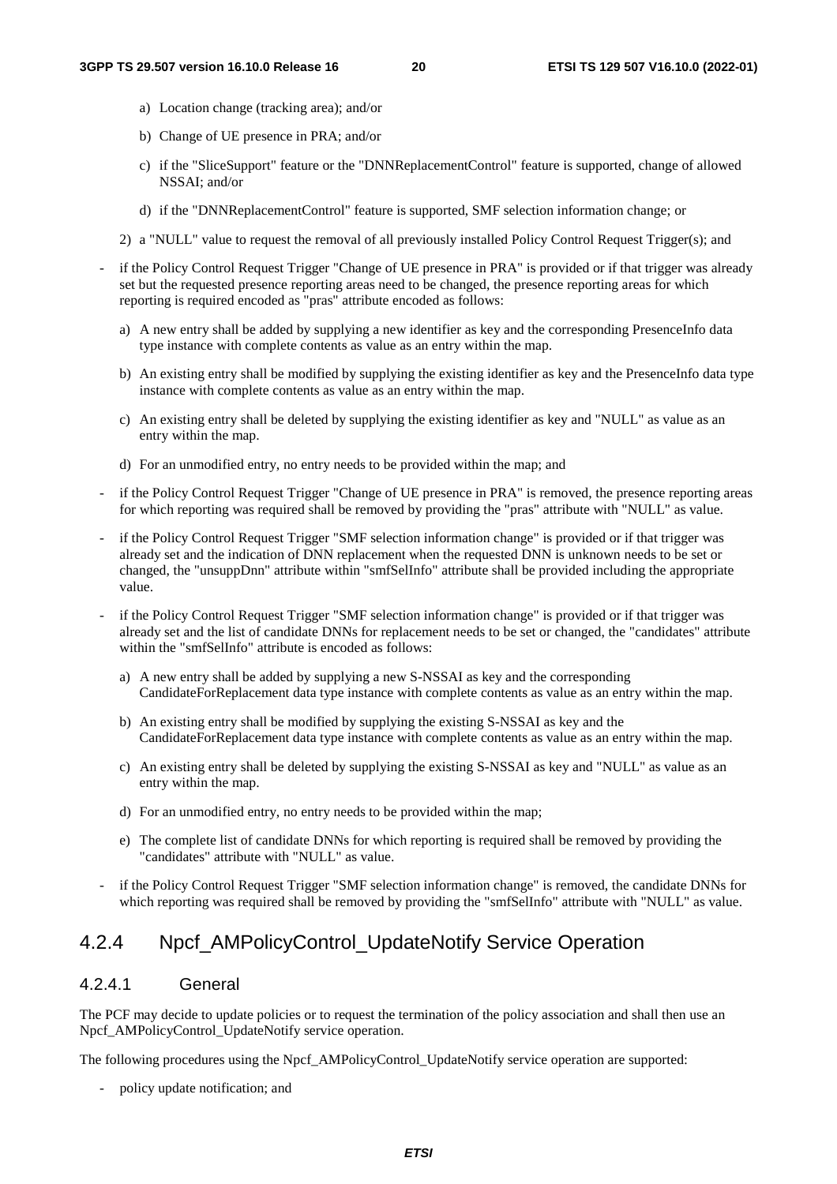a) Location change (tracking area); and/or

    b) Change of UE presence in PRA; and/or

    c) if the "SliceSupport" feature or the "DNNReplacementControl" feature is supported, change of allowed NSSAI; and/or

    d) if the "DNNReplacementControl" feature is supported, SMF selection information change; or

  2) a "NULL" value to request the removal of all previously installed Policy Control Request Trigger(s); and

- if the Policy Control Request Trigger "Change of UE presence in PRA" is provided or if that trigger was already set but the requested presence reporting areas need to be changed, the presence reporting areas for which reporting is required encoded as "pras" attribute encoded as follows:

  a) A new entry shall be added by supplying a new identifier as key and the corresponding PresenceInfo data type instance with complete contents as value as an entry within the map.

  b) An existing entry shall be modified by supplying the existing identifier as key and the PresenceInfo data type instance with complete contents as value as an entry within the map.

  c) An existing entry shall be deleted by supplying the existing identifier as key and "NULL" as value as an entry within the map.

  d) For an unmodified entry, no entry needs to be provided within the map; and

- if the Policy Control Request Trigger "Change of UE presence in PRA" is removed, the presence reporting areas for which reporting was required shall be removed by providing the "pras" attribute with "NULL" as value.

- if the Policy Control Request Trigger "SMF selection information change" is provided or if that trigger was already set and the indication of DNN replacement when the requested DNN is unknown needs to be set or changed, the "unsuppDnn" attribute within "smfSelInfo" attribute shall be provided including the appropriate value.

- if the Policy Control Request Trigger "SMF selection information change" is provided or if that trigger was already set and the list of candidate DNNs for replacement needs to be set or changed, the "candidates" attribute within the "smfSelInfo" attribute is encoded as follows:

  a) A new entry shall be added by supplying a new S-NSSAI as key and the corresponding CandidateForReplacement data type instance with complete contents as value as an entry within the map.

  b) An existing entry shall be modified by supplying the existing S-NSSAI as key and the CandidateForReplacement data type instance with complete contents as value as an entry within the map.

  c) An existing entry shall be deleted by supplying the existing S-NSSAI as key and "NULL" as value as an entry within the map.

  d) For an unmodified entry, no entry needs to be provided within the map;

  e) The complete list of candidate DNNs for which reporting is required shall be removed by providing the "candidates" attribute with "NULL" as value.

- if the Policy Control Request Trigger "SMF selection information change" is removed, the candidate DNNs for which reporting was required shall be removed by providing the "smfSelInfo" attribute with "NULL" as value.

### 4.2.4 Npcf_AMPolicyControl_UpdateNotify Service Operation

#### 4.2.4.1 General

The PCF may decide to update policies or to request the termination of the policy association and shall then use an Npcf_AMPolicyControl_UpdateNotify service operation.

The following procedures using the Npcf_AMPolicyControl_UpdateNotify service operation are supported:

- policy update notification; and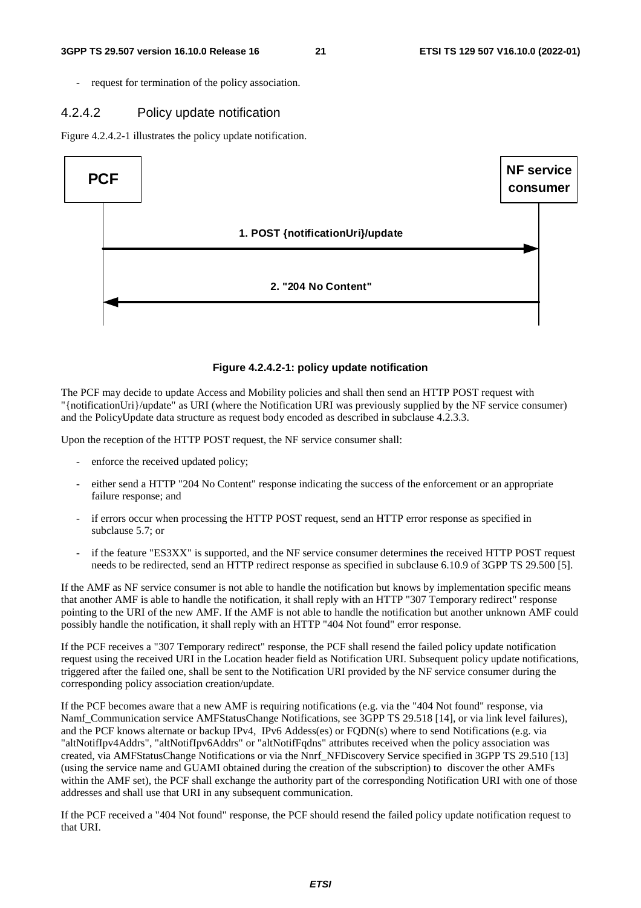- request for termination of the policy association.

### 4.2.4.2 Policy update notification

Figure 4.2.4.2-1 illustrates the policy update notification.

PCF | NF service consumer

1. POST {notificationUri}/update

2. "204 No Content"

**Figure 4.2.4.2-1: policy update notification**

The PCF may decide to update Access and Mobility policies and shall then send an HTTP POST request with "{notificationUri}/update" as URI (where the Notification URI was previously supplied by the NF service consumer) and the PolicyUpdate data structure as request body encoded as described in subclause 4.2.3.3.

Upon the reception of the HTTP POST request, the NF service consumer shall:

- enforce the received updated policy;
- either send a HTTP "204 No Content" response indicating the success of the enforcement or an appropriate failure response; and
- if errors occur when processing the HTTP POST request, send an HTTP error response as specified in subclause 5.7; or
- if the feature "ES3XX" is supported, and the NF service consumer determines the received HTTP POST request needs to be redirected, send an HTTP redirect response as specified in subclause 6.10.9 of 3GPP TS 29.500 [5].

If the AMF as NF service consumer is not able to handle the notification but knows by implementation specific means that another AMF is able to handle the notification, it shall reply with an HTTP "307 Temporary redirect" response pointing to the URI of the new AMF. If the AMF is not able to handle the notification but another unknown AMF could possibly handle the notification, it shall reply with an HTTP "404 Not found" error response.

If the PCF receives a "307 Temporary redirect" response, the PCF shall resend the failed policy update notification request using the received URI in the Location header field as Notification URI. Subsequent policy update notifications, triggered after the failed one, shall be sent to the Notification URI provided by the NF service consumer during the corresponding policy association creation/update.

If the PCF becomes aware that a new AMF is requiring notifications (e.g. via the "404 Not found" response, via Namf_Communication service AMFStatusChange Notifications, see 3GPP TS 29.518 [14], or via link level failures), and the PCF knows alternate or backup IPv4, IPv6 Addess(es) or FQDN(s) where to send Notifications (e.g. via "altNotifIpv4Addrs", "altNotifIpv6Addrs" or "altNotifFqdns" attributes received when the policy association was created, via AMFStatusChange Notifications or via the Nnrf_NFDiscovery Service specified in 3GPP TS 29.510 [13] (using the service name and GUAMI obtained during the creation of the subscription) to discover the other AMFs within the AMF set), the PCF shall exchange the authority part of the corresponding Notification URI with one of those addresses and shall use that URI in any subsequent communication.

If the PCF received a "404 Not found" response, the PCF should resend the failed policy update notification request to that URI.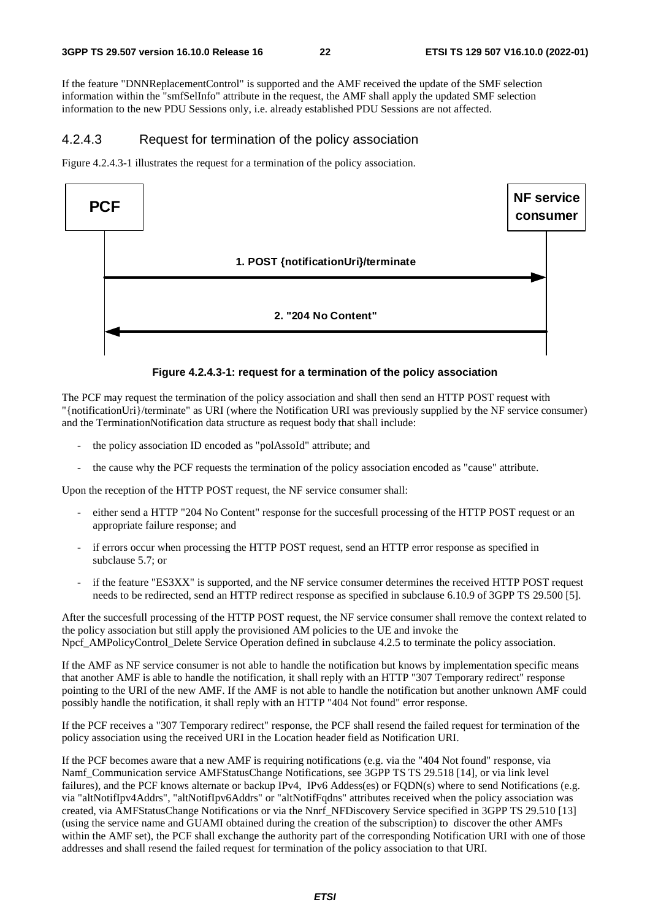If the feature "DNNReplacementControl" is supported and the AMF received the update of the SMF selection information within the "smfSelInfo" attribute in the request, the AMF shall apply the updated SMF selection information to the new PDU Sessions only, i.e. already established PDU Sessions are not affected.

#### 4.2.4.3 Request for termination of the policy association

Figure 4.2.4.3-1 illustrates the request for a termination of the policy association.

PCF | NF service consumer

1. POST {notificationUri}/terminate

2. "204 No Content"

**Figure 4.2.4.3-1: request for a termination of the policy association**

The PCF may request the termination of the policy association and shall then send an HTTP POST request with "{notificationUri}/terminate" as URI (where the Notification URI was previously supplied by the NF service consumer) and the TerminationNotification data structure as request body that shall include:

- the policy association ID encoded as "polAssoId" attribute; and
- the cause why the PCF requests the termination of the policy association encoded as "cause" attribute.

Upon the reception of the HTTP POST request, the NF service consumer shall:

- either send a HTTP "204 No Content" response for the succesfull processing of the HTTP POST request or an appropriate failure response; and
- if errors occur when processing the HTTP POST request, send an HTTP error response as specified in subclause 5.7; or
- if the feature "ES3XX" is supported, and the NF service consumer determines the received HTTP POST request needs to be redirected, send an HTTP redirect response as specified in subclause 6.10.9 of 3GPP TS 29.500 [5].

After the succesfull processing of the HTTP POST request, the NF service consumer shall remove the context related to the policy association but still apply the provisioned AM policies to the UE and invoke the Npcf_AMPolicyControl_Delete Service Operation defined in subclause 4.2.5 to terminate the policy association.

If the AMF as NF service consumer is not able to handle the notification but knows by implementation specific means that another AMF is able to handle the notification, it shall reply with an HTTP "307 Temporary redirect" response pointing to the URI of the new AMF. If the AMF is not able to handle the notification but another unknown AMF could possibly handle the notification, it shall reply with an HTTP "404 Not found" error response.

If the PCF receives a "307 Temporary redirect" response, the PCF shall resend the failed request for termination of the policy association using the received URI in the Location header field as Notification URI.

If the PCF becomes aware that a new AMF is requiring notifications (e.g. via the "404 Not found" response, via Namf_Communication service AMFStatusChange Notifications, see 3GPP TS TS 29.518 [14], or via link level failures), and the PCF knows alternate or backup IPv4, IPv6 Addess(es) or FQDN(s) where to send Notifications (e.g. via "altNotifIpv4Addrs", "altNotifIpv6Addrs" or "altNotifFqdns" attributes received when the policy association was created, via AMFStatusChange Notifications or via the Nnrf_NFDiscovery Service specified in 3GPP TS 29.510 [13] (using the service name and GUAMI obtained during the creation of the subscription) to discover the other AMFs within the AMF set), the PCF shall exchange the authority part of the corresponding Notification URI with one of those addresses and shall resend the failed request for termination of the policy association to that URI.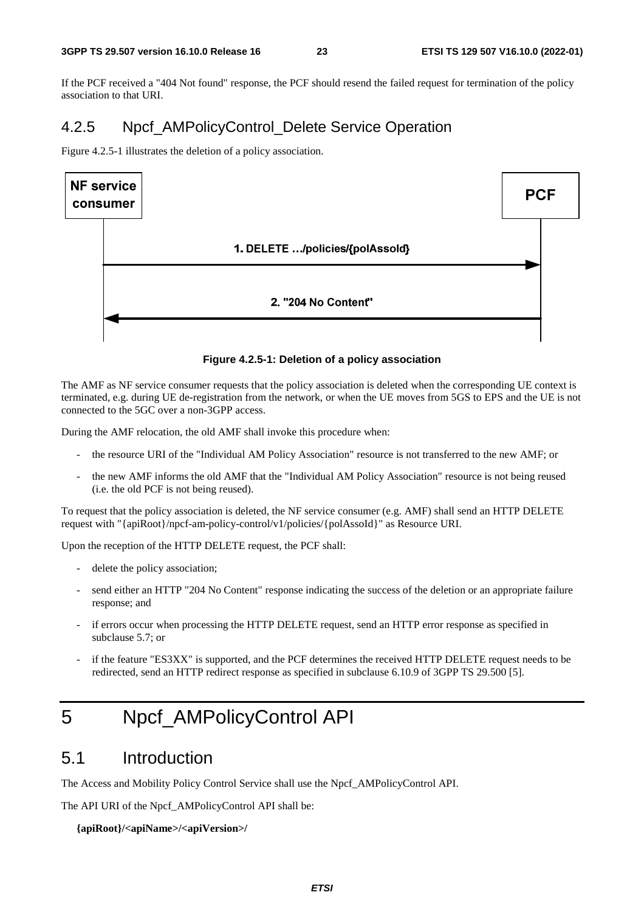If the PCF received a "404 Not found" response, the PCF should resend the failed request for termination of the policy association to that URI.

### 4.2.5 Npcf_AMPolicyControl_Delete Service Operation

Figure 4.2.5-1 illustrates the deletion of a policy association.

NF service consumer | PCF

1. DELETE …/policies/{polAssoId}

2. "204 No Content"

**Figure 4.2.5-1: Deletion of a policy association**

The AMF as NF service consumer requests that the policy association is deleted when the corresponding UE context is terminated, e.g. during UE de-registration from the network, or when the UE moves from 5GS to EPS and the UE is not connected to the 5GC over a non-3GPP access.

During the AMF relocation, the old AMF shall invoke this procedure when:

- the resource URI of the "Individual AM Policy Association" resource is not transferred to the new AMF; or
- the new AMF informs the old AMF that the "Individual AM Policy Association" resource is not being reused (i.e. the old PCF is not being reused).

To request that the policy association is deleted, the NF service consumer (e.g. AMF) shall send an HTTP DELETE request with "{apiRoot}/npcf-am-policy-control/v1/policies/{polAssoId}" as Resource URI.

Upon the reception of the HTTP DELETE request, the PCF shall:

- delete the policy association;
- send either an HTTP "204 No Content" response indicating the success of the deletion or an appropriate failure response; and
- if errors occur when processing the HTTP DELETE request, send an HTTP error response as specified in subclause 5.7; or
- if the feature "ES3XX" is supported, and the PCF determines the received HTTP DELETE request needs to be redirected, send an HTTP redirect response as specified in subclause 6.10.9 of 3GPP TS 29.500 [5].

# 5 Npcf_AMPolicyControl API

## 5.1 Introduction

The Access and Mobility Policy Control Service shall use the Npcf_AMPolicyControl API.

The API URI of the Npcf_AMPolicyControl API shall be:

**{apiRoot}/<apiName>/<apiVersion>/**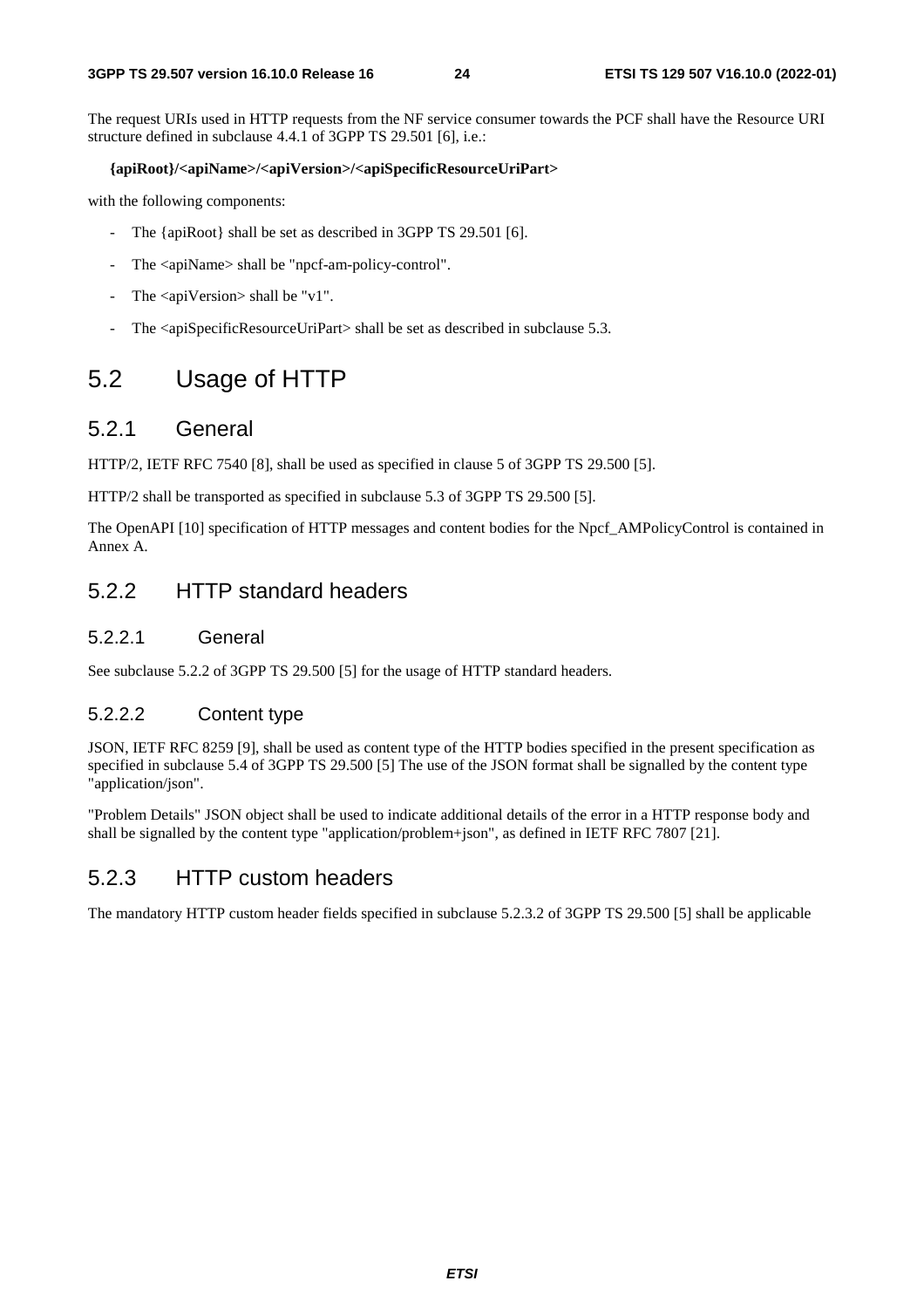The request URIs used in HTTP requests from the NF service consumer towards the PCF shall have the Resource URI structure defined in subclause 4.4.1 of 3GPP TS 29.501 [6], i.e.:

**{apiRoot}/<apiName>/<apiVersion>/<apiSpecificResourceUriPart>**

with the following components:

- The {apiRoot} shall be set as described in 3GPP TS 29.501 [6].
- The <apiName> shall be "npcf-am-policy-control".
- The <apiVersion> shall be "v1".
- The <apiSpecificResourceUriPart> shall be set as described in subclause 5.3.

# 5.2 Usage of HTTP

## 5.2.1 General

HTTP/2, IETF RFC 7540 [8], shall be used as specified in clause 5 of 3GPP TS 29.500 [5].

HTTP/2 shall be transported as specified in subclause 5.3 of 3GPP TS 29.500 [5].

The OpenAPI [10] specification of HTTP messages and content bodies for the Npcf_AMPolicyControl is contained in Annex A.

## 5.2.2 HTTP standard headers

### 5.2.2.1 General

See subclause 5.2.2 of 3GPP TS 29.500 [5] for the usage of HTTP standard headers.

### 5.2.2.2 Content type

JSON, IETF RFC 8259 [9], shall be used as content type of the HTTP bodies specified in the present specification as specified in subclause 5.4 of 3GPP TS 29.500 [5] The use of the JSON format shall be signalled by the content type "application/json".

"Problem Details" JSON object shall be used to indicate additional details of the error in a HTTP response body and shall be signalled by the content type "application/problem+json", as defined in IETF RFC 7807 [21].

## 5.2.3 HTTP custom headers

The mandatory HTTP custom header fields specified in subclause 5.2.3.2 of 3GPP TS 29.500 [5] shall be applicable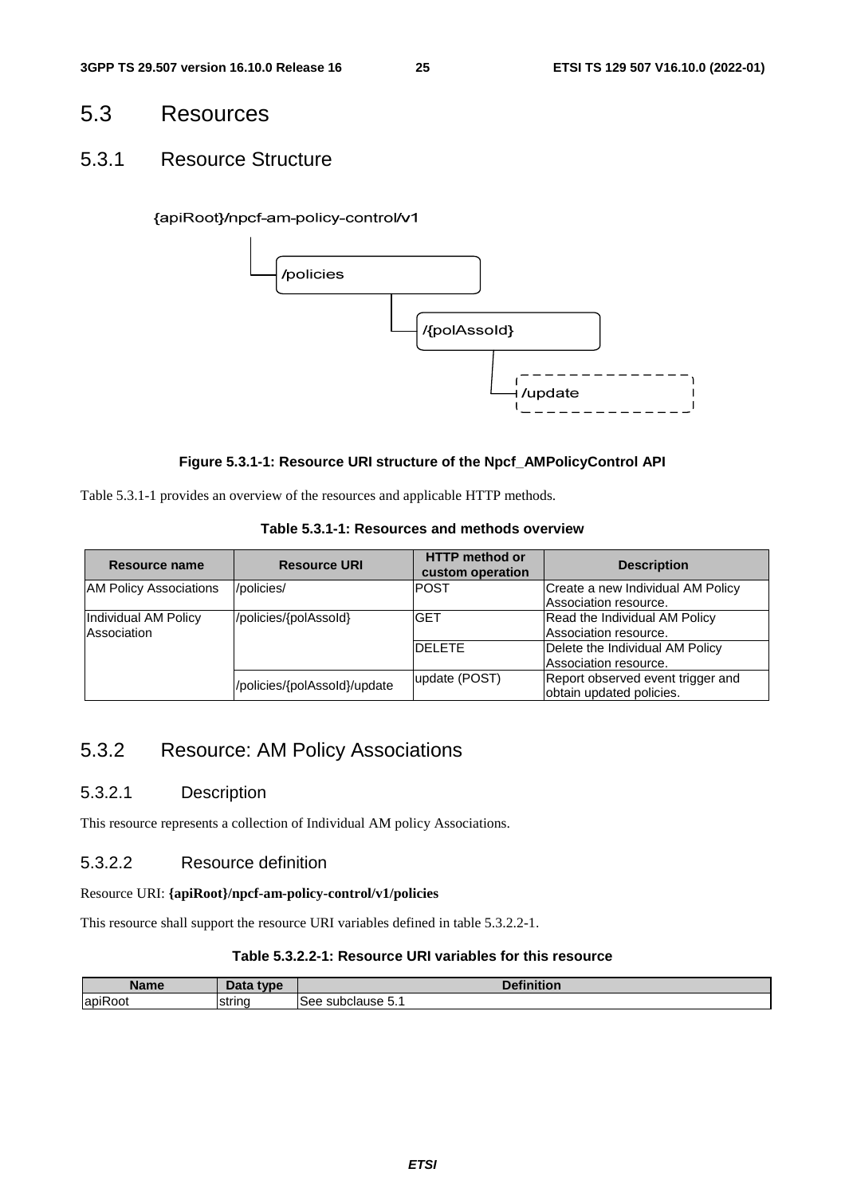# 5.3 Resources

## 5.3.1 Resource Structure

{apiRoot}/npcf-am-policy-control/v1

/policies

/{polAssoId}

/update

**Figure 5.3.1-1: Resource URI structure of the Npcf_AMPolicyControl API**

Table 5.3.1-1 provides an overview of the resources and applicable HTTP methods.

**Table 5.3.1-1: Resources and methods overview**

| Resource name | Resource URI | HTTP method or custom operation | Description |
| --- | --- | --- | --- |
| AM Policy Associations | /policies/ | POST | Create a new Individual AM Policy Association resource. |
| Individual AM Policy Association | /policies/{polAssoId} | GET | Read the Individual AM Policy Association resource. |
| | | DELETE | Delete the Individual AM Policy Association resource. |
| | /policies/{polAssoId}/update | update (POST) | Report observed event trigger and obtain updated policies. |

## 5.3.2 Resource: AM Policy Associations

### 5.3.2.1 Description

This resource represents a collection of Individual AM policy Associations.

### 5.3.2.2 Resource definition

Resource URI: **{apiRoot}/npcf-am-policy-control/v1/policies**

This resource shall support the resource URI variables defined in table 5.3.2.2-1.

**Table 5.3.2.2-1: Resource URI variables for this resource**

| Name | Data type | Definition |
| --- | --- | --- |
| apiRoot | string | See subclause 5.1 |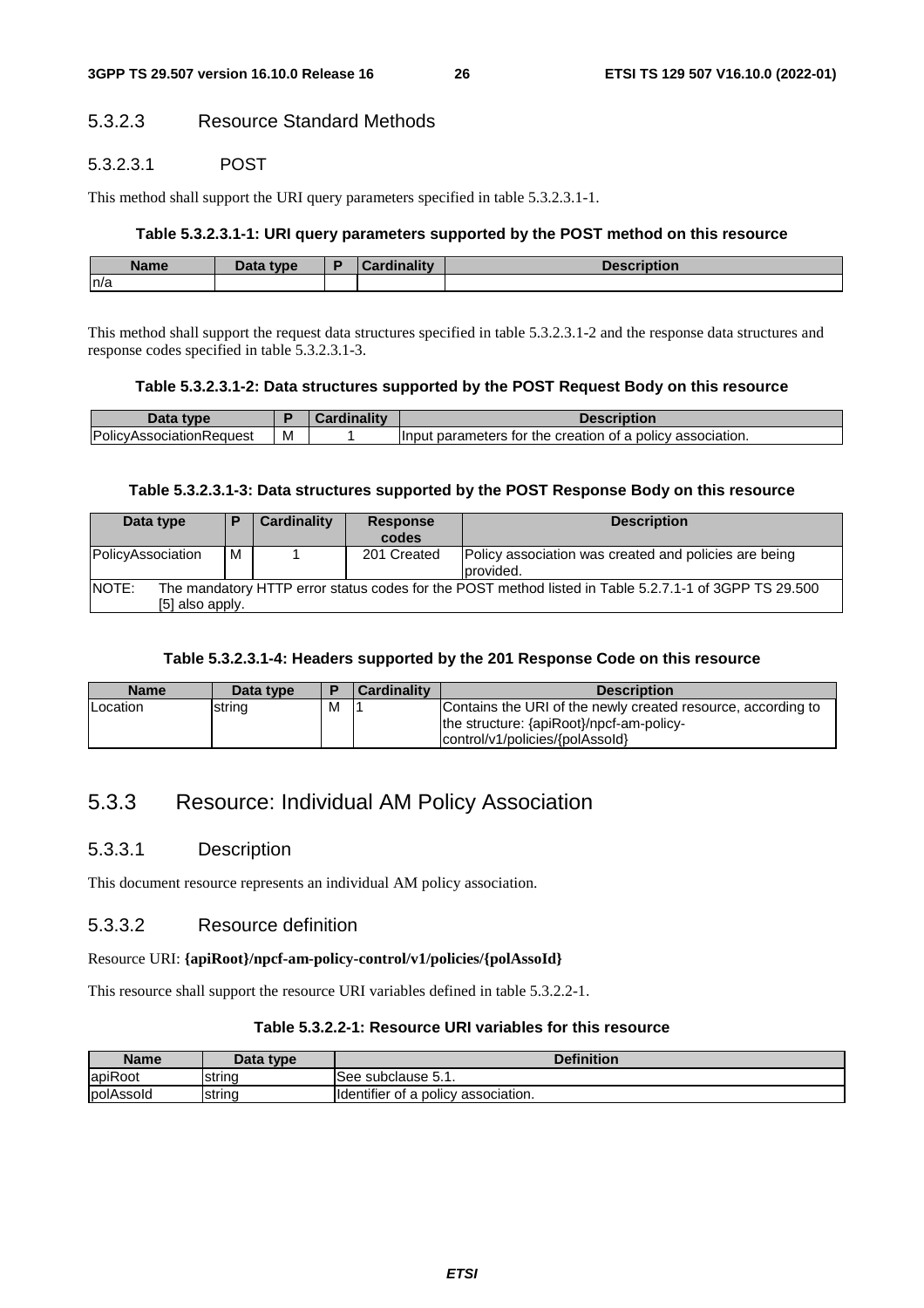### 5.3.2.3 Resource Standard Methods

#### 5.3.2.3.1 POST

This method shall support the URI query parameters specified in table 5.3.2.3.1-1.

**Table 5.3.2.3.1-1: URI query parameters supported by the POST method on this resource**

| Name | Data type | P | Cardinality | Description |
| --- | --- | --- | --- | --- |
| n/a | | | | |

This method shall support the request data structures specified in table 5.3.2.3.1-2 and the response data structures and response codes specified in table 5.3.2.3.1-3.

**Table 5.3.2.3.1-2: Data structures supported by the POST Request Body on this resource**

| Data type | P | Cardinality | Description |
| --- | --- | --- | --- |
| PolicyAssociationRequest | M | 1 | Input parameters for the creation of a policy association. |

**Table 5.3.2.3.1-3: Data structures supported by the POST Response Body on this resource**

| Data type | P | Cardinality | Response codes | Description |
| --- | --- | --- | --- | --- |
| PolicyAssociation | M | 1 | 201 Created | Policy association was created and policies are being provided. |
| NOTE: The mandatory HTTP error status codes for the POST method listed in Table 5.2.7.1-1 of 3GPP TS 29.500 [5] also apply. | | | | |

**Table 5.3.2.3.1-4: Headers supported by the 201 Response Code on this resource**

| Name | Data type | P | Cardinality | Description |
| --- | --- | --- | --- | --- |
| Location | string | M | 1 | Contains the URI of the newly created resource, according to the structure: {apiRoot}/npcf-am-policy-control/v1/policies/{polAssoId} |

## 5.3.3 Resource: Individual AM Policy Association

### 5.3.3.1 Description

This document resource represents an individual AM policy association.

### 5.3.3.2 Resource definition

Resource URI: **{apiRoot}/npcf-am-policy-control/v1/policies/{polAssoId}**

This resource shall support the resource URI variables defined in table 5.3.2.2-1.

**Table 5.3.2.2-1: Resource URI variables for this resource**

| Name | Data type | Definition |
| --- | --- | --- |
| apiRoot | string | See subclause 5.1. |
| polAssoId | string | Identifier of a policy association. |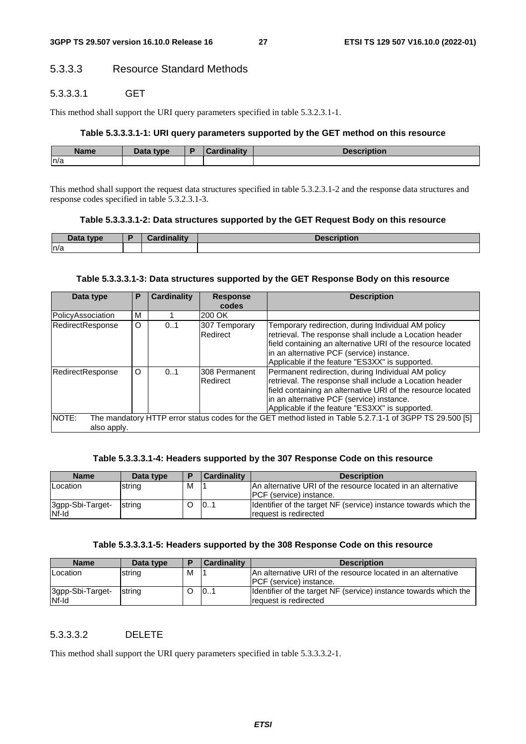#### 5.3.3.3 Resource Standard Methods

##### 5.3.3.3.1 GET

This method shall support the URI query parameters specified in table 5.3.2.3.1-1.

**Table 5.3.3.3.1-1: URI query parameters supported by the GET method on this resource**

| Name | Data type | P | Cardinality | Description |
| --- | --- | --- | --- | --- |
| n/a | | | | |

This method shall support the request data structures specified in table 5.3.2.3.1-2 and the response data structures and response codes specified in table 5.3.2.3.1-3.

**Table 5.3.3.3.1-2: Data structures supported by the GET Request Body on this resource**

| Data type | P | Cardinality | Description |
| --- | --- | --- | --- |
| n/a | | | |

**Table 5.3.3.3.1-3: Data structures supported by the GET Response Body on this resource**

| Data type | P | Cardinality | Response codes | Description |
| --- | --- | --- | --- | --- |
| PolicyAssociation | M | 1 | 200 OK | |
| RedirectResponse | O | 0..1 | 307 Temporary Redirect | Temporary redirection, during Individual AM policy retrieval. The response shall include a Location header field containing an alternative URI of the resource located in an alternative PCF (service) instance. Applicable if the feature "ES3XX" is supported. |
| RedirectResponse | O | 0..1 | 308 Permanent Redirect | Permanent redirection, during Individual AM policy retrieval. The response shall include a Location header field containing an alternative URI of the resource located in an alternative PCF (service) instance. Applicable if the feature "ES3XX" is supported. |
| NOTE: The mandatory HTTP error status codes for the GET method listed in Table 5.2.7.1-1 of 3GPP TS 29.500 [5] also apply. | | | | |

**Table 5.3.3.3.1-4: Headers supported by the 307 Response Code on this resource**

| Name | Data type | P | Cardinality | Description |
| --- | --- | --- | --- | --- |
| Location | string | M | 1 | An alternative URI of the resource located in an alternative PCF (service) instance. |
| 3gpp-Sbi-Target-Nf-Id | string | O | 0..1 | Identifier of the target NF (service) instance towards which the request is redirected |

**Table 5.3.3.3.1-5: Headers supported by the 308 Response Code on this resource**

| Name | Data type | P | Cardinality | Description |
| --- | --- | --- | --- | --- |
| Location | string | M | 1 | An alternative URI of the resource located in an alternative PCF (service) instance. |
| 3gpp-Sbi-Target-Nf-Id | string | O | 0..1 | Identifier of the target NF (service) instance towards which the request is redirected |

##### 5.3.3.3.2 DELETE

This method shall support the URI query parameters specified in table 5.3.3.3.2-1.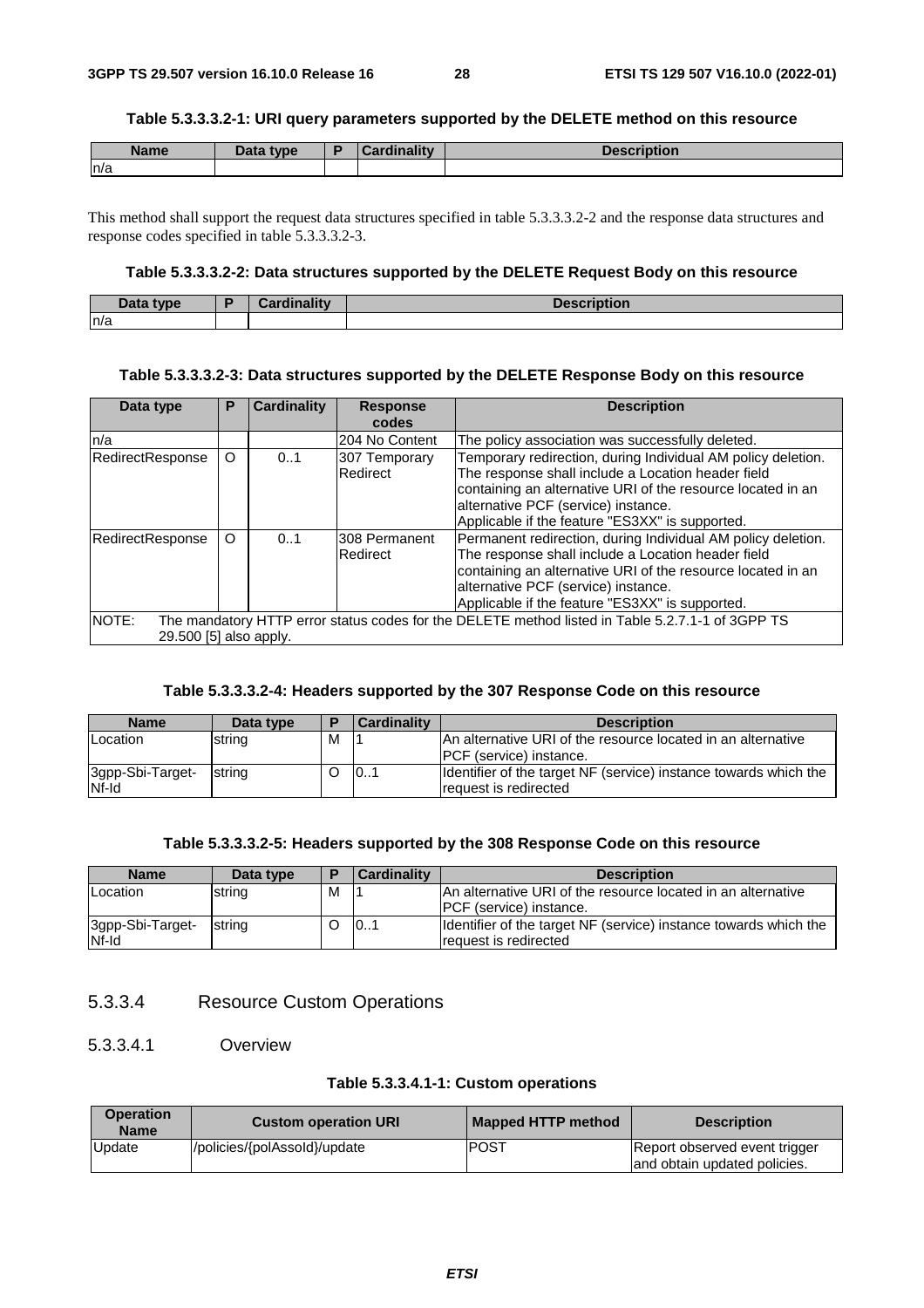**Table 5.3.3.3.2-1: URI query parameters supported by the DELETE method on this resource**

| Name | Data type | P | Cardinality | Description |
| --- | --- | --- | --- | --- |
| n/a | | | | |

This method shall support the request data structures specified in table 5.3.3.3.2-2 and the response data structures and response codes specified in table 5.3.3.3.2-3.

**Table 5.3.3.3.2-2: Data structures supported by the DELETE Request Body on this resource**

| Data type | P | Cardinality | Description |
| --- | --- | --- | --- |
| n/a | | | |

**Table 5.3.3.3.2-3: Data structures supported by the DELETE Response Body on this resource**

| Data type | P | Cardinality | Response codes | Description |
| --- | --- | --- | --- | --- |
| n/a | | | 204 No Content | The policy association was successfully deleted. |
| RedirectResponse | O | 0..1 | 307 Temporary Redirect | Temporary redirection, during Individual AM policy deletion. The response shall include a Location header field containing an alternative URI of the resource located in an alternative PCF (service) instance.<br>Applicable if the feature "ES3XX" is supported. |
| RedirectResponse | O | 0..1 | 308 Permanent Redirect | Permanent redirection, during Individual AM policy deletion. The response shall include a Location header field containing an alternative URI of the resource located in an alternative PCF (service) instance.<br>Applicable if the feature "ES3XX" is supported. |
| NOTE: The mandatory HTTP error status codes for the DELETE method listed in Table 5.2.7.1-1 of 3GPP TS 29.500 [5] also apply. | | | | |

**Table 5.3.3.3.2-4: Headers supported by the 307 Response Code on this resource**

| Name | Data type | P | Cardinality | Description |
| --- | --- | --- | --- | --- |
| Location | string | M | 1 | An alternative URI of the resource located in an alternative PCF (service) instance. |
| 3gpp-Sbi-Target-Nf-Id | string | O | 0..1 | Identifier of the target NF (service) instance towards which the request is redirected |

**Table 5.3.3.3.2-5: Headers supported by the 308 Response Code on this resource**

| Name | Data type | P | Cardinality | Description |
| --- | --- | --- | --- | --- |
| Location | string | M | 1 | An alternative URI of the resource located in an alternative PCF (service) instance. |
| 3gpp-Sbi-Target-Nf-Id | string | O | 0..1 | Identifier of the target NF (service) instance towards which the request is redirected |

### 5.3.3.4 Resource Custom Operations

#### 5.3.3.4.1 Overview

**Table 5.3.3.4.1-1: Custom operations**

| Operation Name | Custom operation URI | Mapped HTTP method | Description |
| --- | --- | --- | --- |
| Update | /policies/{polAssoId}/update | POST | Report observed event trigger and obtain updated policies. |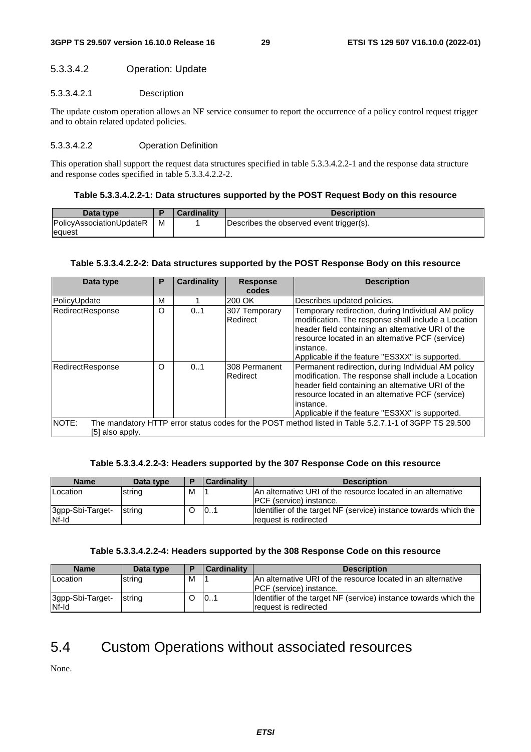#### 5.3.3.4.2 Operation: Update

##### 5.3.3.4.2.1 Description

The update custom operation allows an NF service consumer to report the occurrence of a policy control request trigger and to obtain related updated policies.

##### 5.3.3.4.2.2 Operation Definition

This operation shall support the request data structures specified in table 5.3.3.4.2.2-1 and the response data structure and response codes specified in table 5.3.3.4.2.2-2.

**Table 5.3.3.4.2.2-1: Data structures supported by the POST Request Body on this resource**

| Data type | P | Cardinality | Description |
|---|---|---|---|
| PolicyAssociationUpdateRequest | M | 1 | Describes the observed event trigger(s). |

**Table 5.3.3.4.2.2-2: Data structures supported by the POST Response Body on this resource**

| Data type | P | Cardinality | Response codes | Description |
|---|---|---|---|---|
| PolicyUpdate | M | 1 | 200 OK | Describes updated policies. |
| RedirectResponse | O | 0..1 | 307 Temporary Redirect | Temporary redirection, during Individual AM policy modification. The response shall include a Location header field containing an alternative URI of the resource located in an alternative PCF (service) instance.<br>Applicable if the feature "ES3XX" is supported. |
| RedirectResponse | O | 0..1 | 308 Permanent Redirect | Permanent redirection, during Individual AM policy modification. The response shall include a Location header field containing an alternative URI of the resource located in an alternative PCF (service) instance.<br>Applicable if the feature "ES3XX" is supported. |
| NOTE: The mandatory HTTP error status codes for the POST method listed in Table 5.2.7.1-1 of 3GPP TS 29.500 [5] also apply. | | | | |

**Table 5.3.3.4.2.2-3: Headers supported by the 307 Response Code on this resource**

| Name | Data type | P | Cardinality | Description |
|---|---|---|---|---|
| Location | string | M | 1 | An alternative URI of the resource located in an alternative PCF (service) instance. |
| 3gpp-Sbi-Target-Nf-Id | string | O | 0..1 | Identifier of the target NF (service) instance towards which the request is redirected |

**Table 5.3.3.4.2.2-4: Headers supported by the 308 Response Code on this resource**

| Name | Data type | P | Cardinality | Description |
|---|---|---|---|---|
| Location | string | M | 1 | An alternative URI of the resource located in an alternative PCF (service) instance. |
| 3gpp-Sbi-Target-Nf-Id | string | O | 0..1 | Identifier of the target NF (service) instance towards which the request is redirected |

## 5.4 Custom Operations without associated resources

None.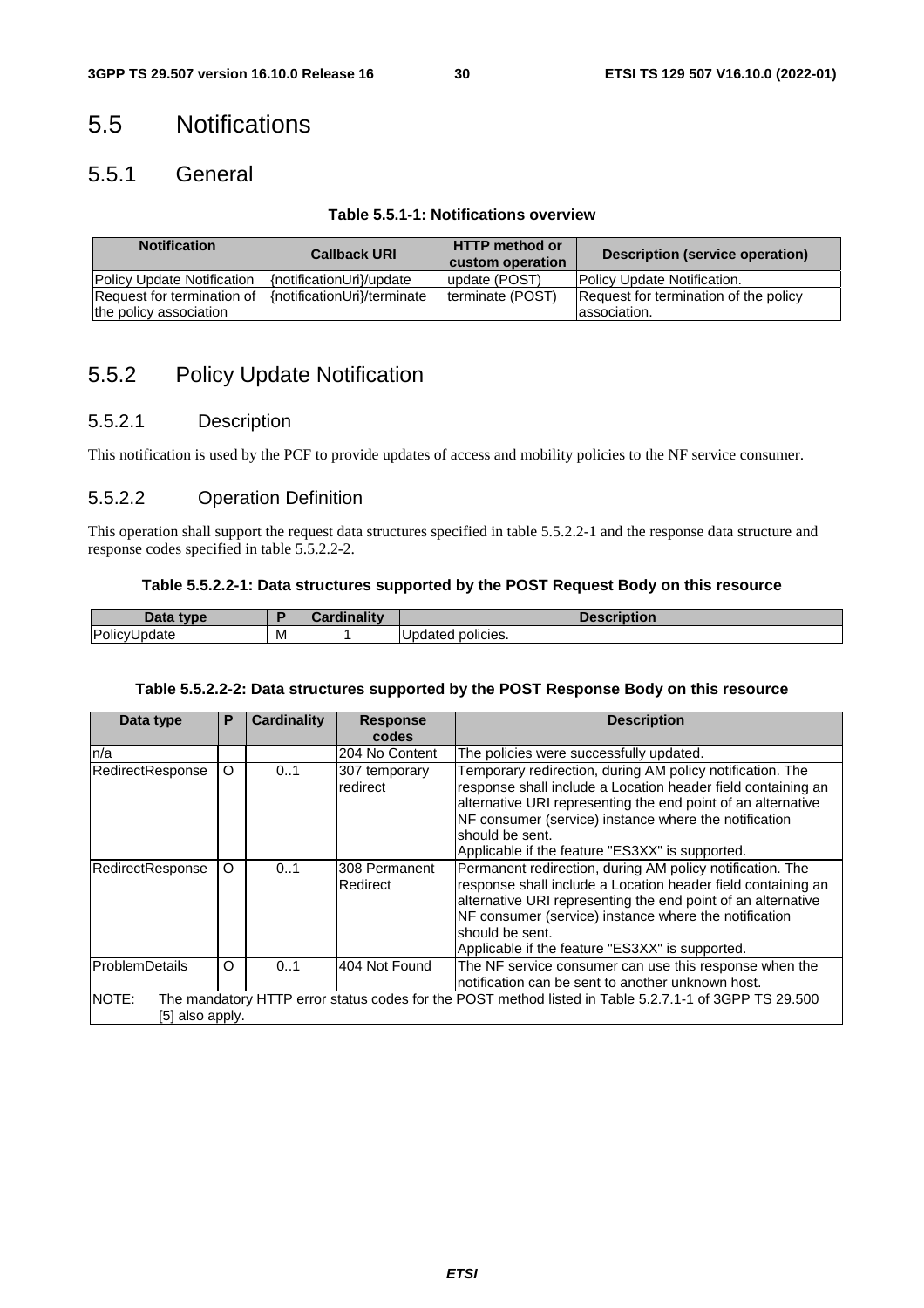# 5.5 Notifications

## 5.5.1 General

**Table 5.5.1-1: Notifications overview**

| Notification | Callback URI | HTTP method or custom operation | Description (service operation) |
|---|---|---|---|
| Policy Update Notification | {notificationUri}/update | update (POST) | Policy Update Notification. |
| Request for termination of the policy association | {notificationUri}/terminate | terminate (POST) | Request for termination of the policy association. |

## 5.5.2 Policy Update Notification

### 5.5.2.1 Description

This notification is used by the PCF to provide updates of access and mobility policies to the NF service consumer.

### 5.5.2.2 Operation Definition

This operation shall support the request data structures specified in table 5.5.2.2-1 and the response data structure and response codes specified in table 5.5.2.2-2.

**Table 5.5.2.2-1: Data structures supported by the POST Request Body on this resource**

| Data type | P | Cardinality | Description |
|---|---|---|---|
| PolicyUpdate | M | 1 | Updated policies. |

**Table 5.5.2.2-2: Data structures supported by the POST Response Body on this resource**

| Data type | P | Cardinality | Response codes | Description |
|---|---|---|---|---|
| n/a | | | 204 No Content | The policies were successfully updated. |
| RedirectResponse | O | 0..1 | 307 temporary redirect | Temporary redirection, during AM policy notification. The response shall include a Location header field containing an alternative URI representing the end point of an alternative NF consumer (service) instance where the notification should be sent.<br>Applicable if the feature "ES3XX" is supported. |
| RedirectResponse | O | 0..1 | 308 Permanent Redirect | Permanent redirection, during AM policy notification. The response shall include a Location header field containing an alternative URI representing the end point of an alternative NF consumer (service) instance where the notification should be sent.<br>Applicable if the feature "ES3XX" is supported. |
| ProblemDetails | O | 0..1 | 404 Not Found | The NF service consumer can use this response when the notification can be sent to another unknown host. |
| NOTE: The mandatory HTTP error status codes for the POST method listed in Table 5.2.7.1-1 of 3GPP TS 29.500 [5] also apply. | | | | |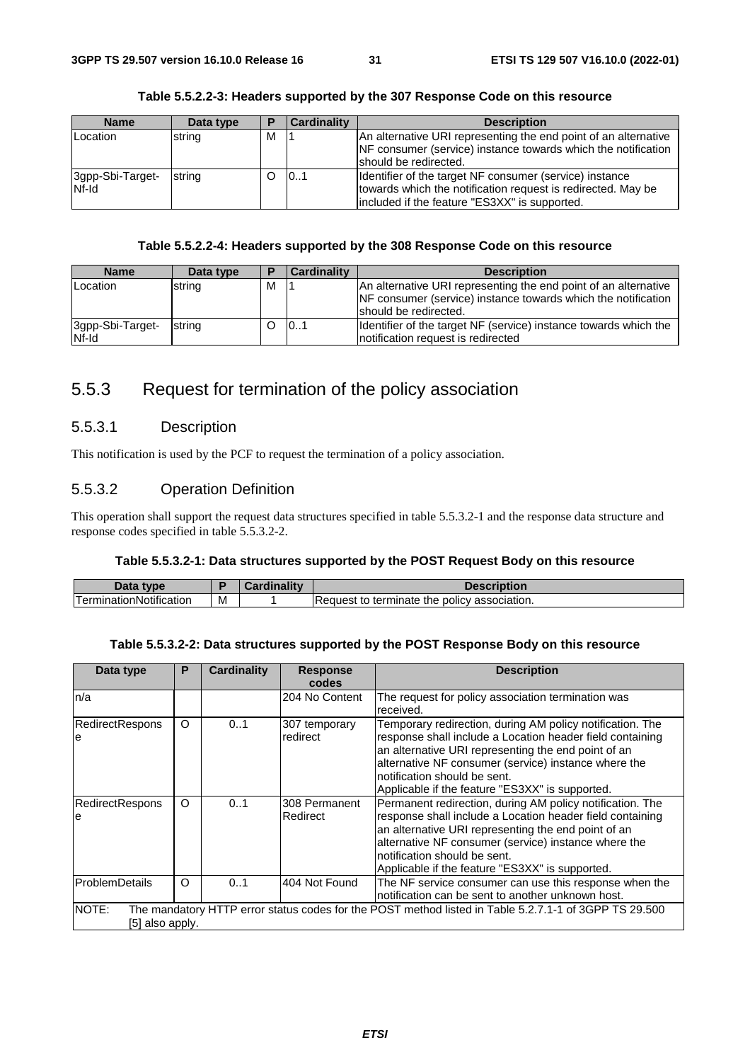**Table 5.5.2.2-3: Headers supported by the 307 Response Code on this resource**

| Name | Data type | P | Cardinality | Description |
| --- | --- | --- | --- | --- |
| Location | string | M | 1 | An alternative URI representing the end point of an alternative NF consumer (service) instance towards which the notification should be redirected. |
| 3gpp-Sbi-Target-Nf-Id | string | O | 0..1 | Identifier of the target NF consumer (service) instance towards which the notification request is redirected. May be included if the feature "ES3XX" is supported. |

**Table 5.5.2.2-4: Headers supported by the 308 Response Code on this resource**

| Name | Data type | P | Cardinality | Description |
| --- | --- | --- | --- | --- |
| Location | string | M | 1 | An alternative URI representing the end point of an alternative NF consumer (service) instance towards which the notification should be redirected. |
| 3gpp-Sbi-Target-Nf-Id | string | O | 0..1 | Identifier of the target NF (service) instance towards which the notification request is redirected |

## 5.5.3 Request for termination of the policy association

### 5.5.3.1 Description

This notification is used by the PCF to request the termination of a policy association.

### 5.5.3.2 Operation Definition

This operation shall support the request data structures specified in table 5.5.3.2-1 and the response data structure and response codes specified in table 5.5.3.2-2.

**Table 5.5.3.2-1: Data structures supported by the POST Request Body on this resource**

| Data type | P | Cardinality | Description |
| --- | --- | --- | --- |
| TerminationNotification | M | 1 | Request to terminate the policy association. |

**Table 5.5.3.2-2: Data structures supported by the POST Response Body on this resource**

| Data type | P | Cardinality | Response codes | Description |
| --- | --- | --- | --- | --- |
| n/a | | | 204 No Content | The request for policy association termination was received. |
| RedirectResponse | O | 0..1 | 307 temporary redirect | Temporary redirection, during AM policy notification. The response shall include a Location header field containing an alternative URI representing the end point of an alternative NF consumer (service) instance where the notification should be sent.<br>Applicable if the feature "ES3XX" is supported. |
| RedirectResponse | O | 0..1 | 308 Permanent Redirect | Permanent redirection, during AM policy notification. The response shall include a Location header field containing an alternative URI representing the end point of an alternative NF consumer (service) instance where the notification should be sent.<br>Applicable if the feature "ES3XX" is supported. |
| ProblemDetails | O | 0..1 | 404 Not Found | The NF service consumer can use this response when the notification can be sent to another unknown host. |
| NOTE: The mandatory HTTP error status codes for the POST method listed in Table 5.2.7.1-1 of 3GPP TS 29.500 [5] also apply. | | | | |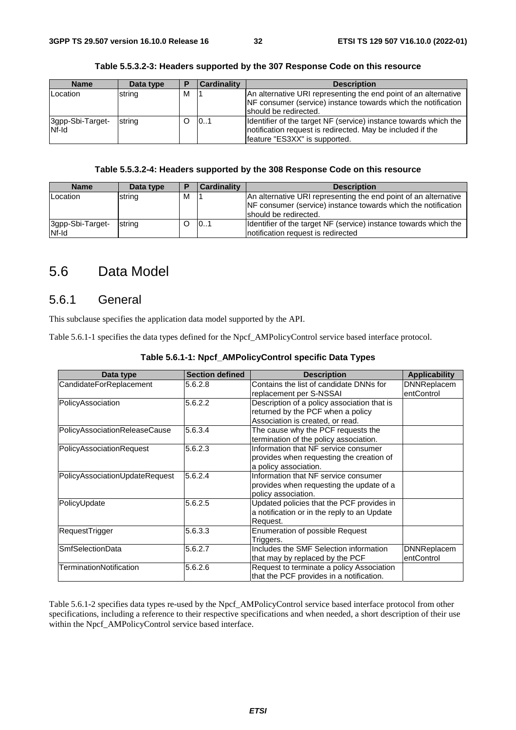**Table 5.5.3.2-3: Headers supported by the 307 Response Code on this resource**

| Name | Data type | P | Cardinality | Description |
| --- | --- | --- | --- | --- |
| Location | string | M | 1 | An alternative URI representing the end point of an alternative NF consumer (service) instance towards which the notification should be redirected. |
| 3gpp-Sbi-Target-Nf-Id | string | O | 0..1 | Identifier of the target NF (service) instance towards which the notification request is redirected. May be included if the feature "ES3XX" is supported. |

**Table 5.5.3.2-4: Headers supported by the 308 Response Code on this resource**

| Name | Data type | P | Cardinality | Description |
| --- | --- | --- | --- | --- |
| Location | string | M | 1 | An alternative URI representing the end point of an alternative NF consumer (service) instance towards which the notification should be redirected. |
| 3gpp-Sbi-Target-Nf-Id | string | O | 0..1 | Identifier of the target NF (service) instance towards which the notification request is redirected |

# 5.6 Data Model

## 5.6.1 General

This subclause specifies the application data model supported by the API.

Table 5.6.1-1 specifies the data types defined for the Npcf_AMPolicyControl service based interface protocol.

**Table 5.6.1-1: Npcf_AMPolicyControl specific Data Types**

| Data type | Section defined | Description | Applicability |
| --- | --- | --- | --- |
| CandidateForReplacement | 5.6.2.8 | Contains the list of candidate DNNs for replacement per S-NSSAI | DNNReplacementControl |
| PolicyAssociation | 5.6.2.2 | Description of a policy association that is returned by the PCF when a policy Association is created, or read. | |
| PolicyAssociationReleaseCause | 5.6.3.4 | The cause why the PCF requests the termination of the policy association. | |
| PolicyAssociationRequest | 5.6.2.3 | Information that NF service consumer provides when requesting the creation of a policy association. | |
| PolicyAssociationUpdateRequest | 5.6.2.4 | Information that NF service consumer provides when requesting the update of a policy association. | |
| PolicyUpdate | 5.6.2.5 | Updated policies that the PCF provides in a notification or in the reply to an Update Request. | |
| RequestTrigger | 5.6.3.3 | Enumeration of possible Request Triggers. | |
| SmfSelectionData | 5.6.2.7 | Includes the SMF Selection information that may by replaced by the PCF | DNNReplacementControl |
| TerminationNotification | 5.6.2.6 | Request to terminate a policy Association that the PCF provides in a notification. | |

Table 5.6.1-2 specifies data types re-used by the Npcf_AMPolicyControl service based interface protocol from other specifications, including a reference to their respective specifications and when needed, a short description of their use within the Npcf_AMPolicyControl service based interface.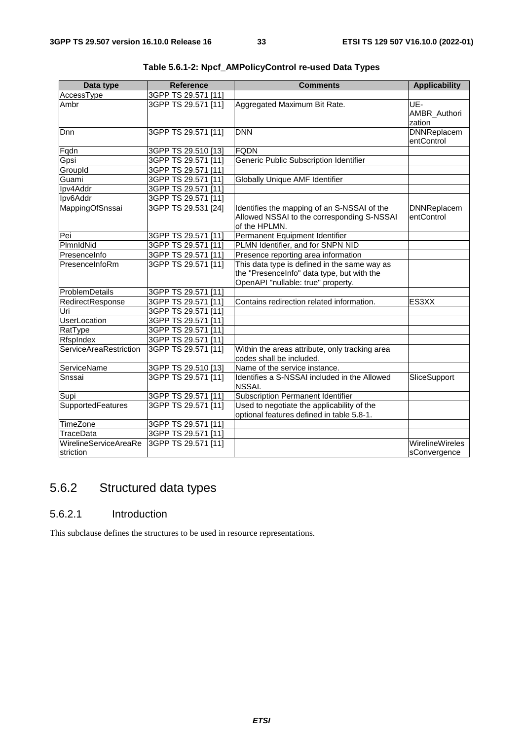**Table 5.6.1-2: Npcf_AMPolicyControl re-used Data Types**

| Data type | Reference | Comments | Applicability |
|---|---|---|---|
| AccessType | 3GPP TS 29.571 [11] | | |
| Ambr | 3GPP TS 29.571 [11] | Aggregated Maximum Bit Rate. | UE-AMBR_Authorization |
| Dnn | 3GPP TS 29.571 [11] | DNN | DNNReplacementControl |
| Fqdn | 3GPP TS 29.510 [13] | FQDN | |
| Gpsi | 3GPP TS 29.571 [11] | Generic Public Subscription Identifier | |
| GroupId | 3GPP TS 29.571 [11] | | |
| Guami | 3GPP TS 29.571 [11] | Globally Unique AMF Identifier | |
| Ipv4Addr | 3GPP TS 29.571 [11] | | |
| Ipv6Addr | 3GPP TS 29.571 [11] | | |
| MappingOfSnssai | 3GPP TS 29.531 [24] | Identifies the mapping of an S-NSSAI of the Allowed NSSAI to the corresponding S-NSSAI of the HPLMN. | DNNReplacementControl |
| Pei | 3GPP TS 29.571 [11] | Permanent Equipment Identifier | |
| PlmnIdNid | 3GPP TS 29.571 [11] | PLMN Identifier, and for SNPN NID | |
| PresenceInfo | 3GPP TS 29.571 [11] | Presence reporting area information | |
| PresenceInfoRm | 3GPP TS 29.571 [11] | This data type is defined in the same way as the "PresenceInfo" data type, but with the OpenAPI "nullable: true" property. | |
| ProblemDetails | 3GPP TS 29.571 [11] | | |
| RedirectResponse | 3GPP TS 29.571 [11] | Contains redirection related information. | ES3XX |
| Uri | 3GPP TS 29.571 [11] | | |
| UserLocation | 3GPP TS 29.571 [11] | | |
| RatType | 3GPP TS 29.571 [11] | | |
| RfspIndex | 3GPP TS 29.571 [11] | | |
| ServiceAreaRestriction | 3GPP TS 29.571 [11] | Within the areas attribute, only tracking area codes shall be included. | |
| ServiceName | 3GPP TS 29.510 [13] | Name of the service instance. | |
| Snssai | 3GPP TS 29.571 [11] | Identifies a S-NSSAI included in the Allowed NSSAI. | SliceSupport |
| Supi | 3GPP TS 29.571 [11] | Subscription Permanent Identifier | |
| SupportedFeatures | 3GPP TS 29.571 [11] | Used to negotiate the applicability of the optional features defined in table 5.8-1. | |
| TimeZone | 3GPP TS 29.571 [11] | | |
| TraceData | 3GPP TS 29.571 [11] | | |
| WirelineServiceAreaRestriction | 3GPP TS 29.571 [11] | | WirelineWirelessConvergence |

## 5.6.2 Structured data types

### 5.6.2.1 Introduction

This subclause defines the structures to be used in resource representations.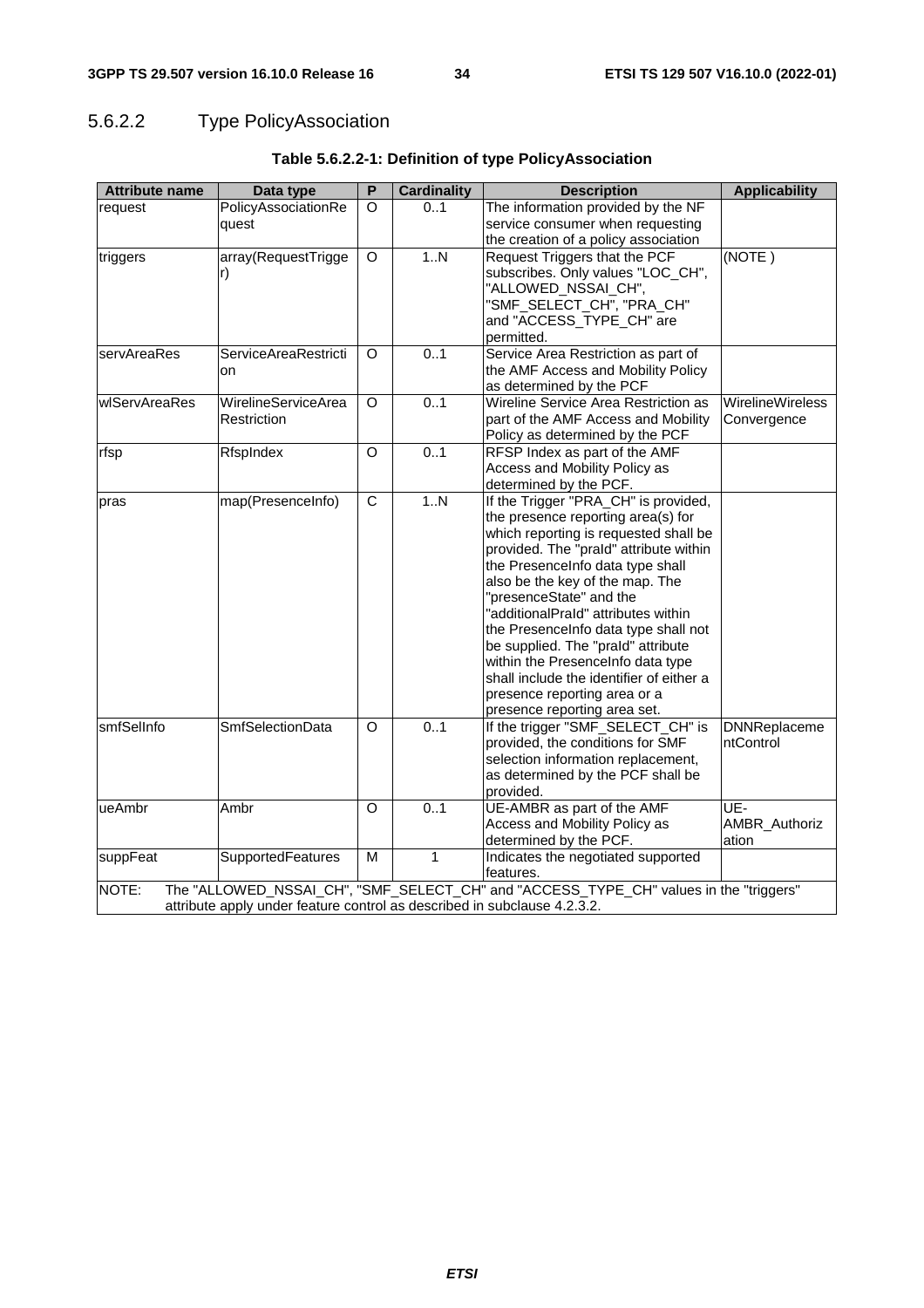#### 5.6.2.2 Type PolicyAssociation

**Table 5.6.2.2-1: Definition of type PolicyAssociation**

| Attribute name | Data type | P | Cardinality | Description | Applicability |
|---|---|---|---|---|---|
| request | PolicyAssociationRequest | O | 0..1 | The information provided by the NF service consumer when requesting the creation of a policy association | |
| triggers | array(RequestTrigger) | O | 1..N | Request Triggers that the PCF subscribes. Only values "LOC_CH", "ALLOWED_NSSAI_CH", "SMF_SELECT_CH", "PRA_CH" and "ACCESS_TYPE_CH" are permitted. | (NOTE ) |
| servAreaRes | ServiceAreaRestriction | O | 0..1 | Service Area Restriction as part of the AMF Access and Mobility Policy as determined by the PCF | |
| wlServAreaRes | WirelineServiceAreaRestriction | O | 0..1 | Wireline Service Area Restriction as part of the AMF Access and Mobility Policy as determined by the PCF | WirelineWirelessConvergence |
| rfsp | RfspIndex | O | 0..1 | RFSP Index as part of the AMF Access and Mobility Policy as determined by the PCF. | |
| pras | map(PresenceInfo) | C | 1..N | If the Trigger "PRA_CH" is provided, the presence reporting area(s) for which reporting is requested shall be provided. The "praId" attribute within the PresenceInfo data type shall also be the key of the map. The "presenceState" and the "additionalPraId" attributes within the PresenceInfo data type shall not be supplied. The "praId" attribute within the PresenceInfo data type shall include the identifier of either a presence reporting area or a presence reporting area set. | |
| smfSelInfo | SmfSelectionData | O | 0..1 | If the trigger "SMF_SELECT_CH" is provided, the conditions for SMF selection information replacement, as determined by the PCF shall be provided. | DNNReplacementControl |
| ueAmbr | Ambr | O | 0..1 | UE-AMBR as part of the AMF Access and Mobility Policy as determined by the PCF. | UE-AMBR_Authorization |
| suppFeat | SupportedFeatures | M | 1 | Indicates the negotiated supported features. | |
| NOTE: The "ALLOWED_NSSAI_CH", "SMF_SELECT_CH" and "ACCESS_TYPE_CH" values in the "triggers" attribute apply under feature control as described in subclause 4.2.3.2. | | | | | |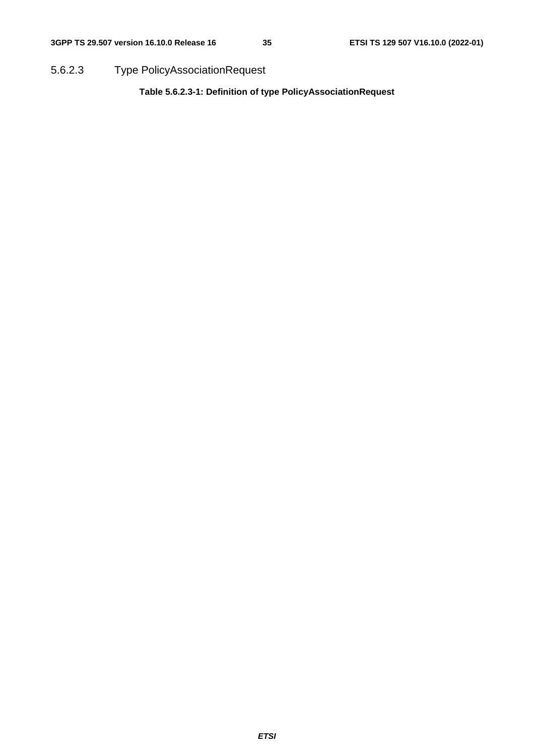#### 5.6.2.3 Type PolicyAssociationRequest

**Table 5.6.2.3-1: Definition of type PolicyAssociationRequest**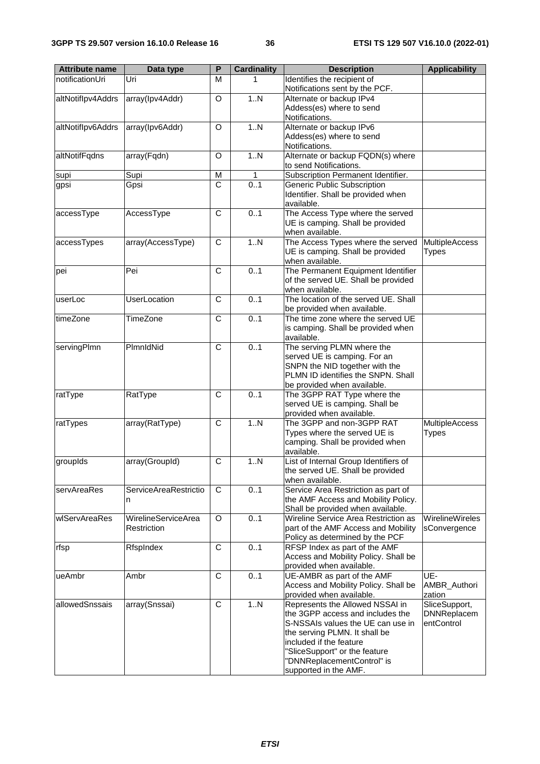| Attribute name | Data type | P | Cardinality | Description | Applicability |
| --- | --- | --- | --- | --- | --- |
| notificationUri | Uri | M | 1 | Identifies the recipient of Notifications sent by the PCF. | |
| altNotifIpv4Addrs | array(Ipv4Addr) | O | 1..N | Alternate or backup IPv4 Addess(es) where to send Notifications. | |
| altNotifIpv6Addrs | array(Ipv6Addr) | O | 1..N | Alternate or backup IPv6 Addess(es) where to send Notifications. | |
| altNotifFqdns | array(Fqdn) | O | 1..N | Alternate or backup FQDN(s) where to send Notifications. | |
| supi | Supi | M | 1 | Subscription Permanent Identifier. | |
| gpsi | Gpsi | C | 0..1 | Generic Public Subscription Identifier. Shall be provided when available. | |
| accessType | AccessType | C | 0..1 | The Access Type where the served UE is camping. Shall be provided when available. | |
| accessTypes | array(AccessType) | C | 1..N | The Access Types where the served UE is camping. Shall be provided when available. | MultipleAccessTypes |
| pei | Pei | C | 0..1 | The Permanent Equipment Identifier of the served UE. Shall be provided when available. | |
| userLoc | UserLocation | C | 0..1 | The location of the served UE. Shall be provided when available. | |
| timeZone | TimeZone | C | 0..1 | The time zone where the served UE is camping. Shall be provided when available. | |
| servingPlmn | PlmnIdNid | C | 0..1 | The serving PLMN where the served UE is camping. For an SNPN the NID together with the PLMN ID identifies the SNPN. Shall be provided when available. | |
| ratType | RatType | C | 0..1 | The 3GPP RAT Type where the served UE is camping. Shall be provided when available. | |
| ratTypes | array(RatType) | C | 1..N | The 3GPP and non-3GPP RAT Types where the served UE is camping. Shall be provided when available. | MultipleAccessTypes |
| groupIds | array(GroupId) | C | 1..N | List of Internal Group Identifiers of the served UE. Shall be provided when available. | |
| servAreaRes | ServiceAreaRestriction | C | 0..1 | Service Area Restriction as part of the AMF Access and Mobility Policy. Shall be provided when available. | |
| wlServAreaRes | WirelineServiceArea Restriction | O | 0..1 | Wireline Service Area Restriction as part of the AMF Access and Mobility Policy as determined by the PCF | WirelineWirelessConvergence |
| rfsp | RfspIndex | C | 0..1 | RFSP Index as part of the AMF Access and Mobility Policy. Shall be provided when available. | |
| ueAmbr | Ambr | C | 0..1 | UE-AMBR as part of the AMF Access and Mobility Policy. Shall be provided when available. | UE-AMBR_Authorization |
| allowedSnssais | array(Snssai) | C | 1..N | Represents the Allowed NSSAI in the 3GPP access and includes the S-NSSAIs values the UE can use in the serving PLMN. It shall be included if the feature "SliceSupport" or the feature "DNNReplacementControl" is supported in the AMF. | SliceSupport, DNNReplacementControl |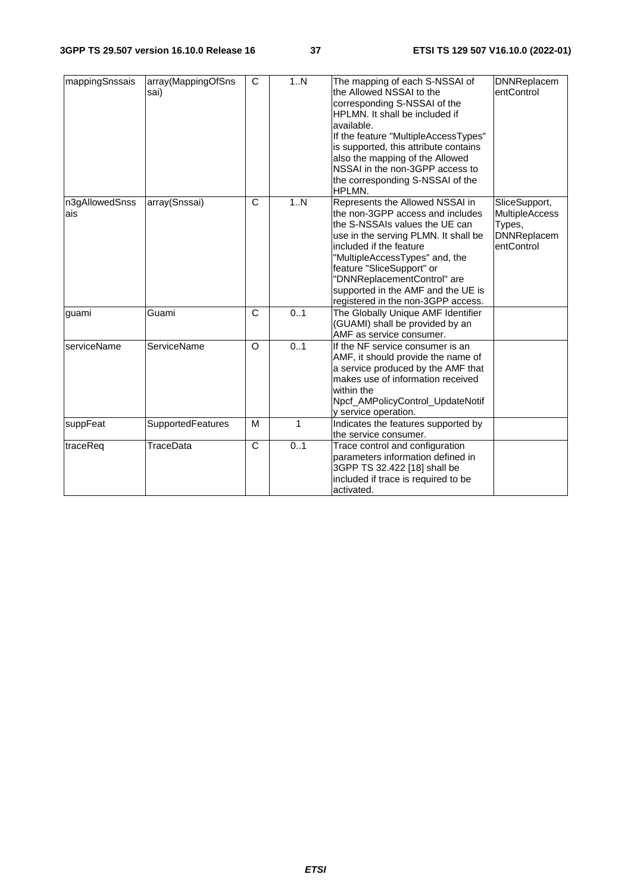| mappingSnssais | array(MappingOfSnssai) | C | 1..N | The mapping of each S-NSSAI of the Allowed NSSAI to the corresponding S-NSSAI of the HPLMN. It shall be included if available.<br>If the feature "MultipleAccessTypes" is supported, this attribute contains also the mapping of the Allowed NSSAI in the non-3GPP access to the corresponding S-NSSAI of the HPLMN. | DNNReplacementControl |
|---|---|---|---|---|---|
| n3gAllowedSnssais | array(Snssai) | C | 1..N | Represents the Allowed NSSAI in the non-3GPP access and includes the S-NSSAIs values the UE can use in the serving PLMN. It shall be included if the feature "MultipleAccessTypes" and, the feature "SliceSupport" or "DNNReplacementControl" are supported in the AMF and the UE is registered in the non-3GPP access. | SliceSupport, MultipleAccessTypes, DNNReplacementControl |
| guami | Guami | C | 0..1 | The Globally Unique AMF Identifier (GUAMI) shall be provided by an AMF as service consumer. | |
| serviceName | ServiceName | O | 0..1 | If the NF service consumer is an AMF, it should provide the name of a service produced by the AMF that makes use of information received within the Npcf_AMPolicyControl_UpdateNotify service operation. | |
| suppFeat | SupportedFeatures | M | 1 | Indicates the features supported by the service consumer. | |
| traceReq | TraceData | C | 0..1 | Trace control and configuration parameters information defined in 3GPP TS 32.422 [18] shall be included if trace is required to be activated. | |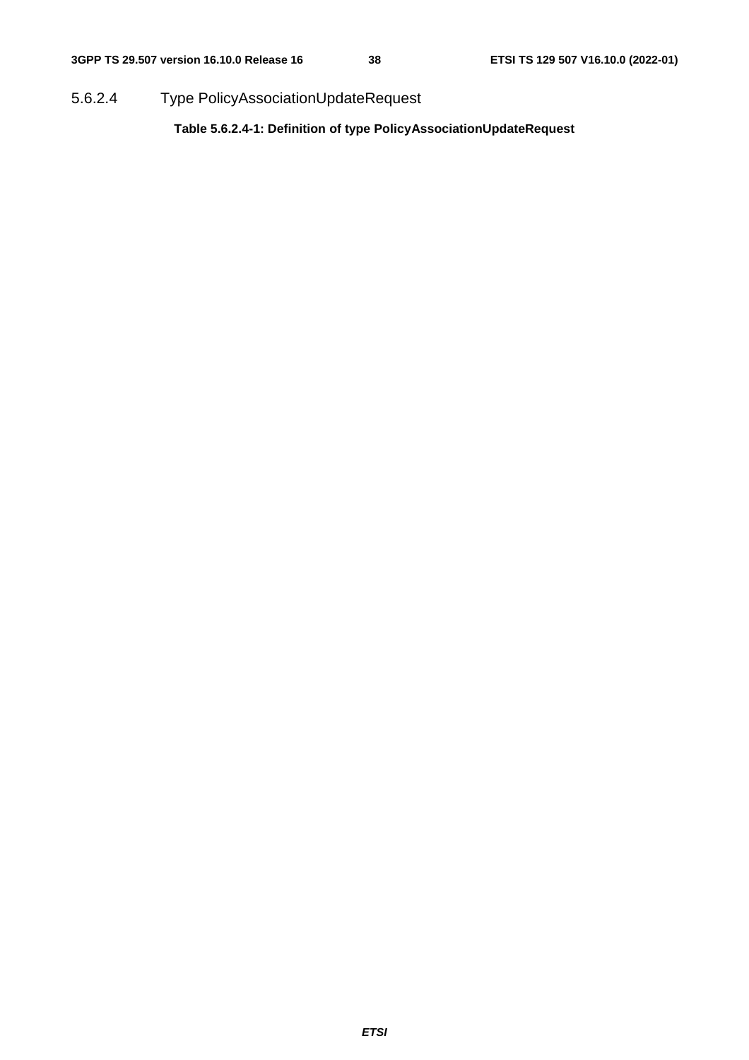#### 5.6.2.4 Type PolicyAssociationUpdateRequest

**Table 5.6.2.4-1: Definition of type PolicyAssociationUpdateRequest**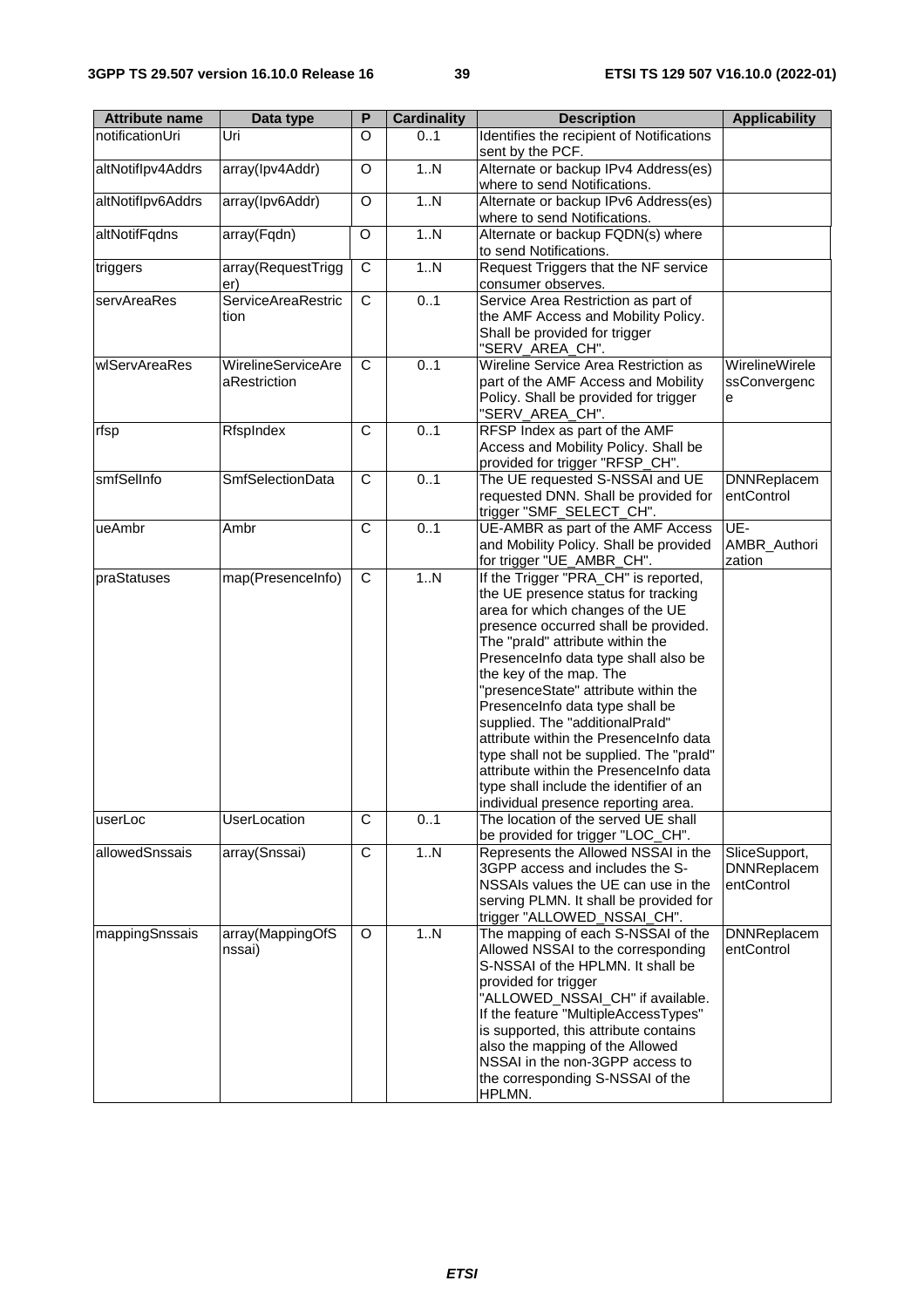| Attribute name | Data type | P | Cardinality | Description | Applicability |
|---|---|---|---|---|---|
| notificationUri | Uri | O | 0..1 | Identifies the recipient of Notifications sent by the PCF. | |
| altNotifIpv4Addrs | array(Ipv4Addr) | O | 1..N | Alternate or backup IPv4 Address(es) where to send Notifications. | |
| altNotifIpv6Addrs | array(Ipv6Addr) | O | 1..N | Alternate or backup IPv6 Address(es) where to send Notifications. | |
| altNotifFqdns | array(Fqdn) | O | 1..N | Alternate or backup FQDN(s) where to send Notifications. | |
| triggers | array(RequestTrigger) | C | 1..N | Request Triggers that the NF service consumer observes. | |
| servAreaRes | ServiceAreaRestriction | C | 0..1 | Service Area Restriction as part of the AMF Access and Mobility Policy. Shall be provided for trigger "SERV_AREA_CH". | |
| wlServAreaRes | WirelineServiceAreaRestriction | C | 0..1 | Wireline Service Area Restriction as part of the AMF Access and Mobility Policy. Shall be provided for trigger "SERV_AREA_CH". | WirelineWirelessConvergence |
| rfsp | RfspIndex | C | 0..1 | RFSP Index as part of the AMF Access and Mobility Policy. Shall be provided for trigger "RFSP_CH". | |
| smfSelInfo | SmfSelectionData | C | 0..1 | The UE requested S-NSSAI and UE requested DNN. Shall be provided for trigger "SMF_SELECT_CH". | DNNReplacementControl |
| ueAmbr | Ambr | C | 0..1 | UE-AMBR as part of the AMF Access and Mobility Policy. Shall be provided for trigger "UE_AMBR_CH". | UE-AMBR_Authorization |
| praStatuses | map(PresenceInfo) | C | 1..N | If the Trigger "PRA_CH" is reported, the UE presence status for tracking area for which changes of the UE presence occurred shall be provided. The "praId" attribute within the PresenceInfo data type shall also be the key of the map. The "presenceState" attribute within the PresenceInfo data type shall be supplied. The "additionalPraId" attribute within the PresenceInfo data type shall not be supplied. The "praId" attribute within the PresenceInfo data type shall include the identifier of an individual presence reporting area. | |
| userLoc | UserLocation | C | 0..1 | The location of the served UE shall be provided for trigger "LOC_CH". | |
| allowedSnssais | array(Snssai) | C | 1..N | Represents the Allowed NSSAI in the 3GPP access and includes the S-NSSAIs values the UE can use in the serving PLMN. It shall be provided for trigger "ALLOWED_NSSAI_CH". | SliceSupport, DNNReplacementControl |
| mappingSnssais | array(MappingOfSnssai) | O | 1..N | The mapping of each S-NSSAI of the Allowed NSSAI to the corresponding S-NSSAI of the HPLMN. It shall be provided for trigger "ALLOWED_NSSAI_CH" if available. If the feature "MultipleAccessTypes" is supported, this attribute contains also the mapping of the Allowed NSSAI in the non-3GPP access to the corresponding S-NSSAI of the HPLMN. | DNNReplacementControl |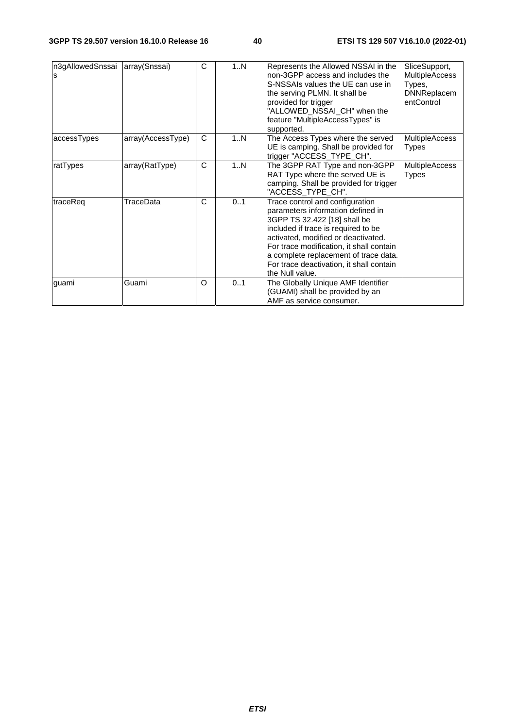| n3gAllowedSnssais | array(Snssai) | C | 1..N | Represents the Allowed NSSAI in the non-3GPP access and includes the S-NSSAIs values the UE can use in the serving PLMN. It shall be provided for trigger "ALLOWED_NSSAI_CH" when the feature "MultipleAccessTypes" is supported. | SliceSupport, MultipleAccessTypes, DNNReplacementControl |
|---|---|---|---|---|---|
| accessTypes | array(AccessType) | C | 1..N | The Access Types where the served UE is camping. Shall be provided for trigger "ACCESS_TYPE_CH". | MultipleAccessTypes |
| ratTypes | array(RatType) | C | 1..N | The 3GPP RAT Type and non-3GPP RAT Type where the served UE is camping. Shall be provided for trigger "ACCESS_TYPE_CH". | MultipleAccessTypes |
| traceReq | TraceData | C | 0..1 | Trace control and configuration parameters information defined in 3GPP TS 32.422 [18] shall be included if trace is required to be activated, modified or deactivated. For trace modification, it shall contain a complete replacement of trace data. For trace deactivation, it shall contain the Null value. | |
| guami | Guami | O | 0..1 | The Globally Unique AMF Identifier (GUAMI) shall be provided by an AMF as service consumer. | |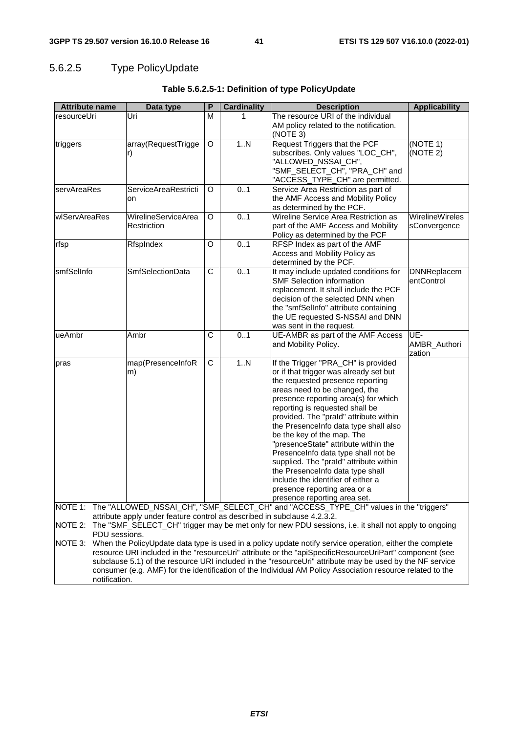### 5.6.2.5 Type PolicyUpdate

**Table 5.6.2.5-1: Definition of type PolicyUpdate**

| Attribute name | Data type | P | Cardinality | Description | Applicability |
|---|---|---|---|---|---|
| resourceUri | Uri | M | 1 | The resource URI of the individual AM policy related to the notification. (NOTE 3) | |
| triggers | array(RequestTrigger) | O | 1..N | Request Triggers that the PCF subscribes. Only values "LOC_CH", "ALLOWED_NSSAI_CH", "SMF_SELECT_CH", "PRA_CH" and "ACCESS_TYPE_CH" are permitted. | (NOTE 1) (NOTE 2) |
| servAreaRes | ServiceAreaRestriction | O | 0..1 | Service Area Restriction as part of the AMF Access and Mobility Policy as determined by the PCF. | |
| wlServAreaRes | WirelineServiceAreaRestriction | O | 0..1 | Wireline Service Area Restriction as part of the AMF Access and Mobility Policy as determined by the PCF | WirelineWirelessConvergence |
| rfsp | RfspIndex | O | 0..1 | RFSP Index as part of the AMF Access and Mobility Policy as determined by the PCF. | |
| smfSelInfo | SmfSelectionData | C | 0..1 | It may include updated conditions for SMF Selection information replacement. It shall include the PCF decision of the selected DNN when the "smfSelInfo" attribute containing the UE requested S-NSSAI and DNN was sent in the request. | DNNReplacementControl |
| ueAmbr | Ambr | C | 0..1 | UE-AMBR as part of the AMF Access and Mobility Policy. | UE-AMBR_Authorization |
| pras | map(PresenceInfoRm) | C | 1..N | If the Trigger "PRA_CH" is provided or if that trigger was already set but the requested presence reporting areas need to be changed, the presence reporting area(s) for which reporting is requested shall be provided. The "praId" attribute within the PresenceInfo data type shall also be the key of the map. The "presenceState" attribute within the PresenceInfo data type shall not be supplied. The "praId" attribute within the PresenceInfo data type shall include the identifier of either a presence reporting area or a presence reporting area set. | |

NOTE 1: The "ALLOWED_NSSAI_CH", "SMF_SELECT_CH" and "ACCESS_TYPE_CH" values in the "triggers" attribute apply under feature control as described in subclause 4.2.3.2.

NOTE 2: The "SMF_SELECT_CH" trigger may be met only for new PDU sessions, i.e. it shall not apply to ongoing PDU sessions.

NOTE 3: When the PolicyUpdate data type is used in a policy update notify service operation, either the complete resource URI included in the "resourceUri" attribute or the "apiSpecificResourceUriPart" component (see subclause 5.1) of the resource URI included in the "resourceUri" attribute may be used by the NF service consumer (e.g. AMF) for the identification of the Individual AM Policy Association resource related to the notification.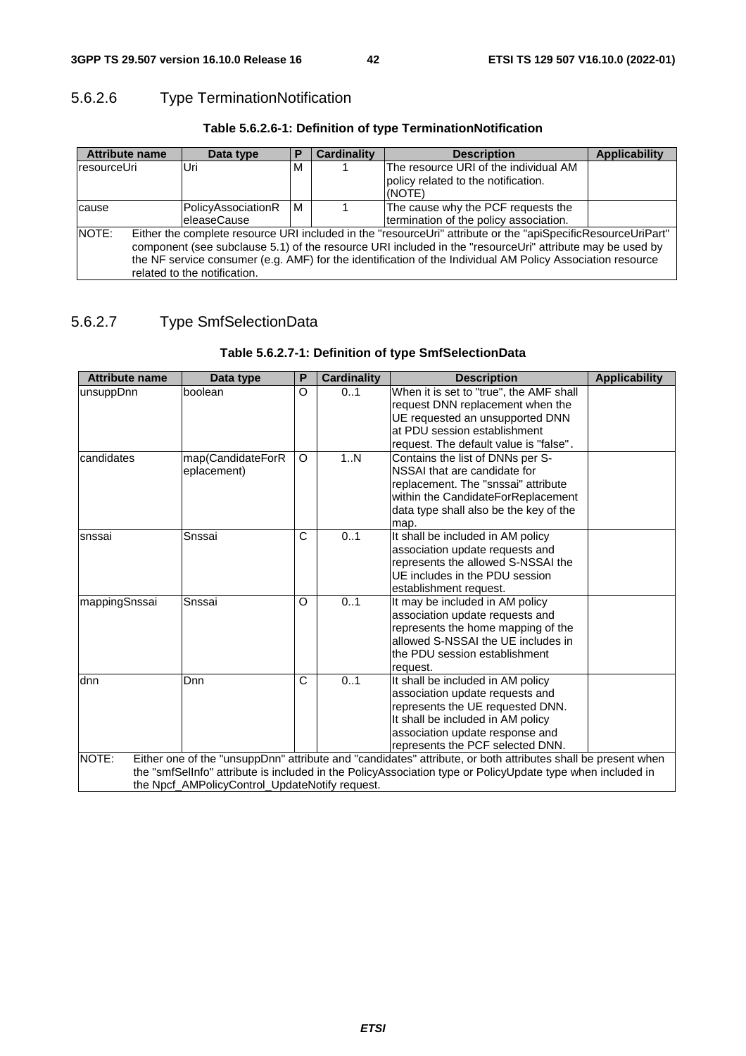#### 5.6.2.6 Type TerminationNotification

**Table 5.6.2.6-1: Definition of type TerminationNotification**

| Attribute name | Data type | P | Cardinality | Description | Applicability |
|---|---|---|---|---|---|
| resourceUri | Uri | M | 1 | The resource URI of the individual AM policy related to the notification. (NOTE) | |
| cause | PolicyAssociationReleaseCause | M | 1 | The cause why the PCF requests the termination of the policy association. | |
| NOTE: Either the complete resource URI included in the "resourceUri" attribute or the "apiSpecificResourceUriPart" component (see subclause 5.1) of the resource URI included in the "resourceUri" attribute may be used by the NF service consumer (e.g. AMF) for the identification of the Individual AM Policy Association resource related to the notification. | | | | | |

#### 5.6.2.7 Type SmfSelectionData

**Table 5.6.2.7-1: Definition of type SmfSelectionData**

| Attribute name | Data type | P | Cardinality | Description | Applicability |
|---|---|---|---|---|---|
| unsuppDnn | boolean | O | 0..1 | When it is set to "true", the AMF shall request DNN replacement when the UE requested an unsupported DNN at PDU session establishment request. The default value is "false". | |
| candidates | map(CandidateForReplacement) | O | 1..N | Contains the list of DNNs per S-NSSAI that are candidate for replacement. The "snssai" attribute within the CandidateForReplacement data type shall also be the key of the map. | |
| snssai | Snssai | C | 0..1 | It shall be included in AM policy association update requests and represents the allowed S-NSSAI the UE includes in the PDU session establishment request. | |
| mappingSnssai | Snssai | O | 0..1 | It may be included in AM policy association update requests and represents the home mapping of the allowed S-NSSAI the UE includes in the PDU session establishment request. | |
| dnn | Dnn | C | 0..1 | It shall be included in AM policy association update requests and represents the UE requested DNN. It shall be included in AM policy association update response and represents the PCF selected DNN. | |
| NOTE: Either one of the "unsuppDnn" attribute and "candidates" attribute, or both attributes shall be present when the "smfSelInfo" attribute is included in the PolicyAssociation type or PolicyUpdate type when included in the Npcf_AMPolicyControl_UpdateNotify request. | | | | | |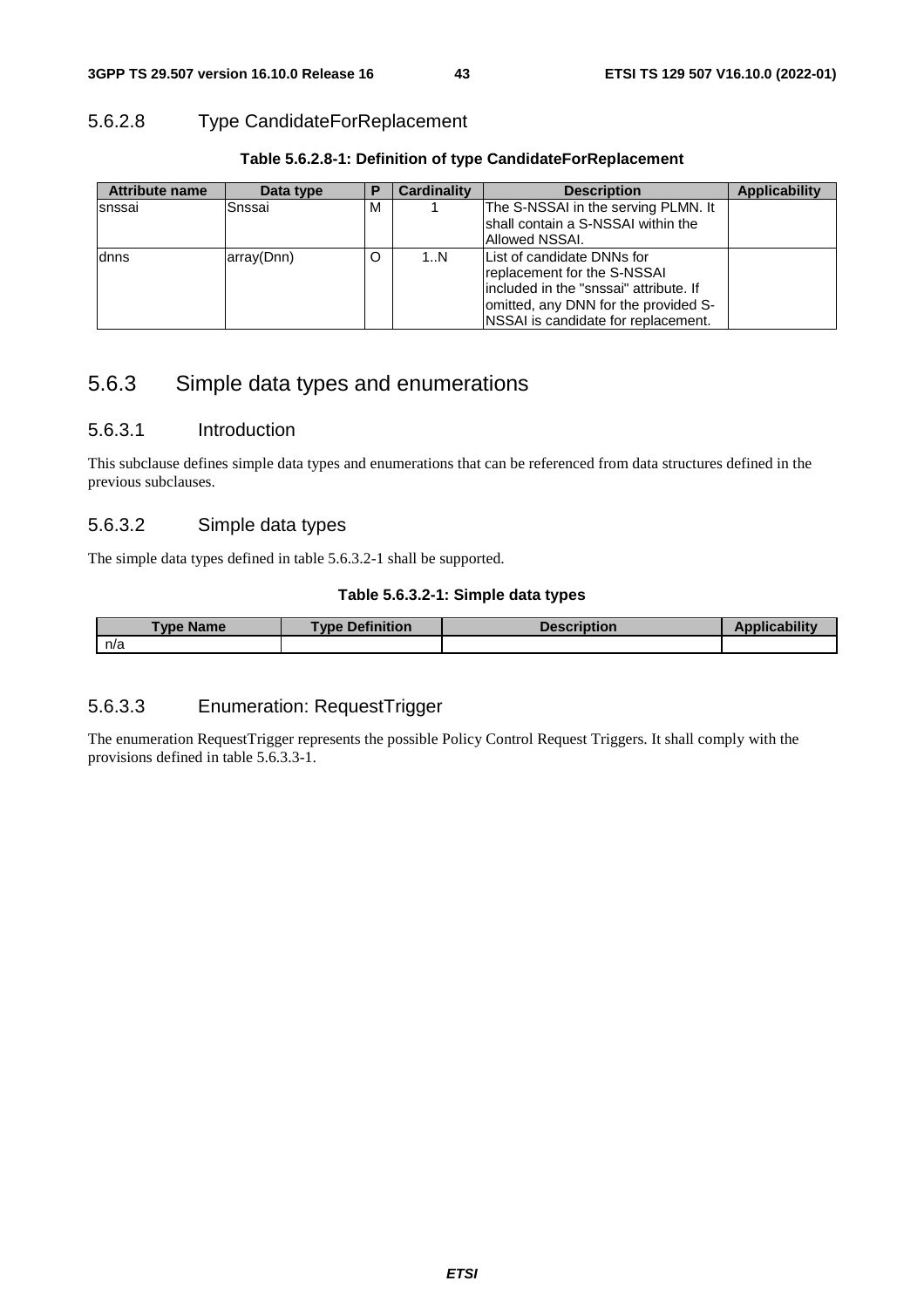### 5.6.2.8 Type CandidateForReplacement

**Table 5.6.2.8-1: Definition of type CandidateForReplacement**

| Attribute name | Data type | P | Cardinality | Description | Applicability |
|---|---|---|---|---|---|
| snssai | Snssai | M | 1 | The S-NSSAI in the serving PLMN. It shall contain a S-NSSAI within the Allowed NSSAI. | |
| dnns | array(Dnn) | O | 1..N | List of candidate DNNs for replacement for the S-NSSAI included in the "snssai" attribute. If omitted, any DNN for the provided S-NSSAI is candidate for replacement. | |

## 5.6.3 Simple data types and enumerations

### 5.6.3.1 Introduction

This subclause defines simple data types and enumerations that can be referenced from data structures defined in the previous subclauses.

### 5.6.3.2 Simple data types

The simple data types defined in table 5.6.3.2-1 shall be supported.

**Table 5.6.3.2-1: Simple data types**

| Type Name | Type Definition | Description | Applicability |
|---|---|---|---|
| n/a | | | |

### 5.6.3.3 Enumeration: RequestTrigger

The enumeration RequestTrigger represents the possible Policy Control Request Triggers. It shall comply with the provisions defined in table 5.6.3.3-1.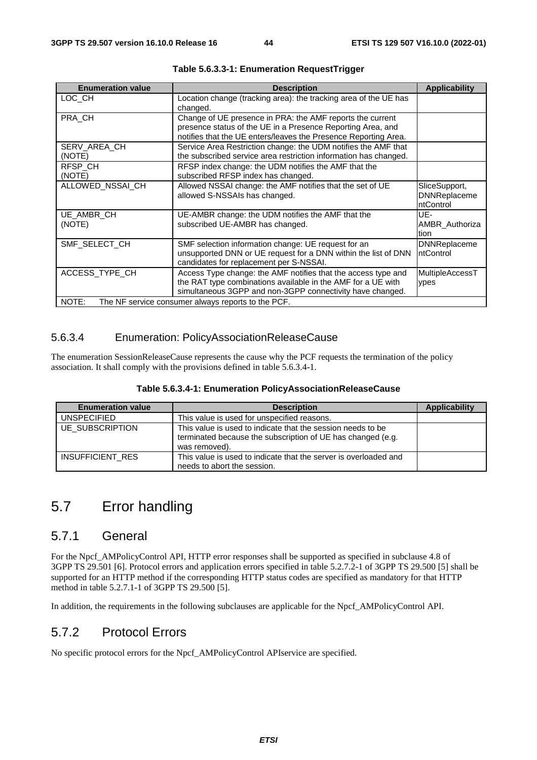**Table 5.6.3.3-1: Enumeration RequestTrigger**

| Enumeration value | Description | Applicability |
|---|---|---|
| LOC_CH | Location change (tracking area): the tracking area of the UE has changed. | |
| PRA_CH | Change of UE presence in PRA: the AMF reports the current presence status of the UE in a Presence Reporting Area, and notifies that the UE enters/leaves the Presence Reporting Area. | |
| SERV_AREA_CH (NOTE) | Service Area Restriction change: the UDM notifies the AMF that the subscribed service area restriction information has changed. | |
| RFSP_CH (NOTE) | RFSP index change: the UDM notifies the AMF that the subscribed RFSP index has changed. | |
| ALLOWED_NSSAI_CH | Allowed NSSAI change: the AMF notifies that the set of UE allowed S-NSSAIs has changed. | SliceSupport, DNNReplacementControl |
| UE_AMBR_CH (NOTE) | UE-AMBR change: the UDM notifies the AMF that the subscribed UE-AMBR has changed. | UE-AMBR_Authorization |
| SMF_SELECT_CH | SMF selection information change: UE request for an unsupported DNN or UE request for a DNN within the list of DNN candidates for replacement per S-NSSAI. | DNNReplacementControl |
| ACCESS_TYPE_CH | Access Type change: the AMF notifies that the access type and the RAT type combinations available in the AMF for a UE with simultaneous 3GPP and non-3GPP connectivity have changed. | MultipleAccessTypes |
| NOTE: The NF service consumer always reports to the PCF. | | |

### 5.6.3.4 Enumeration: PolicyAssociationReleaseCause

The enumeration SessionReleaseCause represents the cause why the PCF requests the termination of the policy association. It shall comply with the provisions defined in table 5.6.3.4-1.

**Table 5.6.3.4-1: Enumeration PolicyAssociationReleaseCause**

| Enumeration value | Description | Applicability |
|---|---|---|
| UNSPECIFIED | This value is used for unspecified reasons. | |
| UE_SUBSCRIPTION | This value is used to indicate that the session needs to be terminated because the subscription of UE has changed (e.g. was removed). | |
| INSUFFICIENT_RES | This value is used to indicate that the server is overloaded and needs to abort the session. | |

# 5.7 Error handling

## 5.7.1 General

For the Npcf_AMPolicyControl API, HTTP error responses shall be supported as specified in subclause 4.8 of 3GPP TS 29.501 [6]. Protocol errors and application errors specified in table 5.2.7.2-1 of 3GPP TS 29.500 [5] shall be supported for an HTTP method if the corresponding HTTP status codes are specified as mandatory for that HTTP method in table 5.2.7.1-1 of 3GPP TS 29.500 [5].

In addition, the requirements in the following subclauses are applicable for the Npcf_AMPolicyControl API.

## 5.7.2 Protocol Errors

No specific protocol errors for the Npcf_AMPolicyControl APIservice are specified.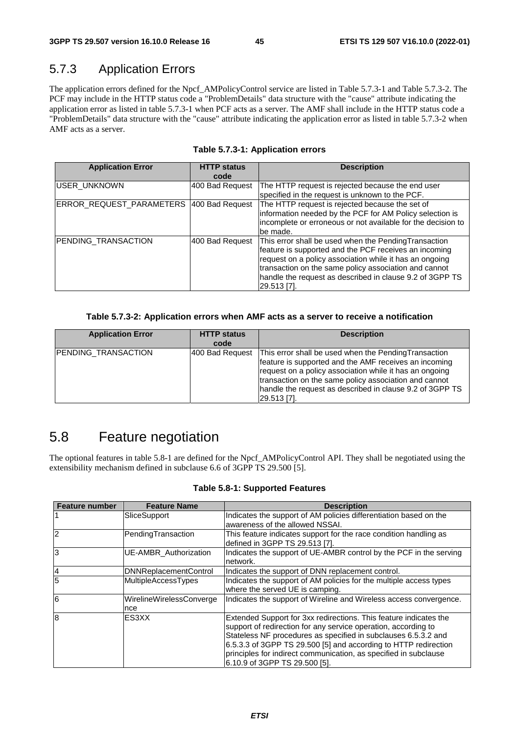### 5.7.3 Application Errors

The application errors defined for the Npcf_AMPolicyControl service are listed in Table 5.7.3-1 and Table 5.7.3-2. The PCF may include in the HTTP status code a "ProblemDetails" data structure with the "cause" attribute indicating the application error as listed in table 5.7.3-1 when PCF acts as a server. The AMF shall include in the HTTP status code a "ProblemDetails" data structure with the "cause" attribute indicating the application error as listed in table 5.7.3-2 when AMF acts as a server.

**Table 5.7.3-1: Application errors**

| Application Error | HTTP status code | Description |
|---|---|---|
| USER_UNKNOWN | 400 Bad Request | The HTTP request is rejected because the end user specified in the request is unknown to the PCF. |
| ERROR_REQUEST_PARAMETERS | 400 Bad Request | The HTTP request is rejected because the set of information needed by the PCF for AM Policy selection is incomplete or erroneous or not available for the decision to be made. |
| PENDING_TRANSACTION | 400 Bad Request | This error shall be used when the PendingTransaction feature is supported and the PCF receives an incoming request on a policy association while it has an ongoing transaction on the same policy association and cannot handle the request as described in clause 9.2 of 3GPP TS 29.513 [7]. |

**Table 5.7.3-2: Application errors when AMF acts as a server to receive a notification**

| Application Error | HTTP status code | Description |
|---|---|---|
| PENDING_TRANSACTION | 400 Bad Request | This error shall be used when the PendingTransaction feature is supported and the AMF receives an incoming request on a policy association while it has an ongoing transaction on the same policy association and cannot handle the request as described in clause 9.2 of 3GPP TS 29.513 [7]. |

## 5.8 Feature negotiation

The optional features in table 5.8-1 are defined for the Npcf_AMPolicyControl API. They shall be negotiated using the extensibility mechanism defined in subclause 6.6 of 3GPP TS 29.500 [5].

**Table 5.8-1: Supported Features**

| Feature number | Feature Name | Description |
|---|---|---|
| 1 | SliceSupport | Indicates the support of AM policies differentiation based on the awareness of the allowed NSSAI. |
| 2 | PendingTransaction | This feature indicates support for the race condition handling as defined in 3GPP TS 29.513 [7]. |
| 3 | UE-AMBR_Authorization | Indicates the support of UE-AMBR control by the PCF in the serving network. |
| 4 | DNNReplacementControl | Indicates the support of DNN replacement control. |
| 5 | MultipleAccessTypes | Indicates the support of AM policies for the multiple access types where the served UE is camping. |
| 6 | WirelineWirelessConvergence | Indicates the support of Wireline and Wireless access convergence. |
| 8 | ES3XX | Extended Support for 3xx redirections. This feature indicates the support of redirection for any service operation, according to Stateless NF procedures as specified in subclauses 6.5.3.2 and 6.5.3.3 of 3GPP TS 29.500 [5] and according to HTTP redirection principles for indirect communication, as specified in subclause 6.10.9 of 3GPP TS 29.500 [5]. |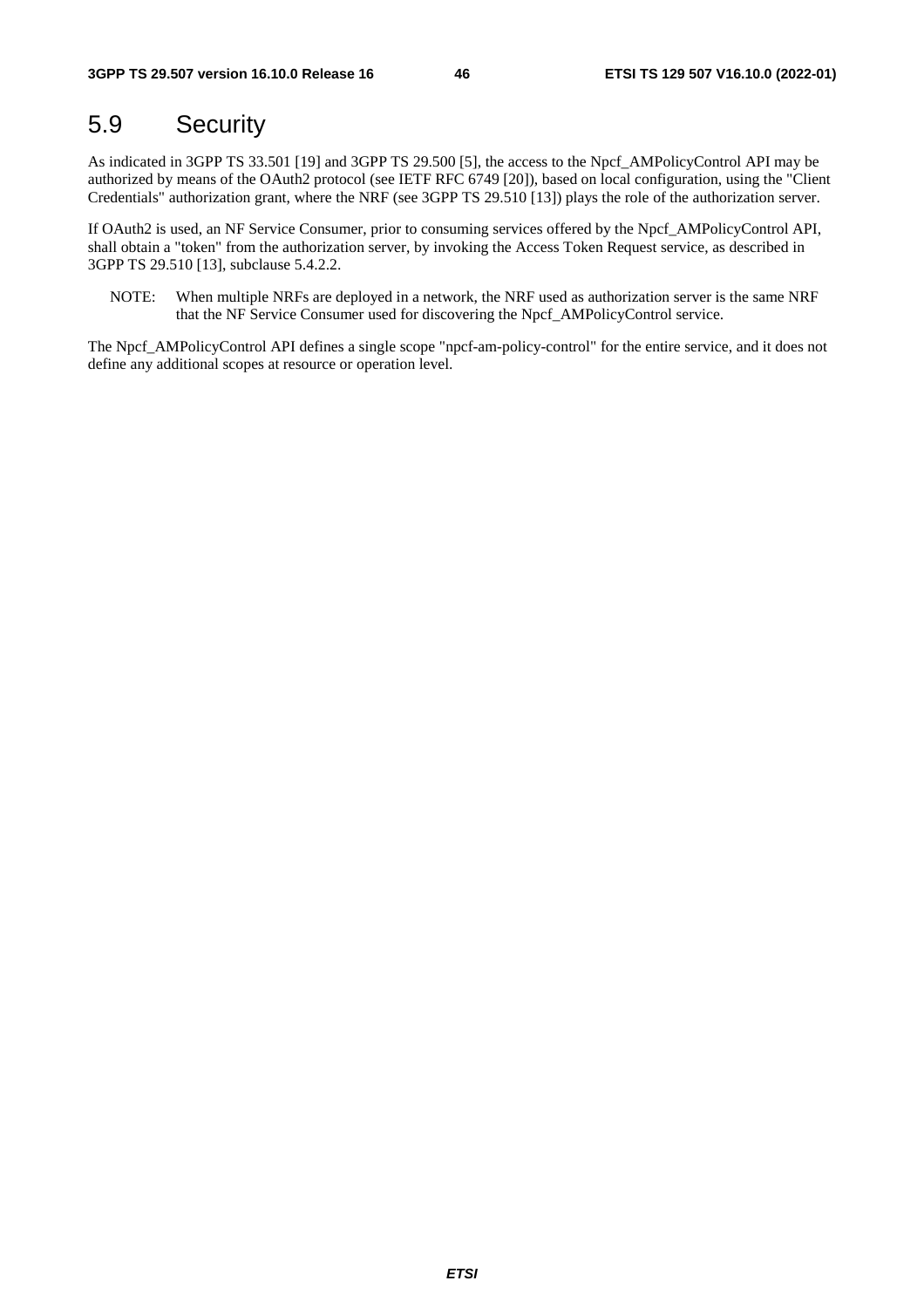## 5.9 Security

As indicated in 3GPP TS 33.501 [19] and 3GPP TS 29.500 [5], the access to the Npcf_AMPolicyControl API may be authorized by means of the OAuth2 protocol (see IETF RFC 6749 [20]), based on local configuration, using the "Client Credentials" authorization grant, where the NRF (see 3GPP TS 29.510 [13]) plays the role of the authorization server.

If OAuth2 is used, an NF Service Consumer, prior to consuming services offered by the Npcf_AMPolicyControl API, shall obtain a "token" from the authorization server, by invoking the Access Token Request service, as described in 3GPP TS 29.510 [13], subclause 5.4.2.2.

NOTE: When multiple NRFs are deployed in a network, the NRF used as authorization server is the same NRF that the NF Service Consumer used for discovering the Npcf_AMPolicyControl service.

The Npcf_AMPolicyControl API defines a single scope "npcf-am-policy-control" for the entire service, and it does not define any additional scopes at resource or operation level.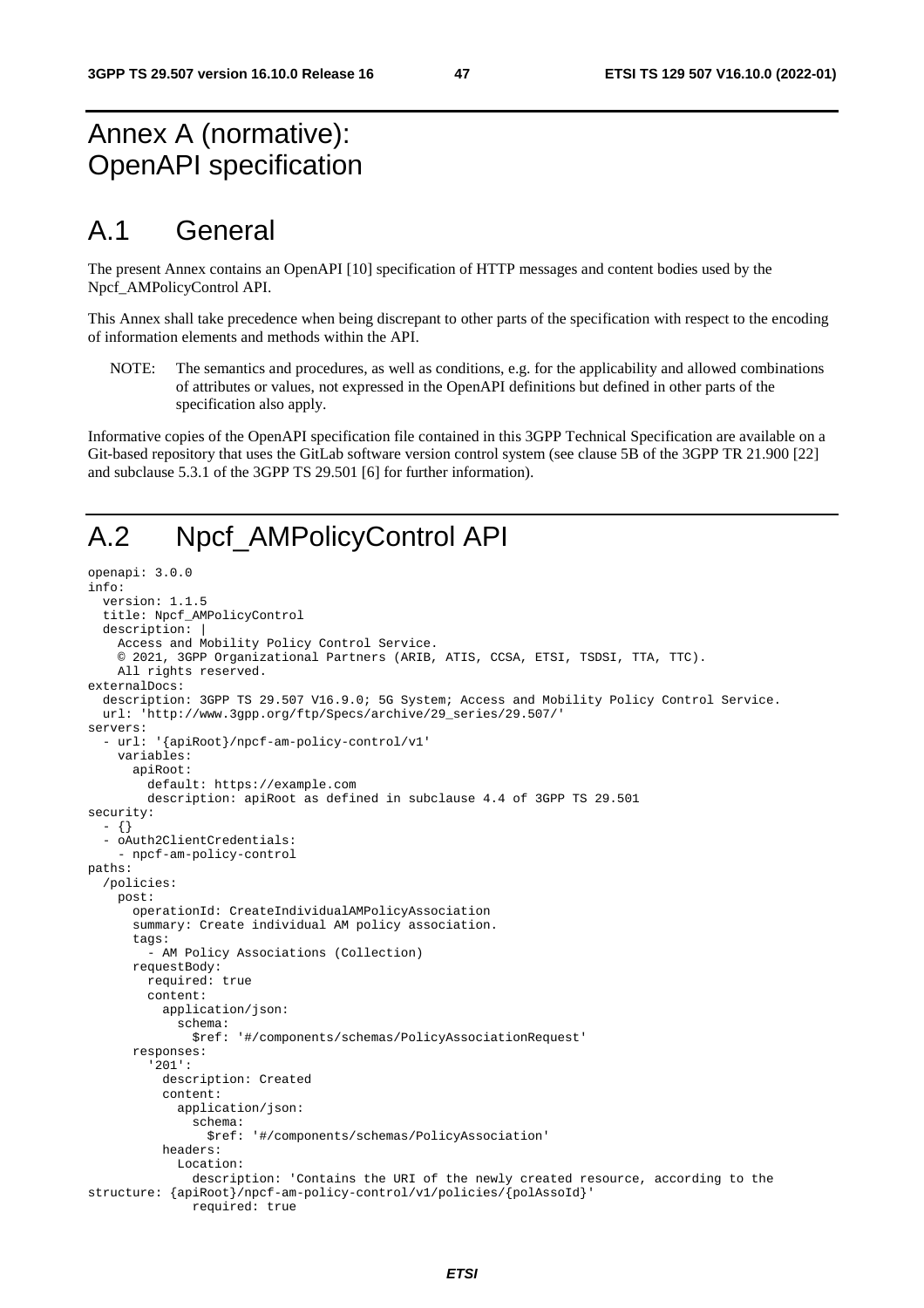# Annex A (normative): OpenAPI specification

# A.1 General

The present Annex contains an OpenAPI [10] specification of HTTP messages and content bodies used by the Npcf_AMPolicyControl API.

This Annex shall take precedence when being discrepant to other parts of the specification with respect to the encoding of information elements and methods within the API.

NOTE: The semantics and procedures, as well as conditions, e.g. for the applicability and allowed combinations of attributes or values, not expressed in the OpenAPI definitions but defined in other parts of the specification also apply.

Informative copies of the OpenAPI specification file contained in this 3GPP Technical Specification are available on a Git-based repository that uses the GitLab software version control system (see clause 5B of the 3GPP TR 21.900 [22] and subclause 5.3.1 of the 3GPP TS 29.501 [6] for further information).

# A.2 Npcf_AMPolicyControl API

```
openapi: 3.0.0
info:
  version: 1.1.5
  title: Npcf_AMPolicyControl
  description: |
    Access and Mobility Policy Control Service.
    © 2021, 3GPP Organizational Partners (ARIB, ATIS, CCSA, ETSI, TSDSI, TTA, TTC).
    All rights reserved.
externalDocs:
  description: 3GPP TS 29.507 V16.9.0; 5G System; Access and Mobility Policy Control Service.
  url: 'http://www.3gpp.org/ftp/Specs/archive/29_series/29.507/'
servers:
  - url: '{apiRoot}/npcf-am-policy-control/v1'
    variables:
      apiRoot:
        default: https://example.com
        description: apiRoot as defined in subclause 4.4 of 3GPP TS 29.501
security:
  - {}
  - oAuth2ClientCredentials:
    - npcf-am-policy-control
paths:
  /policies:
    post:
      operationId: CreateIndividualAMPolicyAssociation
      summary: Create individual AM policy association.
      tags:
        - AM Policy Associations (Collection)
      requestBody:
        required: true
        content:
          application/json:
            schema:
              $ref: '#/components/schemas/PolicyAssociationRequest'
      responses:
        '201':
          description: Created
          content:
            application/json:
              schema:
                $ref: '#/components/schemas/PolicyAssociation'
          headers:
            Location:
              description: 'Contains the URI of the newly created resource, according to the structure: {apiRoot}/npcf-am-policy-control/v1/policies/{polAssoId}'
              required: true
```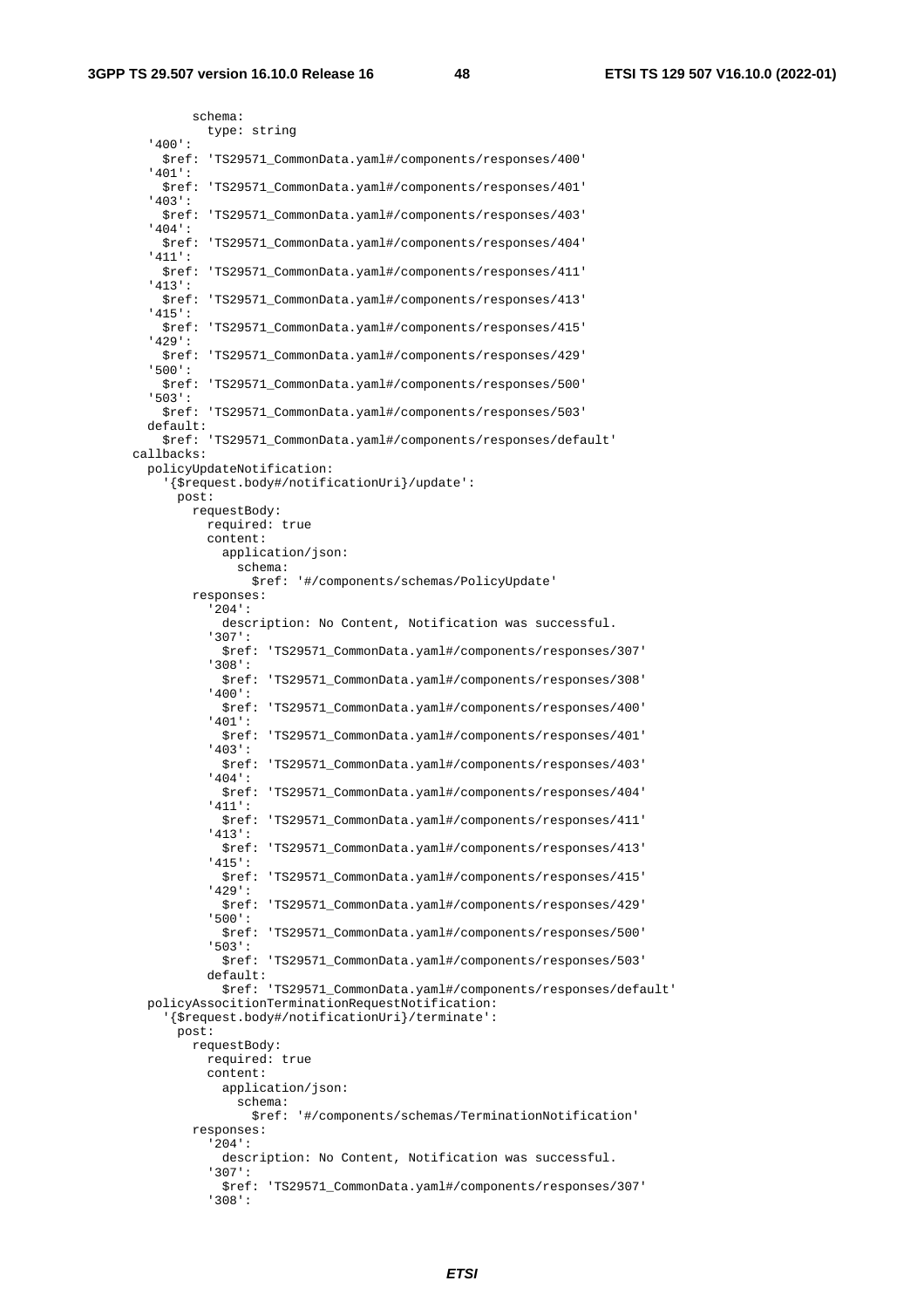```
            schema:
              type: string
        '400':
          $ref: 'TS29571_CommonData.yaml#/components/responses/400'
        '401':
          $ref: 'TS29571_CommonData.yaml#/components/responses/401'
        '403':
          $ref: 'TS29571_CommonData.yaml#/components/responses/403'
        '404':
          $ref: 'TS29571_CommonData.yaml#/components/responses/404'
        '411':
          $ref: 'TS29571_CommonData.yaml#/components/responses/411'
        '413':
          $ref: 'TS29571_CommonData.yaml#/components/responses/413'
        '415':
          $ref: 'TS29571_CommonData.yaml#/components/responses/415'
        '429':
          $ref: 'TS29571_CommonData.yaml#/components/responses/429'
        '500':
          $ref: 'TS29571_CommonData.yaml#/components/responses/500'
        '503':
          $ref: 'TS29571_CommonData.yaml#/components/responses/503'
        default:
          $ref: 'TS29571_CommonData.yaml#/components/responses/default'
      callbacks:
        policyUpdateNotification:
          '{$request.body#/notificationUri}/update':
            post:
              requestBody:
                required: true
                content:
                  application/json:
                    schema:
                      $ref: '#/components/schemas/PolicyUpdate'
              responses:
                '204':
                  description: No Content, Notification was successful.
                '307':
                  $ref: 'TS29571_CommonData.yaml#/components/responses/307'
                '308':
                  $ref: 'TS29571_CommonData.yaml#/components/responses/308'
                '400':
                  $ref: 'TS29571_CommonData.yaml#/components/responses/400'
                '401':
                  $ref: 'TS29571_CommonData.yaml#/components/responses/401'
                '403':
                  $ref: 'TS29571_CommonData.yaml#/components/responses/403'
                '404':
                  $ref: 'TS29571_CommonData.yaml#/components/responses/404'
                '411':
                  $ref: 'TS29571_CommonData.yaml#/components/responses/411'
                '413':
                  $ref: 'TS29571_CommonData.yaml#/components/responses/413'
                '415':
                  $ref: 'TS29571_CommonData.yaml#/components/responses/415'
                '429':
                  $ref: 'TS29571_CommonData.yaml#/components/responses/429'
                '500':
                  $ref: 'TS29571_CommonData.yaml#/components/responses/500'
                '503':
                  $ref: 'TS29571_CommonData.yaml#/components/responses/503'
                default:
                  $ref: 'TS29571_CommonData.yaml#/components/responses/default'
        policyAssocitionTerminationRequestNotification:
          '{$request.body#/notificationUri}/terminate':
            post:
              requestBody:
                required: true
                content:
                  application/json:
                    schema:
                      $ref: '#/components/schemas/TerminationNotification'
              responses:
                '204':
                  description: No Content, Notification was successful.
                '307':
                  $ref: 'TS29571_CommonData.yaml#/components/responses/307'
                '308':
```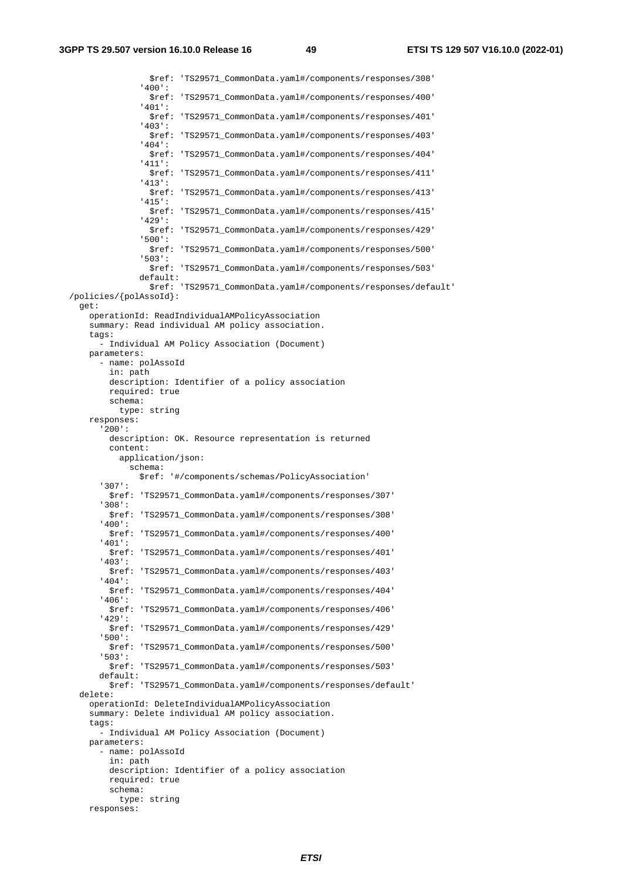```
              $ref: 'TS29571_CommonData.yaml#/components/responses/308'
            '400':
              $ref: 'TS29571_CommonData.yaml#/components/responses/400'
            '401':
              $ref: 'TS29571_CommonData.yaml#/components/responses/401'
            '403':
              $ref: 'TS29571_CommonData.yaml#/components/responses/403'
            '404':
              $ref: 'TS29571_CommonData.yaml#/components/responses/404'
            '411':
              $ref: 'TS29571_CommonData.yaml#/components/responses/411'
            '413':
              $ref: 'TS29571_CommonData.yaml#/components/responses/413'
            '415':
              $ref: 'TS29571_CommonData.yaml#/components/responses/415'
            '429':
              $ref: 'TS29571_CommonData.yaml#/components/responses/429'
            '500':
              $ref: 'TS29571_CommonData.yaml#/components/responses/500'
            '503':
              $ref: 'TS29571_CommonData.yaml#/components/responses/503'
            default:
              $ref: 'TS29571_CommonData.yaml#/components/responses/default'
  /policies/{polAssoId}:
    get:
      operationId: ReadIndividualAMPolicyAssociation
      summary: Read individual AM policy association.
      tags:
        - Individual AM Policy Association (Document)
      parameters:
        - name: polAssoId
          in: path
          description: Identifier of a policy association
          required: true
          schema:
            type: string
      responses:
        '200':
          description: OK. Resource representation is returned
          content:
            application/json:
              schema:
                $ref: '#/components/schemas/PolicyAssociation'
        '307':
          $ref: 'TS29571_CommonData.yaml#/components/responses/307'
        '308':
          $ref: 'TS29571_CommonData.yaml#/components/responses/308'
        '400':
          $ref: 'TS29571_CommonData.yaml#/components/responses/400'
        '401':
          $ref: 'TS29571_CommonData.yaml#/components/responses/401'
        '403':
          $ref: 'TS29571_CommonData.yaml#/components/responses/403'
        '404':
          $ref: 'TS29571_CommonData.yaml#/components/responses/404'
        '406':
          $ref: 'TS29571_CommonData.yaml#/components/responses/406'
        '429':
          $ref: 'TS29571_CommonData.yaml#/components/responses/429'
        '500':
          $ref: 'TS29571_CommonData.yaml#/components/responses/500'
        '503':
          $ref: 'TS29571_CommonData.yaml#/components/responses/503'
        default:
          $ref: 'TS29571_CommonData.yaml#/components/responses/default'
    delete:
      operationId: DeleteIndividualAMPolicyAssociation
      summary: Delete individual AM policy association.
      tags:
        - Individual AM Policy Association (Document)
      parameters:
        - name: polAssoId
          in: path
          description: Identifier of a policy association
          required: true
          schema:
            type: string
      responses:
```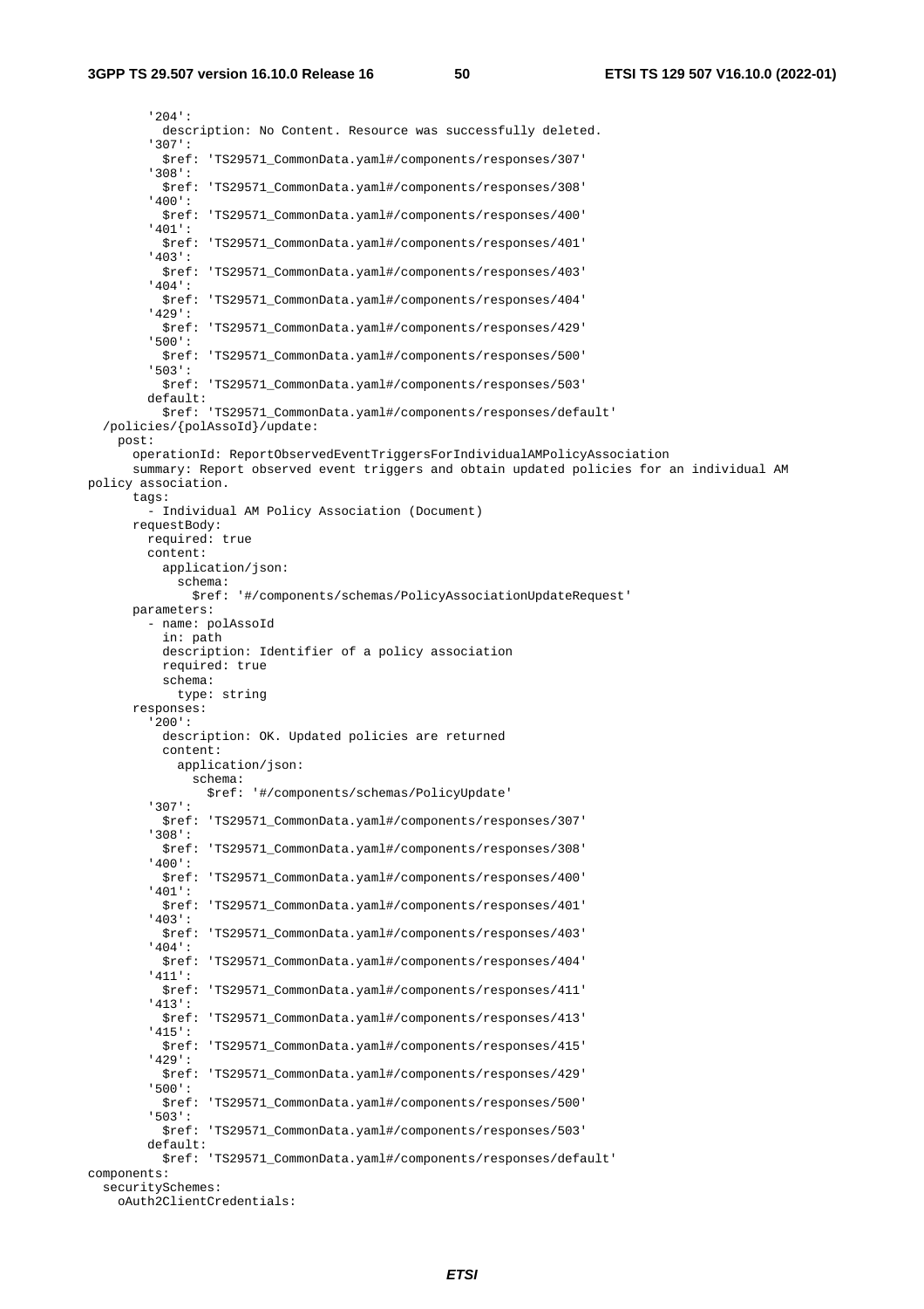```
        '204':
          description: No Content. Resource was successfully deleted.
        '307':
          $ref: 'TS29571_CommonData.yaml#/components/responses/307'
        '308':
          $ref: 'TS29571_CommonData.yaml#/components/responses/308'
        '400':
          $ref: 'TS29571_CommonData.yaml#/components/responses/400'
        '401':
          $ref: 'TS29571_CommonData.yaml#/components/responses/401'
        '403':
          $ref: 'TS29571_CommonData.yaml#/components/responses/403'
        '404':
          $ref: 'TS29571_CommonData.yaml#/components/responses/404'
        '429':
          $ref: 'TS29571_CommonData.yaml#/components/responses/429'
        '500':
          $ref: 'TS29571_CommonData.yaml#/components/responses/500'
        '503':
          $ref: 'TS29571_CommonData.yaml#/components/responses/503'
        default:
          $ref: 'TS29571_CommonData.yaml#/components/responses/default'
  /policies/{polAssoId}/update:
    post:
      operationId: ReportObservedEventTriggersForIndividualAMPolicyAssociation
      summary: Report observed event triggers and obtain updated policies for an individual AM
policy association.
      tags:
        - Individual AM Policy Association (Document)
      requestBody:
        required: true
        content:
          application/json:
            schema:
              $ref: '#/components/schemas/PolicyAssociationUpdateRequest'
      parameters:
        - name: polAssoId
          in: path
          description: Identifier of a policy association
          required: true
          schema:
            type: string
      responses:
        '200':
          description: OK. Updated policies are returned
          content:
            application/json:
              schema:
                $ref: '#/components/schemas/PolicyUpdate'
        '307':
          $ref: 'TS29571_CommonData.yaml#/components/responses/307'
        '308':
          $ref: 'TS29571_CommonData.yaml#/components/responses/308'
        '400':
          $ref: 'TS29571_CommonData.yaml#/components/responses/400'
        '401':
          $ref: 'TS29571_CommonData.yaml#/components/responses/401'
        '403':
          $ref: 'TS29571_CommonData.yaml#/components/responses/403'
        '404':
          $ref: 'TS29571_CommonData.yaml#/components/responses/404'
        '411':
          $ref: 'TS29571_CommonData.yaml#/components/responses/411'
        '413':
          $ref: 'TS29571_CommonData.yaml#/components/responses/413'
        '415':
          $ref: 'TS29571_CommonData.yaml#/components/responses/415'
        '429':
          $ref: 'TS29571_CommonData.yaml#/components/responses/429'
        '500':
          $ref: 'TS29571_CommonData.yaml#/components/responses/500'
        '503':
          $ref: 'TS29571_CommonData.yaml#/components/responses/503'
        default:
          $ref: 'TS29571_CommonData.yaml#/components/responses/default'
components:
  securitySchemes:
    oAuth2ClientCredentials:
```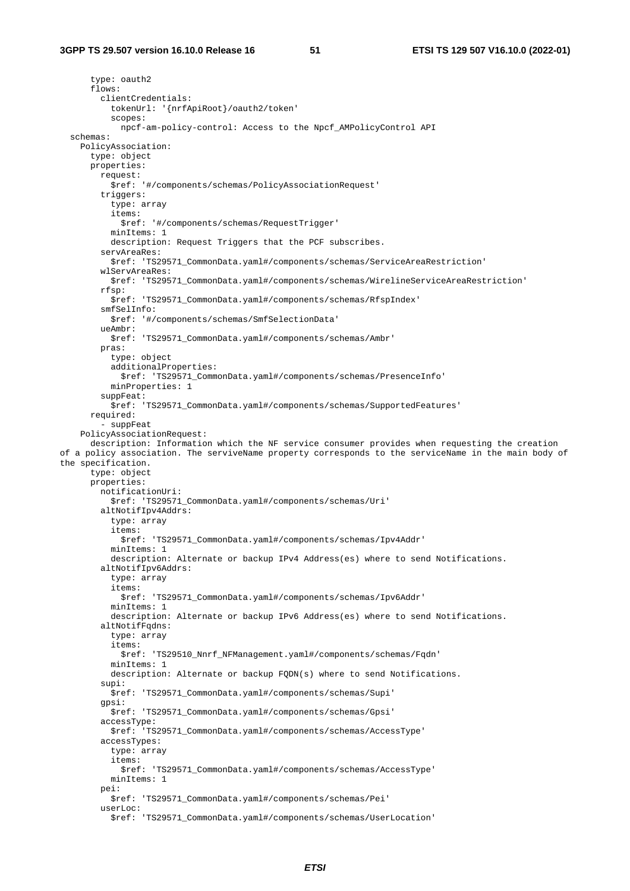```
      type: oauth2
      flows:
        clientCredentials:
          tokenUrl: '{nrfApiRoot}/oauth2/token'
          scopes:
            npcf-am-policy-control: Access to the Npcf_AMPolicyControl API
  schemas:
    PolicyAssociation:
      type: object
      properties:
        request:
          $ref: '#/components/schemas/PolicyAssociationRequest'
        triggers:
          type: array
          items:
            $ref: '#/components/schemas/RequestTrigger'
          minItems: 1
          description: Request Triggers that the PCF subscribes.
        servAreaRes:
          $ref: 'TS29571_CommonData.yaml#/components/schemas/ServiceAreaRestriction'
        wlServAreaRes:
          $ref: 'TS29571_CommonData.yaml#/components/schemas/WirelineServiceAreaRestriction'
        rfsp:
          $ref: 'TS29571_CommonData.yaml#/components/schemas/RfspIndex'
        smfSelInfo:
          $ref: '#/components/schemas/SmfSelectionData'
        ueAmbr:
          $ref: 'TS29571_CommonData.yaml#/components/schemas/Ambr'
        pras:
          type: object
          additionalProperties:
            $ref: 'TS29571_CommonData.yaml#/components/schemas/PresenceInfo'
          minProperties: 1
        suppFeat:
          $ref: 'TS29571_CommonData.yaml#/components/schemas/SupportedFeatures'
      required:
        - suppFeat
    PolicyAssociationRequest:
      description: Information which the NF service consumer provides when requesting the creation
of a policy association. The serviveName property corresponds to the serviceName in the main body of
the specification.
      type: object
      properties:
        notificationUri:
          $ref: 'TS29571_CommonData.yaml#/components/schemas/Uri'
        altNotifIpv4Addrs:
          type: array
          items:
            $ref: 'TS29571_CommonData.yaml#/components/schemas/Ipv4Addr'
          minItems: 1
          description: Alternate or backup IPv4 Address(es) where to send Notifications.
        altNotifIpv6Addrs:
          type: array
          items:
            $ref: 'TS29571_CommonData.yaml#/components/schemas/Ipv6Addr'
          minItems: 1
          description: Alternate or backup IPv6 Address(es) where to send Notifications.
        altNotifFqdns:
          type: array
          items:
            $ref: 'TS29510_Nnrf_NFManagement.yaml#/components/schemas/Fqdn'
          minItems: 1
          description: Alternate or backup FQDN(s) where to send Notifications.
        supi:
          $ref: 'TS29571_CommonData.yaml#/components/schemas/Supi'
        gpsi:
          $ref: 'TS29571_CommonData.yaml#/components/schemas/Gpsi'
        accessType:
          $ref: 'TS29571_CommonData.yaml#/components/schemas/AccessType'
        accessTypes:
          type: array
          items:
            $ref: 'TS29571_CommonData.yaml#/components/schemas/AccessType'
          minItems: 1
        pei:
          $ref: 'TS29571_CommonData.yaml#/components/schemas/Pei'
        userLoc:
          $ref: 'TS29571_CommonData.yaml#/components/schemas/UserLocation'
```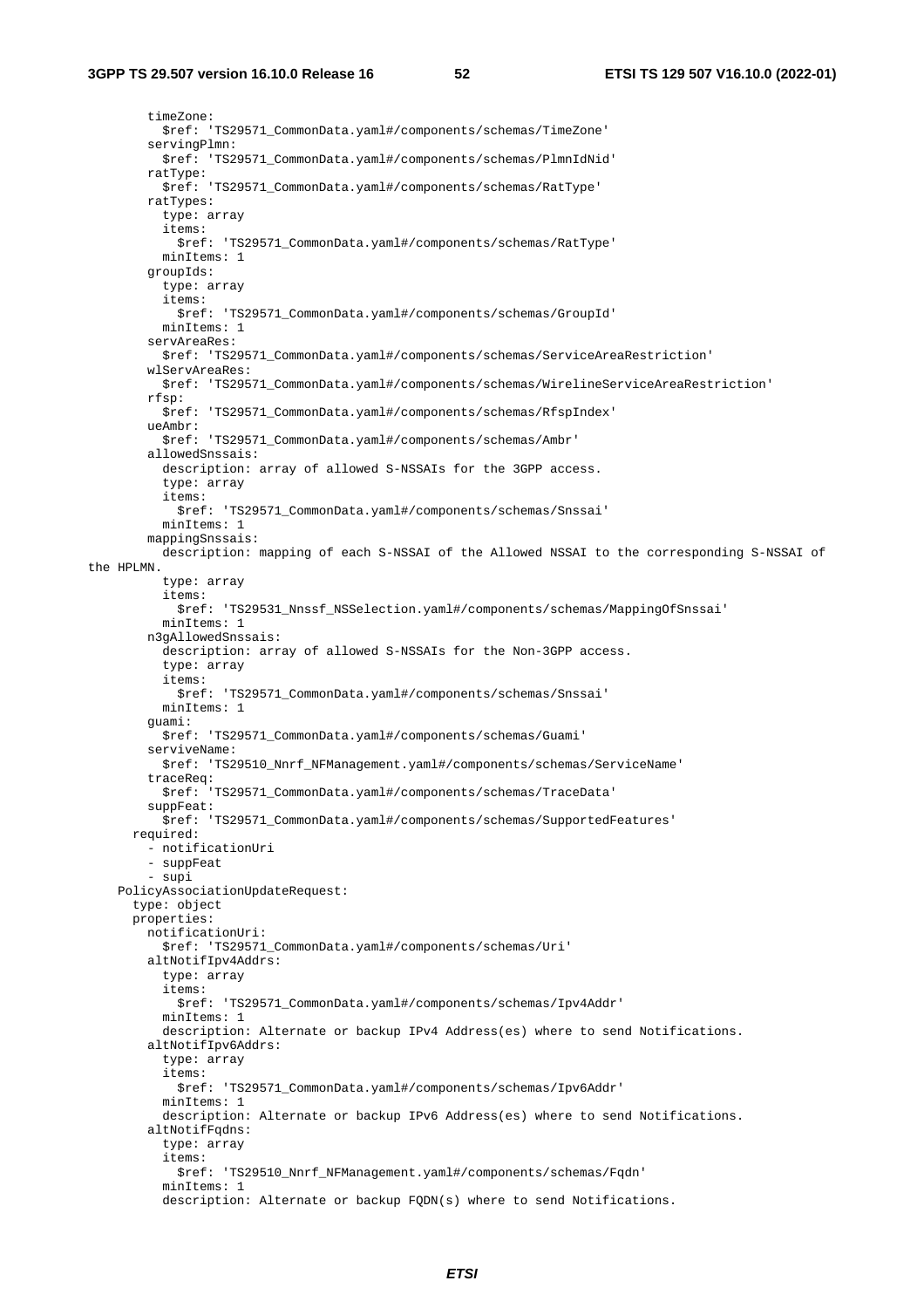```
        timeZone:
          $ref: 'TS29571_CommonData.yaml#/components/schemas/TimeZone'
        servingPlmn:
          $ref: 'TS29571_CommonData.yaml#/components/schemas/PlmnIdNid'
        ratType:
          $ref: 'TS29571_CommonData.yaml#/components/schemas/RatType'
        ratTypes:
          type: array
          items:
            $ref: 'TS29571_CommonData.yaml#/components/schemas/RatType'
          minItems: 1
        groupIds:
          type: array
          items:
            $ref: 'TS29571_CommonData.yaml#/components/schemas/GroupId'
          minItems: 1
        servAreaRes:
          $ref: 'TS29571_CommonData.yaml#/components/schemas/ServiceAreaRestriction'
        wlServAreaRes:
          $ref: 'TS29571_CommonData.yaml#/components/schemas/WirelineServiceAreaRestriction'
        rfsp:
          $ref: 'TS29571_CommonData.yaml#/components/schemas/RfspIndex'
        ueAmbr:
          $ref: 'TS29571_CommonData.yaml#/components/schemas/Ambr'
        allowedSnssais:
          description: array of allowed S-NSSAIs for the 3GPP access.
          type: array
          items:
            $ref: 'TS29571_CommonData.yaml#/components/schemas/Snssai'
          minItems: 1
        mappingSnssais:
          description: mapping of each S-NSSAI of the Allowed NSSAI to the corresponding S-NSSAI of
the HPLMN.
          type: array
          items:
            $ref: 'TS29531_Nnssf_NSSelection.yaml#/components/schemas/MappingOfSnssai'
          minItems: 1
        n3gAllowedSnssais:
          description: array of allowed S-NSSAIs for the Non-3GPP access.
          type: array
          items:
            $ref: 'TS29571_CommonData.yaml#/components/schemas/Snssai'
          minItems: 1
        guami:
          $ref: 'TS29571_CommonData.yaml#/components/schemas/Guami'
        serviveName:
          $ref: 'TS29510_Nnrf_NFManagement.yaml#/components/schemas/ServiceName'
        traceReq:
          $ref: 'TS29571_CommonData.yaml#/components/schemas/TraceData'
        suppFeat:
          $ref: 'TS29571_CommonData.yaml#/components/schemas/SupportedFeatures'
      required:
        - notificationUri
        - suppFeat
        - supi
    PolicyAssociationUpdateRequest:
      type: object
      properties:
        notificationUri:
          $ref: 'TS29571_CommonData.yaml#/components/schemas/Uri'
        altNotifIpv4Addrs:
          type: array
          items:
            $ref: 'TS29571_CommonData.yaml#/components/schemas/Ipv4Addr'
          minItems: 1
          description: Alternate or backup IPv4 Address(es) where to send Notifications.
        altNotifIpv6Addrs:
          type: array
          items:
            $ref: 'TS29571_CommonData.yaml#/components/schemas/Ipv6Addr'
          minItems: 1
          description: Alternate or backup IPv6 Address(es) where to send Notifications.
        altNotifFqdns:
          type: array
          items:
            $ref: 'TS29510_Nnrf_NFManagement.yaml#/components/schemas/Fqdn'
          minItems: 1
          description: Alternate or backup FQDN(s) where to send Notifications.
```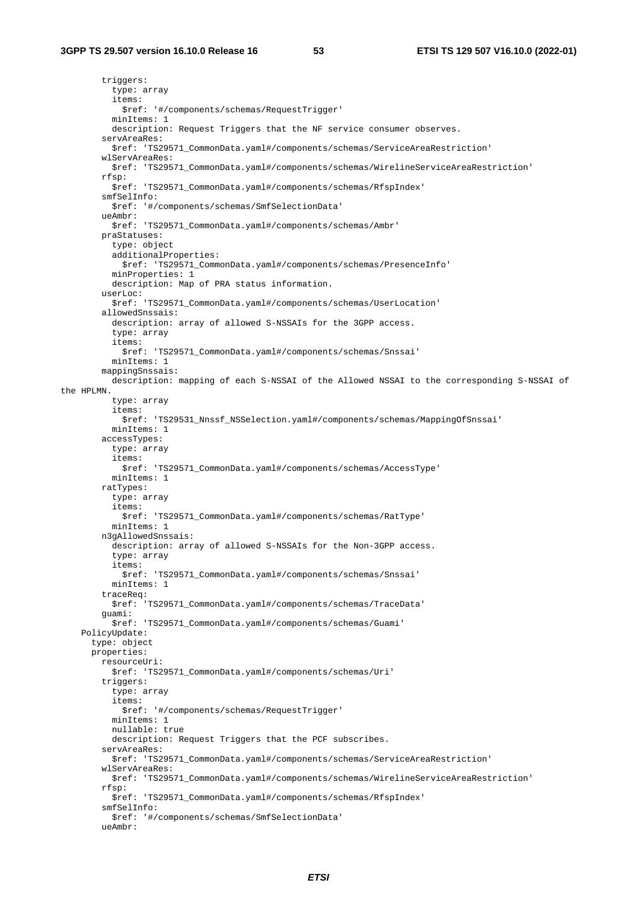```yaml
        triggers:
          type: array
          items:
            $ref: '#/components/schemas/RequestTrigger'
          minItems: 1
          description: Request Triggers that the NF service consumer observes.
        servAreaRes:
          $ref: 'TS29571_CommonData.yaml#/components/schemas/ServiceAreaRestriction'
        wlServAreaRes:
          $ref: 'TS29571_CommonData.yaml#/components/schemas/WirelineServiceAreaRestriction'
        rfsp:
          $ref: 'TS29571_CommonData.yaml#/components/schemas/RfspIndex'
        smfSelInfo:
          $ref: '#/components/schemas/SmfSelectionData'
        ueAmbr:
          $ref: 'TS29571_CommonData.yaml#/components/schemas/Ambr'
        praStatuses:
          type: object
          additionalProperties:
            $ref: 'TS29571_CommonData.yaml#/components/schemas/PresenceInfo'
          minProperties: 1
          description: Map of PRA status information.
        userLoc:
          $ref: 'TS29571_CommonData.yaml#/components/schemas/UserLocation'
        allowedSnssais:
          description: array of allowed S-NSSAIs for the 3GPP access.
          type: array
          items:
            $ref: 'TS29571_CommonData.yaml#/components/schemas/Snssai'
          minItems: 1
        mappingSnssais:
          description: mapping of each S-NSSAI of the Allowed NSSAI to the corresponding S-NSSAI of 
the HPLMN.
          type: array
          items:
            $ref: 'TS29531_Nnssf_NSSelection.yaml#/components/schemas/MappingOfSnssai'
          minItems: 1
        accessTypes:
          type: array
          items:
            $ref: 'TS29571_CommonData.yaml#/components/schemas/AccessType'
          minItems: 1
        ratTypes:
          type: array
          items:
            $ref: 'TS29571_CommonData.yaml#/components/schemas/RatType'
          minItems: 1
        n3gAllowedSnssais:
          description: array of allowed S-NSSAIs for the Non-3GPP access.
          type: array
          items:
            $ref: 'TS29571_CommonData.yaml#/components/schemas/Snssai'
          minItems: 1
        traceReq:
          $ref: 'TS29571_CommonData.yaml#/components/schemas/TraceData'
        guami:
          $ref: 'TS29571_CommonData.yaml#/components/schemas/Guami'
    PolicyUpdate:
      type: object
      properties:
        resourceUri:
          $ref: 'TS29571_CommonData.yaml#/components/schemas/Uri'
        triggers:
          type: array
          items:
            $ref: '#/components/schemas/RequestTrigger'
          minItems: 1
          nullable: true
          description: Request Triggers that the PCF subscribes.
        servAreaRes:
          $ref: 'TS29571_CommonData.yaml#/components/schemas/ServiceAreaRestriction'
        wlServAreaRes:
          $ref: 'TS29571_CommonData.yaml#/components/schemas/WirelineServiceAreaRestriction'
        rfsp:
          $ref: 'TS29571_CommonData.yaml#/components/schemas/RfspIndex'
        smfSelInfo:
          $ref: '#/components/schemas/SmfSelectionData'
        ueAmbr:
```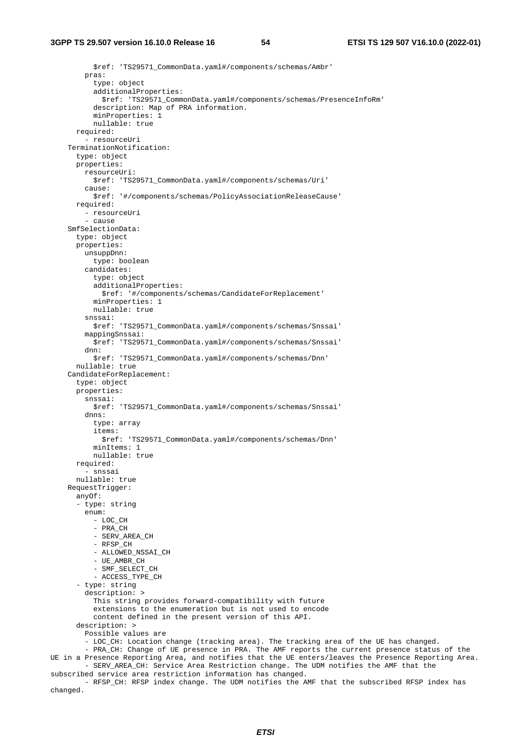```
          $ref: 'TS29571_CommonData.yaml#/components/schemas/Ambr'
        pras:
          type: object
          additionalProperties:
            $ref: 'TS29571_CommonData.yaml#/components/schemas/PresenceInfoRm'
          description: Map of PRA information.
          minProperties: 1
          nullable: true
      required:
        - resourceUri
    TerminationNotification:
      type: object
      properties:
        resourceUri:
          $ref: 'TS29571_CommonData.yaml#/components/schemas/Uri'
        cause:
          $ref: '#/components/schemas/PolicyAssociationReleaseCause'
      required:
        - resourceUri
        - cause
    SmfSelectionData:
      type: object
      properties:
        unsuppDnn:
          type: boolean
        candidates:
          type: object
          additionalProperties:
            $ref: '#/components/schemas/CandidateForReplacement'
          minProperties: 1
          nullable: true
        snssai:
          $ref: 'TS29571_CommonData.yaml#/components/schemas/Snssai'
        mappingSnssai:
          $ref: 'TS29571_CommonData.yaml#/components/schemas/Snssai'
        dnn:
          $ref: 'TS29571_CommonData.yaml#/components/schemas/Dnn'
      nullable: true
    CandidateForReplacement:
      type: object
      properties:
        snssai:
          $ref: 'TS29571_CommonData.yaml#/components/schemas/Snssai'
        dnns:
          type: array
          items:
            $ref: 'TS29571_CommonData.yaml#/components/schemas/Dnn'
          minItems: 1
          nullable: true
      required:
        - snssai
      nullable: true
    RequestTrigger:
      anyOf:
      - type: string
        enum:
          - LOC_CH
          - PRA_CH
          - SERV_AREA_CH
          - RFSP_CH
          - ALLOWED_NSSAI_CH
          - UE_AMBR_CH
          - SMF_SELECT_CH
          - ACCESS_TYPE_CH
      - type: string
        description: >
          This string provides forward-compatibility with future
          extensions to the enumeration but is not used to encode
          content defined in the present version of this API.
      description: >
        Possible values are
        - LOC_CH: Location change (tracking area). The tracking area of the UE has changed.
        - PRA_CH: Change of UE presence in PRA. The AMF reports the current presence status of the UE in a Presence Reporting Area, and notifies that the UE enters/leaves the Presence Reporting Area.
        - SERV_AREA_CH: Service Area Restriction change. The UDM notifies the AMF that the subscribed service area restriction information has changed.
        - RFSP_CH: RFSP index change. The UDM notifies the AMF that the subscribed RFSP index has changed.
```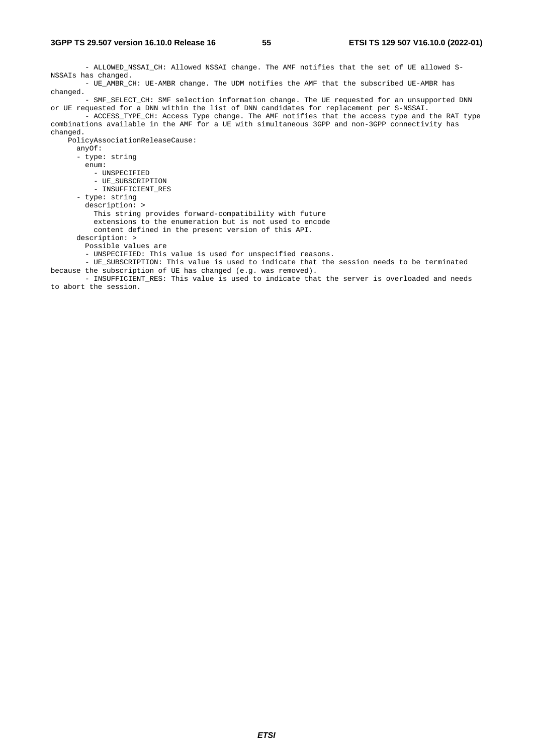```
        - ALLOWED_NSSAI_CH: Allowed NSSAI change. The AMF notifies that the set of UE allowed S-NSSAIs has changed.
        - UE_AMBR_CH: UE-AMBR change. The UDM notifies the AMF that the subscribed UE-AMBR has changed.
        - SMF_SELECT_CH: SMF selection information change. The UE requested for an unsupported DNN or UE requested for a DNN within the list of DNN candidates for replacement per S-NSSAI.
        - ACCESS_TYPE_CH: Access Type change. The AMF notifies that the access type and the RAT type combinations available in the AMF for a UE with simultaneous 3GPP and non-3GPP connectivity has changed.
    PolicyAssociationReleaseCause:
      anyOf:
      - type: string
        enum:
          - UNSPECIFIED
          - UE_SUBSCRIPTION
          - INSUFFICIENT_RES
      - type: string
        description: >
          This string provides forward-compatibility with future
          extensions to the enumeration but is not used to encode
          content defined in the present version of this API.
      description: >
        Possible values are
        - UNSPECIFIED: This value is used for unspecified reasons.
        - UE_SUBSCRIPTION: This value is used to indicate that the session needs to be terminated because the subscription of UE has changed (e.g. was removed).
        - INSUFFICIENT_RES: This value is used to indicate that the server is overloaded and needs to abort the session.
```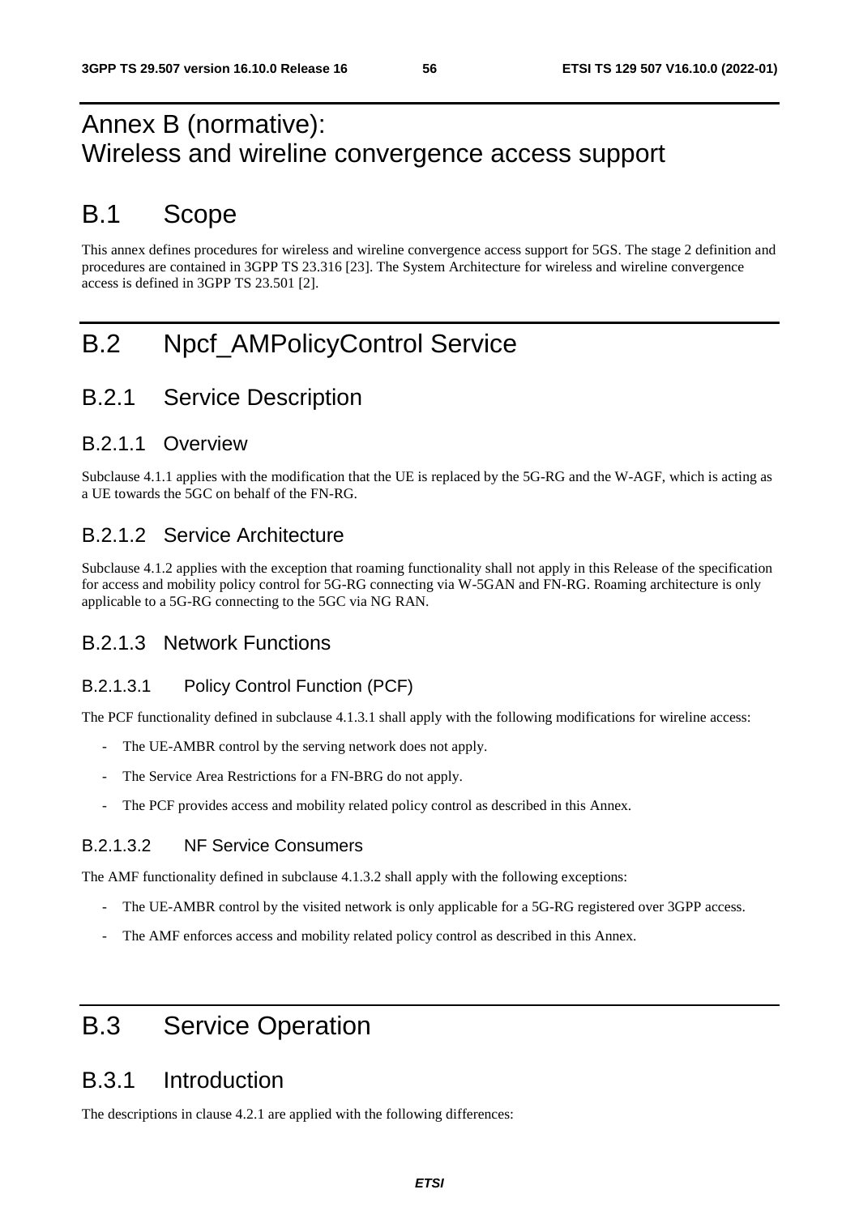# Annex B (normative): Wireless and wireline convergence access support

# B.1 Scope

This annex defines procedures for wireless and wireline convergence access support for 5GS. The stage 2 definition and procedures are contained in 3GPP TS 23.316 [23]. The System Architecture for wireless and wireline convergence access is defined in 3GPP TS 23.501 [2].

# B.2 Npcf_AMPolicyControl Service

## B.2.1 Service Description

### B.2.1.1 Overview

Subclause 4.1.1 applies with the modification that the UE is replaced by the 5G-RG and the W-AGF, which is acting as a UE towards the 5GC on behalf of the FN-RG.

### B.2.1.2 Service Architecture

Subclause 4.1.2 applies with the exception that roaming functionality shall not apply in this Release of the specification for access and mobility policy control for 5G-RG connecting via W-5GAN and FN-RG. Roaming architecture is only applicable to a 5G-RG connecting to the 5GC via NG RAN.

### B.2.1.3 Network Functions

#### B.2.1.3.1 Policy Control Function (PCF)

The PCF functionality defined in subclause 4.1.3.1 shall apply with the following modifications for wireline access:

- The UE-AMBR control by the serving network does not apply.
- The Service Area Restrictions for a FN-BRG do not apply.
- The PCF provides access and mobility related policy control as described in this Annex.

#### B.2.1.3.2 NF Service Consumers

The AMF functionality defined in subclause 4.1.3.2 shall apply with the following exceptions:

- The UE-AMBR control by the visited network is only applicable for a 5G-RG registered over 3GPP access.
- The AMF enforces access and mobility related policy control as described in this Annex.

# B.3 Service Operation

## B.3.1 Introduction

The descriptions in clause 4.2.1 are applied with the following differences: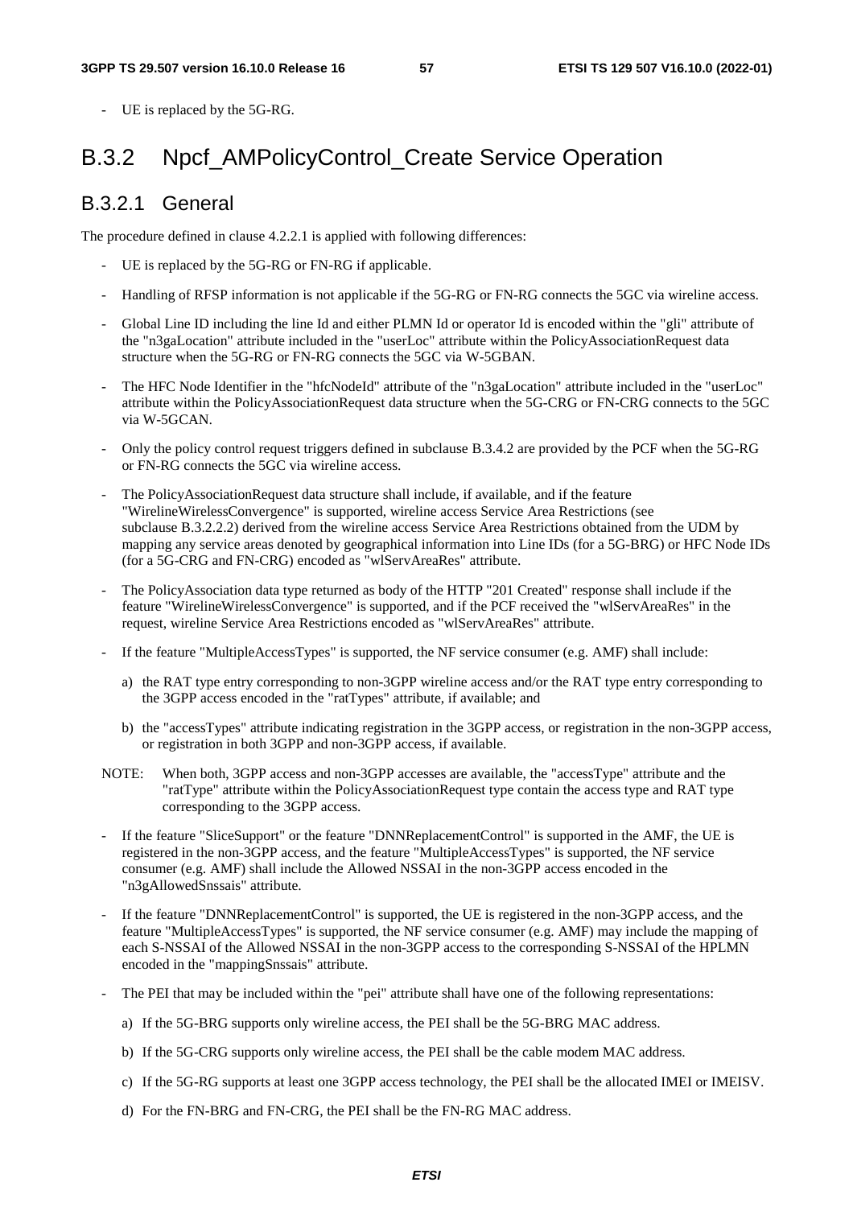- UE is replaced by the 5G-RG.

## B.3.2 Npcf_AMPolicyControl_Create Service Operation

### B.3.2.1 General

The procedure defined in clause 4.2.2.1 is applied with following differences:

- UE is replaced by the 5G-RG or FN-RG if applicable.
- Handling of RFSP information is not applicable if the 5G-RG or FN-RG connects the 5GC via wireline access.
- Global Line ID including the line Id and either PLMN Id or operator Id is encoded within the "gli" attribute of the "n3gaLocation" attribute included in the "userLoc" attribute within the PolicyAssociationRequest data structure when the 5G-RG or FN-RG connects the 5GC via W-5GBAN.
- The HFC Node Identifier in the "hfcNodeId" attribute of the "n3gaLocation" attribute included in the "userLoc" attribute within the PolicyAssociationRequest data structure when the 5G-CRG or FN-CRG connects to the 5GC via W-5GCAN.
- Only the policy control request triggers defined in subclause B.3.4.2 are provided by the PCF when the 5G-RG or FN-RG connects the 5GC via wireline access.
- The PolicyAssociationRequest data structure shall include, if available, and if the feature "WirelineWirelessConvergence" is supported, wireline access Service Area Restrictions (see subclause B.3.2.2.2) derived from the wireline access Service Area Restrictions obtained from the UDM by mapping any service areas denoted by geographical information into Line IDs (for a 5G-BRG) or HFC Node IDs (for a 5G-CRG and FN-CRG) encoded as "wlServAreaRes" attribute.
- The PolicyAssociation data type returned as body of the HTTP "201 Created" response shall include if the feature "WirelineWirelessConvergence" is supported, and if the PCF received the "wlServAreaRes" in the request, wireline Service Area Restrictions encoded as "wlServAreaRes" attribute.
- If the feature "MultipleAccessTypes" is supported, the NF service consumer (e.g. AMF) shall include:
  a) the RAT type entry corresponding to non-3GPP wireline access and/or the RAT type entry corresponding to the 3GPP access encoded in the "ratTypes" attribute, if available; and
  b) the "accessTypes" attribute indicating registration in the 3GPP access, or registration in the non-3GPP access, or registration in both 3GPP and non-3GPP access, if available.

NOTE: When both, 3GPP access and non-3GPP accesses are available, the "accessType" attribute and the "ratType" attribute within the PolicyAssociationRequest type contain the access type and RAT type corresponding to the 3GPP access.

- If the feature "SliceSupport" or the feature "DNNReplacementControl" is supported in the AMF, the UE is registered in the non-3GPP access, and the feature "MultipleAccessTypes" is supported, the NF service consumer (e.g. AMF) shall include the Allowed NSSAI in the non-3GPP access encoded in the "n3gAllowedSnssais" attribute.
- If the feature "DNNReplacementControl" is supported, the UE is registered in the non-3GPP access, and the feature "MultipleAccessTypes" is supported, the NF service consumer (e.g. AMF) may include the mapping of each S-NSSAI of the Allowed NSSAI in the non-3GPP access to the corresponding S-NSSAI of the HPLMN encoded in the "mappingSnssais" attribute.
- The PEI that may be included within the "pei" attribute shall have one of the following representations:
  a) If the 5G-BRG supports only wireline access, the PEI shall be the 5G-BRG MAC address.
  b) If the 5G-CRG supports only wireline access, the PEI shall be the cable modem MAC address.
  c) If the 5G-RG supports at least one 3GPP access technology, the PEI shall be the allocated IMEI or IMEISV.
  d) For the FN-BRG and FN-CRG, the PEI shall be the FN-RG MAC address.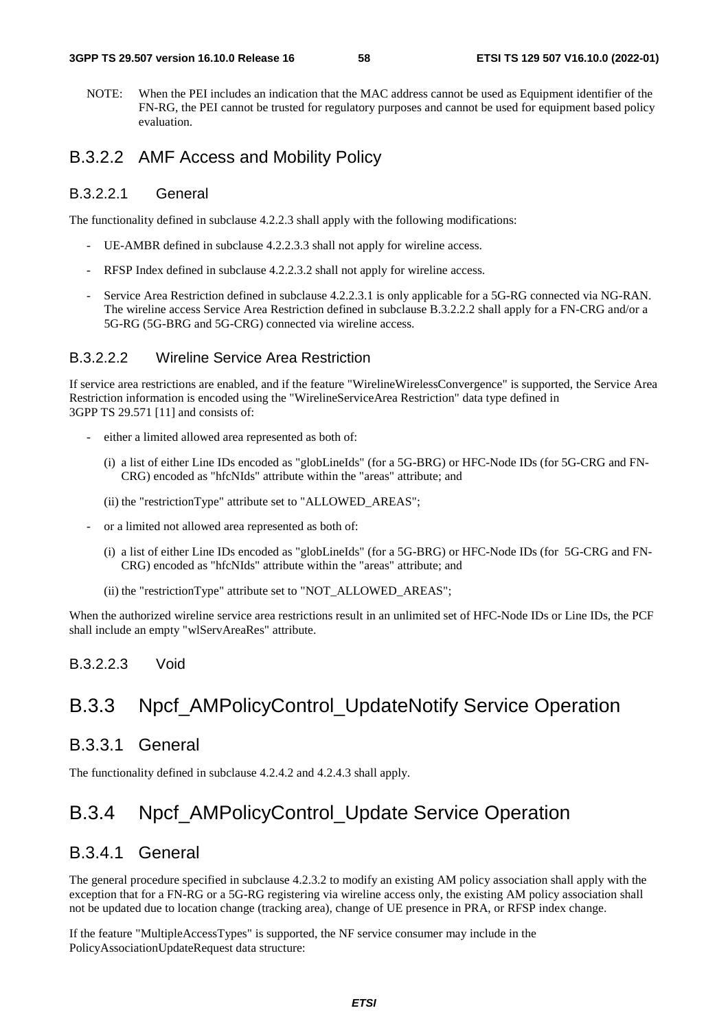NOTE: When the PEI includes an indication that the MAC address cannot be used as Equipment identifier of the FN-RG, the PEI cannot be trusted for regulatory purposes and cannot be used for equipment based policy evaluation.

## B.3.2.2 AMF Access and Mobility Policy

### B.3.2.2.1 General

The functionality defined in subclause 4.2.2.3 shall apply with the following modifications:

- UE-AMBR defined in subclause 4.2.2.3.3 shall not apply for wireline access.
- RFSP Index defined in subclause 4.2.2.3.2 shall not apply for wireline access.
- Service Area Restriction defined in subclause 4.2.2.3.1 is only applicable for a 5G-RG connected via NG-RAN. The wireline access Service Area Restriction defined in subclause B.3.2.2.2 shall apply for a FN-CRG and/or a 5G-RG (5G-BRG and 5G-CRG) connected via wireline access.

### B.3.2.2.2 Wireline Service Area Restriction

If service area restrictions are enabled, and if the feature "WirelineWirelessConvergence" is supported, the Service Area Restriction information is encoded using the "WirelineServiceArea Restriction" data type defined in 3GPP TS 29.571 [11] and consists of:

- either a limited allowed area represented as both of:
    - (i) a list of either Line IDs encoded as "globLineIds" (for a 5G-BRG) or HFC-Node IDs (for 5G-CRG and FN-CRG) encoded as "hfcNIds" attribute within the "areas" attribute; and
    - (ii) the "restrictionType" attribute set to "ALLOWED_AREAS";
- or a limited not allowed area represented as both of:
    - (i) a list of either Line IDs encoded as "globLineIds" (for a 5G-BRG) or HFC-Node IDs (for 5G-CRG and FN-CRG) encoded as "hfcNIds" attribute within the "areas" attribute; and
    - (ii) the "restrictionType" attribute set to "NOT_ALLOWED_AREAS";

When the authorized wireline service area restrictions result in an unlimited set of HFC-Node IDs or Line IDs, the PCF shall include an empty "wlServAreaRes" attribute.

### B.3.2.2.3 Void

## B.3.3 Npcf_AMPolicyControl_UpdateNotify Service Operation

### B.3.3.1 General

The functionality defined in subclause 4.2.4.2 and 4.2.4.3 shall apply.

## B.3.4 Npcf_AMPolicyControl_Update Service Operation

### B.3.4.1 General

The general procedure specified in subclause 4.2.3.2 to modify an existing AM policy association shall apply with the exception that for a FN-RG or a 5G-RG registering via wireline access only, the existing AM policy association shall not be updated due to location change (tracking area), change of UE presence in PRA, or RFSP index change.

If the feature "MultipleAccessTypes" is supported, the NF service consumer may include in the PolicyAssociationUpdateRequest data structure: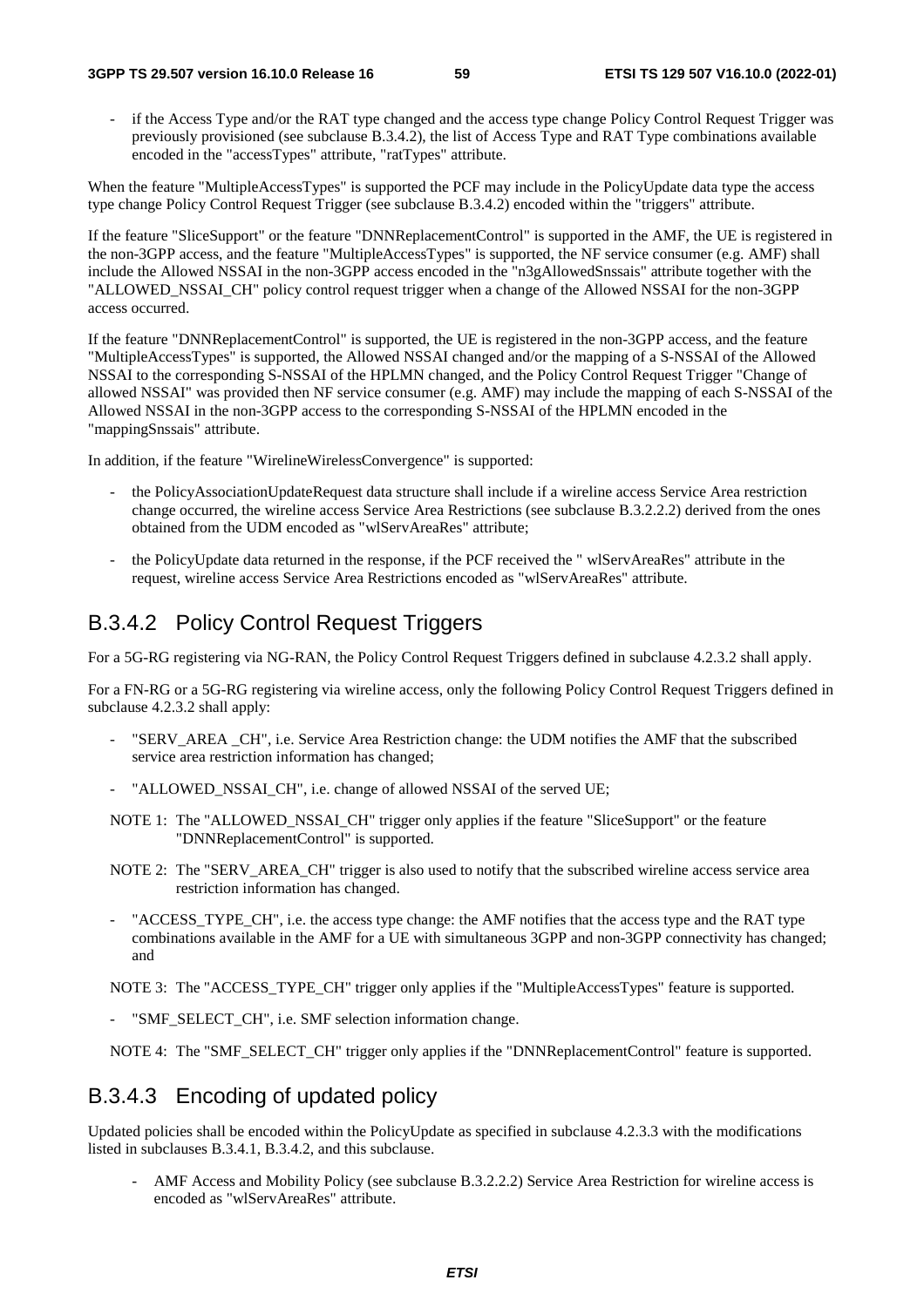- if the Access Type and/or the RAT type changed and the access type change Policy Control Request Trigger was previously provisioned (see subclause B.3.4.2), the list of Access Type and RAT Type combinations available encoded in the "accessTypes" attribute, "ratTypes" attribute.

When the feature "MultipleAccessTypes" is supported the PCF may include in the PolicyUpdate data type the access type change Policy Control Request Trigger (see subclause B.3.4.2) encoded within the "triggers" attribute.

If the feature "SliceSupport" or the feature "DNNReplacementControl" is supported in the AMF, the UE is registered in the non-3GPP access, and the feature "MultipleAccessTypes" is supported, the NF service consumer (e.g. AMF) shall include the Allowed NSSAI in the non-3GPP access encoded in the "n3gAllowedSnssais" attribute together with the "ALLOWED_NSSAI_CH" policy control request trigger when a change of the Allowed NSSAI for the non-3GPP access occurred.

If the feature "DNNReplacementControl" is supported, the UE is registered in the non-3GPP access, and the feature "MultipleAccessTypes" is supported, the Allowed NSSAI changed and/or the mapping of a S-NSSAI of the Allowed NSSAI to the corresponding S-NSSAI of the HPLMN changed, and the Policy Control Request Trigger "Change of allowed NSSAI" was provided then NF service consumer (e.g. AMF) may include the mapping of each S-NSSAI of the Allowed NSSAI in the non-3GPP access to the corresponding S-NSSAI of the HPLMN encoded in the "mappingSnssais" attribute.

In addition, if the feature "WirelineWirelessConvergence" is supported:

- the PolicyAssociationUpdateRequest data structure shall include if a wireline access Service Area restriction change occurred, the wireline access Service Area Restrictions (see subclause B.3.2.2.2) derived from the ones obtained from the UDM encoded as "wlServAreaRes" attribute;
- the PolicyUpdate data returned in the response, if the PCF received the " wlServAreaRes" attribute in the request, wireline access Service Area Restrictions encoded as "wlServAreaRes" attribute.

## B.3.4.2 Policy Control Request Triggers

For a 5G-RG registering via NG-RAN, the Policy Control Request Triggers defined in subclause 4.2.3.2 shall apply.

For a FN-RG or a 5G-RG registering via wireline access, only the following Policy Control Request Triggers defined in subclause 4.2.3.2 shall apply:

- "SERV_AREA _CH", i.e. Service Area Restriction change: the UDM notifies the AMF that the subscribed service area restriction information has changed;
- "ALLOWED_NSSAI_CH", i.e. change of allowed NSSAI of the served UE;

NOTE 1: The "ALLOWED_NSSAI_CH" trigger only applies if the feature "SliceSupport" or the feature "DNNReplacementControl" is supported.

NOTE 2: The "SERV_AREA_CH" trigger is also used to notify that the subscribed wireline access service area restriction information has changed.

- "ACCESS_TYPE_CH", i.e. the access type change: the AMF notifies that the access type and the RAT type combinations available in the AMF for a UE with simultaneous 3GPP and non-3GPP connectivity has changed; and

NOTE 3: The "ACCESS_TYPE_CH" trigger only applies if the "MultipleAccessTypes" feature is supported.

- "SMF_SELECT_CH", i.e. SMF selection information change.

NOTE 4: The "SMF_SELECT_CH" trigger only applies if the "DNNReplacementControl" feature is supported.

## B.3.4.3 Encoding of updated policy

Updated policies shall be encoded within the PolicyUpdate as specified in subclause 4.2.3.3 with the modifications listed in subclauses B.3.4.1, B.3.4.2, and this subclause.

- AMF Access and Mobility Policy (see subclause B.3.2.2.2) Service Area Restriction for wireline access is encoded as "wlServAreaRes" attribute.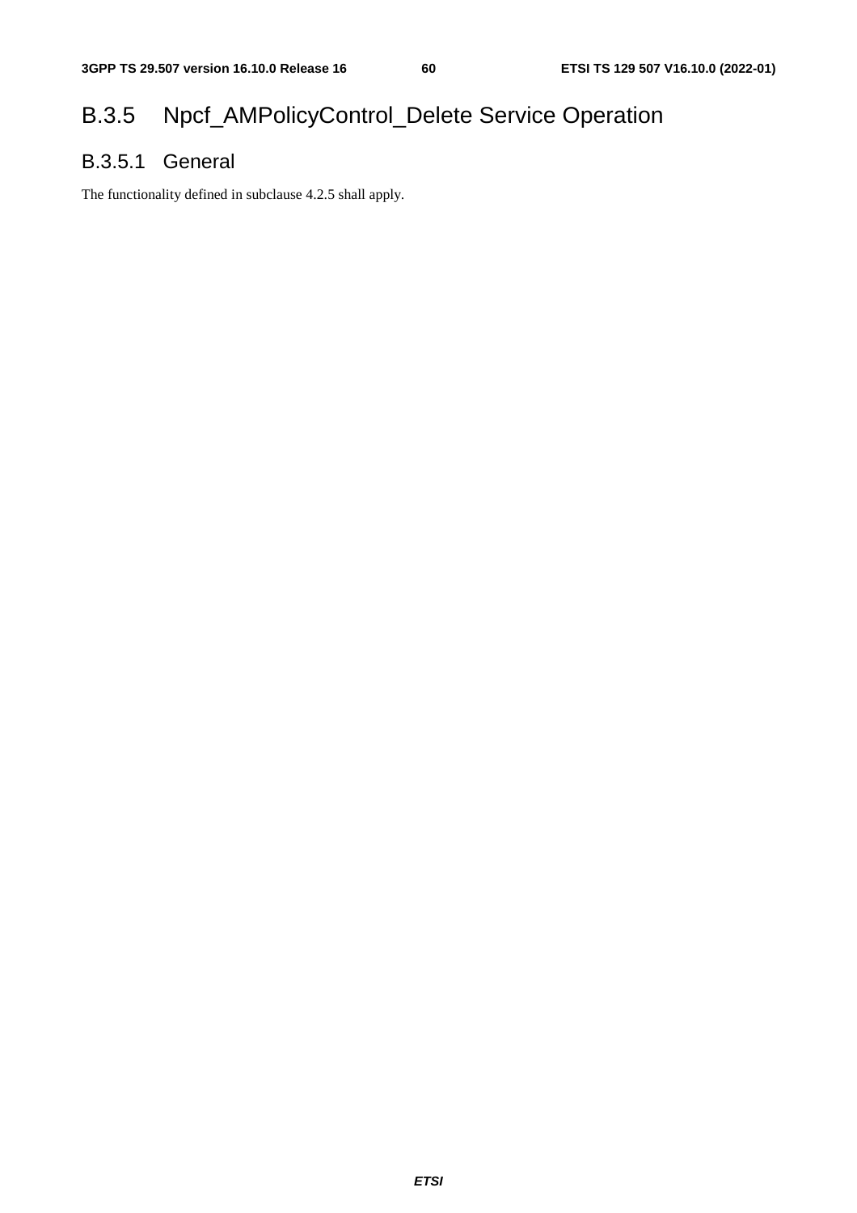# B.3.5 Npcf_AMPolicyControl_Delete Service Operation

## B.3.5.1 General

The functionality defined in subclause 4.2.5 shall apply.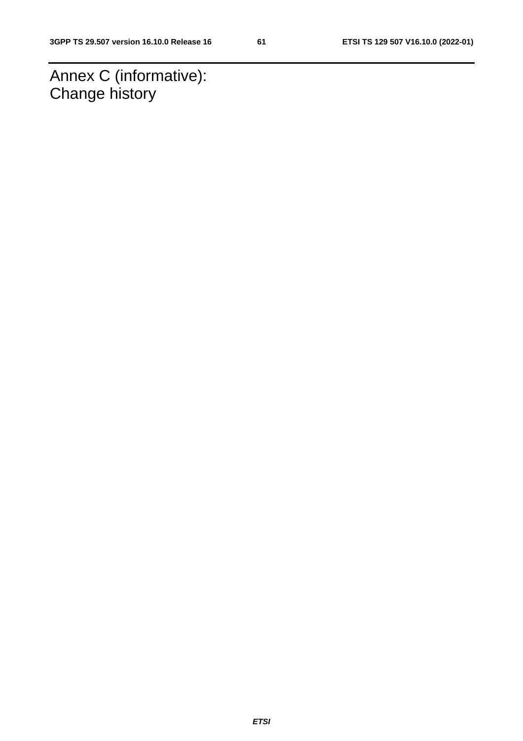# Annex C (informative): Change history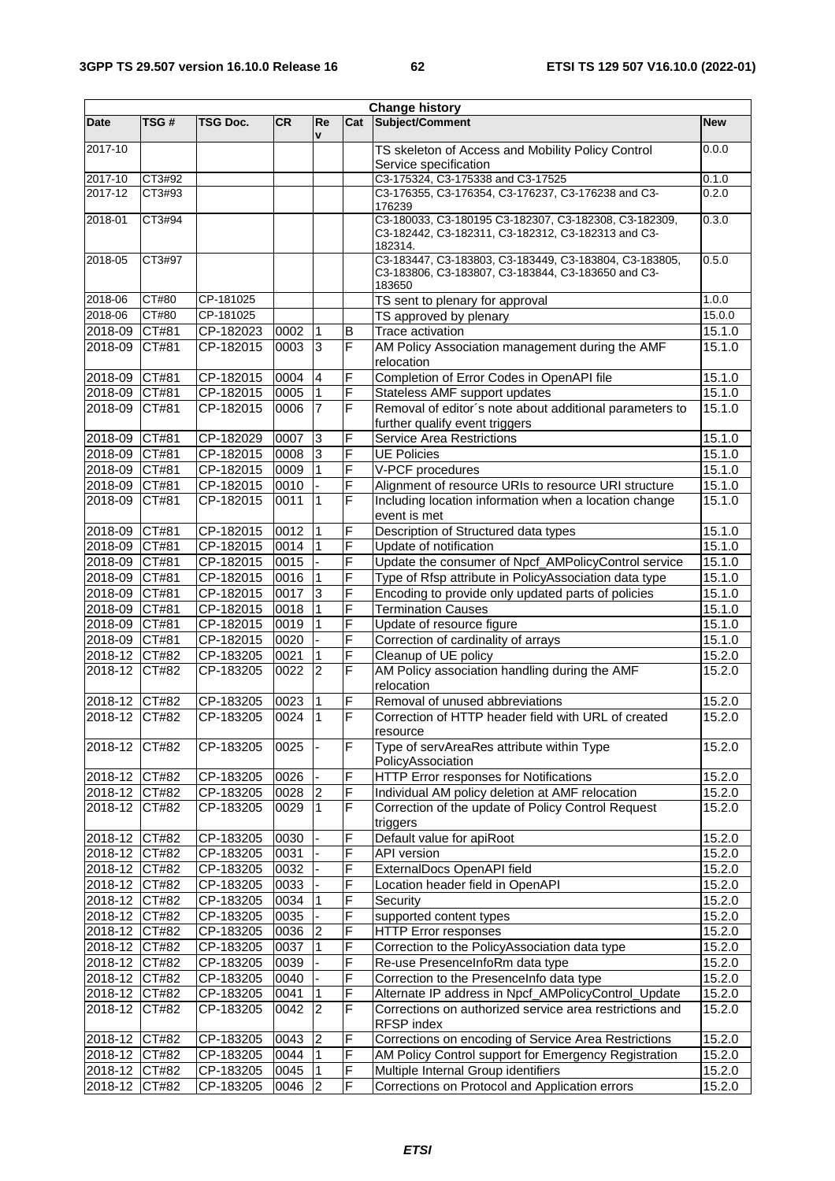| Change history | | | | | | | |
|---|---|---|---|---|---|---|---|
| Date | TSG # | TSG Doc. | CR | Rev | Cat | Subject/Comment | New |
| 2017-10 | | | | | | TS skeleton of Access and Mobility Policy Control Service specification | 0.0.0 |
| 2017-10 | CT3#92 | | | | | C3-175324, C3-175338 and C3-17525 | 0.1.0 |
| 2017-12 | CT3#93 | | | | | C3-176355, C3-176354, C3-176237, C3-176238 and C3-176239 | 0.2.0 |
| 2018-01 | CT3#94 | | | | | C3-180033, C3-180195 C3-182307, C3-182308, C3-182309, C3-182442, C3-182311, C3-182312, C3-182313 and C3-182314. | 0.3.0 |
| 2018-05 | CT3#97 | | | | | C3-183447, C3-183803, C3-183449, C3-183804, C3-183805, C3-183806, C3-183807, C3-183844, C3-183650 and C3-183650 | 0.5.0 |
| 2018-06 | CT#80 | CP-181025 | | | | TS sent to plenary for approval | 1.0.0 |
| 2018-06 | CT#80 | CP-181025 | | | | TS approved by plenary | 15.0.0 |
| 2018-09 | CT#81 | CP-182023 | 0002 | 1 | B | Trace activation | 15.1.0 |
| 2018-09 | CT#81 | CP-182015 | 0003 | 3 | F | AM Policy Association management during the AMF relocation | 15.1.0 |
| 2018-09 | CT#81 | CP-182015 | 0004 | 4 | F | Completion of Error Codes in OpenAPI file | 15.1.0 |
| 2018-09 | CT#81 | CP-182015 | 0005 | 1 | F | Stateless AMF support updates | 15.1.0 |
| 2018-09 | CT#81 | CP-182015 | 0006 | 7 | F | Removal of editor´s note about additional parameters to further qualify event triggers | 15.1.0 |
| 2018-09 | CT#81 | CP-182029 | 0007 | 3 | F | Service Area Restrictions | 15.1.0 |
| 2018-09 | CT#81 | CP-182015 | 0008 | 3 | F | UE Policies | 15.1.0 |
| 2018-09 | CT#81 | CP-182015 | 0009 | 1 | F | V-PCF procedures | 15.1.0 |
| 2018-09 | CT#81 | CP-182015 | 0010 | - | F | Alignment of resource URIs to resource URI structure | 15.1.0 |
| 2018-09 | CT#81 | CP-182015 | 0011 | 1 | F | Including location information when a location change event is met | 15.1.0 |
| 2018-09 | CT#81 | CP-182015 | 0012 | 1 | F | Description of Structured data types | 15.1.0 |
| 2018-09 | CT#81 | CP-182015 | 0014 | 1 | F | Update of notification | 15.1.0 |
| 2018-09 | CT#81 | CP-182015 | 0015 | - | F | Update the consumer of Npcf_AMPolicyControl service | 15.1.0 |
| 2018-09 | CT#81 | CP-182015 | 0016 | 1 | F | Type of Rfsp attribute in PolicyAssociation data type | 15.1.0 |
| 2018-09 | CT#81 | CP-182015 | 0017 | 3 | F | Encoding to provide only updated parts of policies | 15.1.0 |
| 2018-09 | CT#81 | CP-182015 | 0018 | 1 | F | Termination Causes | 15.1.0 |
| 2018-09 | CT#81 | CP-182015 | 0019 | 1 | F | Update of resource figure | 15.1.0 |
| 2018-09 | CT#81 | CP-182015 | 0020 | - | F | Correction of cardinality of arrays | 15.1.0 |
| 2018-12 | CT#82 | CP-183205 | 0021 | 1 | F | Cleanup of UE policy | 15.2.0 |
| 2018-12 | CT#82 | CP-183205 | 0022 | 2 | F | AM Policy association handling during the AMF relocation | 15.2.0 |
| 2018-12 | CT#82 | CP-183205 | 0023 | 1 | F | Removal of unused abbreviations | 15.2.0 |
| 2018-12 | CT#82 | CP-183205 | 0024 | 1 | F | Correction of HTTP header field with URL of created resource | 15.2.0 |
| 2018-12 | CT#82 | CP-183205 | 0025 | - | F | Type of servAreaRes attribute within Type PolicyAssociation | 15.2.0 |
| 2018-12 | CT#82 | CP-183205 | 0026 | - | F | HTTP Error responses for Notifications | 15.2.0 |
| 2018-12 | CT#82 | CP-183205 | 0028 | 2 | F | Individual AM policy deletion at AMF relocation | 15.2.0 |
| 2018-12 | CT#82 | CP-183205 | 0029 | 1 | F | Correction of the update of Policy Control Request triggers | 15.2.0 |
| 2018-12 | CT#82 | CP-183205 | 0030 | - | F | Default value for apiRoot | 15.2.0 |
| 2018-12 | CT#82 | CP-183205 | 0031 | - | F | API version | 15.2.0 |
| 2018-12 | CT#82 | CP-183205 | 0032 | - | F | ExternalDocs OpenAPI field | 15.2.0 |
| 2018-12 | CT#82 | CP-183205 | 0033 | - | F | Location header field in OpenAPI | 15.2.0 |
| 2018-12 | CT#82 | CP-183205 | 0034 | 1 | F | Security | 15.2.0 |
| 2018-12 | CT#82 | CP-183205 | 0035 | - | F | supported content types | 15.2.0 |
| 2018-12 | CT#82 | CP-183205 | 0036 | 2 | F | HTTP Error responses | 15.2.0 |
| 2018-12 | CT#82 | CP-183205 | 0037 | 1 | F | Correction to the PolicyAssociation data type | 15.2.0 |
| 2018-12 | CT#82 | CP-183205 | 0039 | - | F | Re-use PresenceInfoRm data type | 15.2.0 |
| 2018-12 | CT#82 | CP-183205 | 0040 | - | F | Correction to the PresenceInfo data type | 15.2.0 |
| 2018-12 | CT#82 | CP-183205 | 0041 | 1 | F | Alternate IP address in Npcf_AMPolicyControl_Update | 15.2.0 |
| 2018-12 | CT#82 | CP-183205 | 0042 | 2 | F | Corrections on authorized service area restrictions and RFSP index | 15.2.0 |
| 2018-12 | CT#82 | CP-183205 | 0043 | 2 | F | Corrections on encoding of Service Area Restrictions | 15.2.0 |
| 2018-12 | CT#82 | CP-183205 | 0044 | 1 | F | AM Policy Control support for Emergency Registration | 15.2.0 |
| 2018-12 | CT#82 | CP-183205 | 0045 | 1 | F | Multiple Internal Group identifiers | 15.2.0 |
| 2018-12 | CT#82 | CP-183205 | 0046 | 2 | F | Corrections on Protocol and Application errors | 15.2.0 |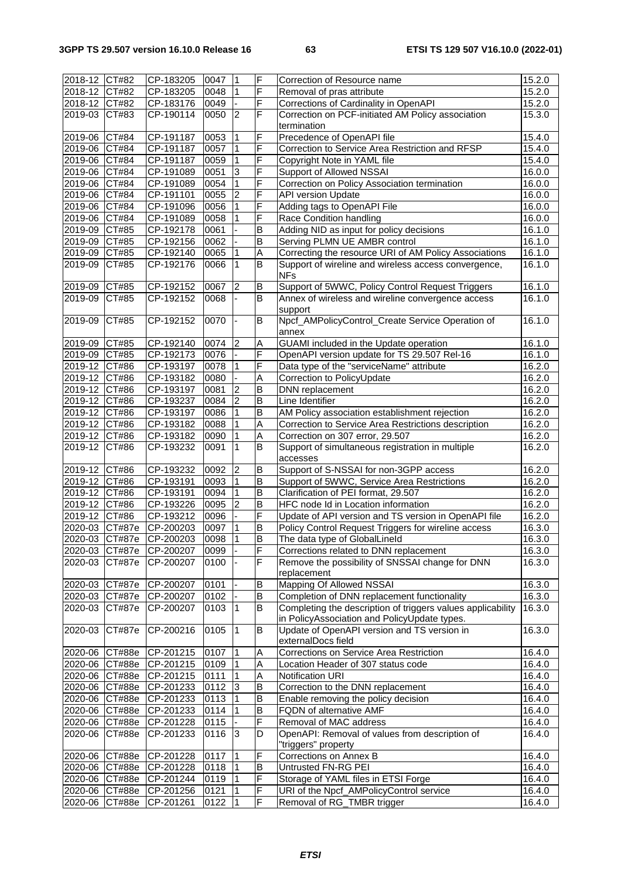| | | | | | | | |
|---|---|---|---|---|---|---|---|
| 2018-12 | CT#82 | CP-183205 | 0047 | 1 | F | Correction of Resource name | 15.2.0 |
| 2018-12 | CT#82 | CP-183205 | 0048 | 1 | F | Removal of pras attribute | 15.2.0 |
| 2018-12 | CT#82 | CP-183176 | 0049 | - | F | Corrections of Cardinality in OpenAPI | 15.2.0 |
| 2019-03 | CT#83 | CP-190114 | 0050 | 2 | F | Correction on PCF-initiated AM Policy association termination | 15.3.0 |
| 2019-06 | CT#84 | CP-191187 | 0053 | 1 | F | Precedence of OpenAPI file | 15.4.0 |
| 2019-06 | CT#84 | CP-191187 | 0057 | 1 | F | Correction to Service Area Restriction and RFSP | 15.4.0 |
| 2019-06 | CT#84 | CP-191187 | 0059 | 1 | F | Copyright Note in YAML file | 15.4.0 |
| 2019-06 | CT#84 | CP-191089 | 0051 | 3 | F | Support of Allowed NSSAI | 16.0.0 |
| 2019-06 | CT#84 | CP-191089 | 0054 | 1 | F | Correction on Policy Association termination | 16.0.0 |
| 2019-06 | CT#84 | CP-191101 | 0055 | 2 | F | API version Update | 16.0.0 |
| 2019-06 | CT#84 | CP-191096 | 0056 | 1 | F | Adding tags to OpenAPI File | 16.0.0 |
| 2019-06 | CT#84 | CP-191089 | 0058 | 1 | F | Race Condition handling | 16.0.0 |
| 2019-09 | CT#85 | CP-192178 | 0061 | - | B | Adding NID as input for policy decisions | 16.1.0 |
| 2019-09 | CT#85 | CP-192156 | 0062 | - | B | Serving PLMN UE AMBR control | 16.1.0 |
| 2019-09 | CT#85 | CP-192140 | 0065 | 1 | A | Correcting the resource URI of AM Policy Associations | 16.1.0 |
| 2019-09 | CT#85 | CP-192176 | 0066 | 1 | B | Support of wireline and wireless access convergence, NFs | 16.1.0 |
| 2019-09 | CT#85 | CP-192152 | 0067 | 2 | B | Support of 5WWC, Policy Control Request Triggers | 16.1.0 |
| 2019-09 | CT#85 | CP-192152 | 0068 | - | B | Annex of wireless and wireline convergence access support | 16.1.0 |
| 2019-09 | CT#85 | CP-192152 | 0070 | - | B | Npcf_AMPolicyControl_Create Service Operation of annex | 16.1.0 |
| 2019-09 | CT#85 | CP-192140 | 0074 | 2 | A | GUAMI included in the Update operation | 16.1.0 |
| 2019-09 | CT#85 | CP-192173 | 0076 | - | F | OpenAPI version update for TS 29.507 Rel-16 | 16.1.0 |
| 2019-12 | CT#86 | CP-193197 | 0078 | 1 | F | Data type of the "serviceName" attribute | 16.2.0 |
| 2019-12 | CT#86 | CP-193182 | 0080 | - | A | Correction to PolicyUpdate | 16.2.0 |
| 2019-12 | CT#86 | CP-193197 | 0081 | 2 | B | DNN replacement | 16.2.0 |
| 2019-12 | CT#86 | CP-193237 | 0084 | 2 | B | Line Identifier | 16.2.0 |
| 2019-12 | CT#86 | CP-193197 | 0086 | 1 | B | AM Policy association establishment rejection | 16.2.0 |
| 2019-12 | CT#86 | CP-193182 | 0088 | 1 | A | Correction to Service Area Restrictions description | 16.2.0 |
| 2019-12 | CT#86 | CP-193182 | 0090 | 1 | A | Correction on 307 error, 29.507 | 16.2.0 |
| 2019-12 | CT#86 | CP-193232 | 0091 | 1 | B | Support of simultaneous registration in multiple accesses | 16.2.0 |
| 2019-12 | CT#86 | CP-193232 | 0092 | 2 | B | Support of S-NSSAI for non-3GPP access | 16.2.0 |
| 2019-12 | CT#86 | CP-193191 | 0093 | 1 | B | Support of 5WWC, Service Area Restrictions | 16.2.0 |
| 2019-12 | CT#86 | CP-193191 | 0094 | 1 | B | Clarification of PEI format, 29.507 | 16.2.0 |
| 2019-12 | CT#86 | CP-193226 | 0095 | 2 | B | HFC node Id in Location information | 16.2.0 |
| 2019-12 | CT#86 | CP-193212 | 0096 | - | F | Update of API version and TS version in OpenAPI file | 16.2.0 |
| 2020-03 | CT#87e | CP-200203 | 0097 | 1 | B | Policy Control Request Triggers for wireline access | 16.3.0 |
| 2020-03 | CT#87e | CP-200203 | 0098 | 1 | B | The data type of GlobalLineId | 16.3.0 |
| 2020-03 | CT#87e | CP-200207 | 0099 | - | F | Corrections related to DNN replacement | 16.3.0 |
| 2020-03 | CT#87e | CP-200207 | 0100 | - | F | Remove the possibility of SNSSAI change for DNN replacement | 16.3.0 |
| 2020-03 | CT#87e | CP-200207 | 0101 | - | B | Mapping Of Allowed NSSAI | 16.3.0 |
| 2020-03 | CT#87e | CP-200207 | 0102 | - | B | Completion of DNN replacement functionality | 16.3.0 |
| 2020-03 | CT#87e | CP-200207 | 0103 | 1 | B | Completing the description of triggers values applicability in PolicyAssociation and PolicyUpdate types. | 16.3.0 |
| 2020-03 | CT#87e | CP-200216 | 0105 | 1 | B | Update of OpenAPI version and TS version in externalDocs field | 16.3.0 |
| 2020-06 | CT#88e | CP-201215 | 0107 | 1 | A | Corrections on Service Area Restriction | 16.4.0 |
| 2020-06 | CT#88e | CP-201215 | 0109 | 1 | A | Location Header of 307 status code | 16.4.0 |
| 2020-06 | CT#88e | CP-201215 | 0111 | 1 | A | Notification URI | 16.4.0 |
| 2020-06 | CT#88e | CP-201233 | 0112 | 3 | B | Correction to the DNN replacement | 16.4.0 |
| 2020-06 | CT#88e | CP-201233 | 0113 | 1 | B | Enable removing the policy decision | 16.4.0 |
| 2020-06 | CT#88e | CP-201233 | 0114 | 1 | B | FQDN of alternative AMF | 16.4.0 |
| 2020-06 | CT#88e | CP-201228 | 0115 | - | F | Removal of MAC address | 16.4.0 |
| 2020-06 | CT#88e | CP-201233 | 0116 | 3 | D | OpenAPI: Removal of values from description of "triggers" property | 16.4.0 |
| 2020-06 | CT#88e | CP-201228 | 0117 | 1 | F | Corrections on Annex B | 16.4.0 |
| 2020-06 | CT#88e | CP-201228 | 0118 | 1 | B | Untrusted FN-RG PEI | 16.4.0 |
| 2020-06 | CT#88e | CP-201244 | 0119 | 1 | F | Storage of YAML files in ETSI Forge | 16.4.0 |
| 2020-06 | CT#88e | CP-201256 | 0121 | 1 | F | URI of the Npcf_AMPolicyControl service | 16.4.0 |
| 2020-06 | CT#88e | CP-201261 | 0122 | 1 | F | Removal of RG_TMBR trigger | 16.4.0 |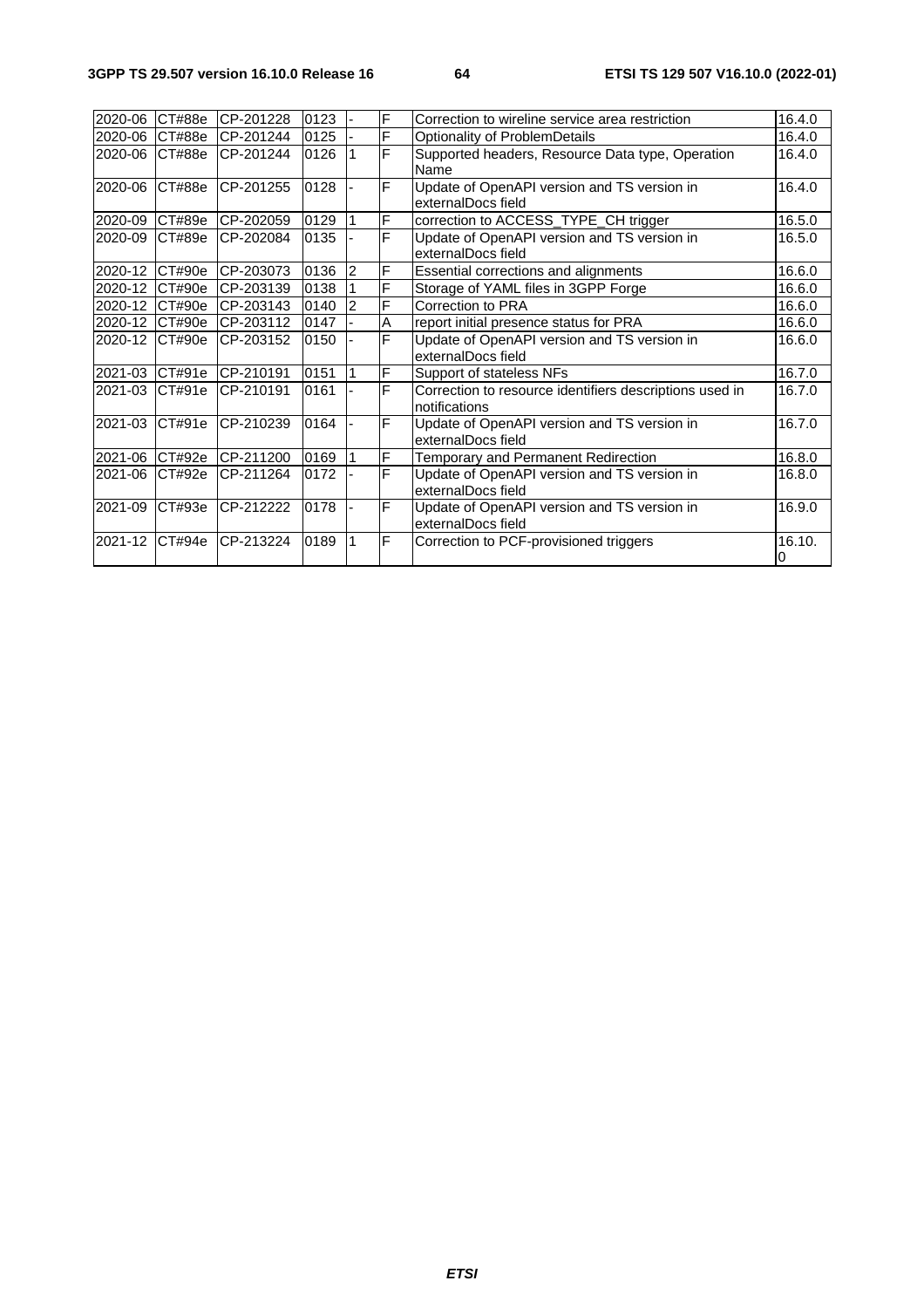| | | | | | | | |
|---|---|---|---|---|---|---|---|
| 2020-06 | CT#88e | CP-201228 | 0123 | - | F | Correction to wireline service area restriction | 16.4.0 |
| 2020-06 | CT#88e | CP-201244 | 0125 | - | F | Optionality of ProblemDetails | 16.4.0 |
| 2020-06 | CT#88e | CP-201244 | 0126 | 1 | F | Supported headers, Resource Data type, Operation Name | 16.4.0 |
| 2020-06 | CT#88e | CP-201255 | 0128 | - | F | Update of OpenAPI version and TS version in externalDocs field | 16.4.0 |
| 2020-09 | CT#89e | CP-202059 | 0129 | 1 | F | correction to ACCESS_TYPE_CH trigger | 16.5.0 |
| 2020-09 | CT#89e | CP-202084 | 0135 | - | F | Update of OpenAPI version and TS version in externalDocs field | 16.5.0 |
| 2020-12 | CT#90e | CP-203073 | 0136 | 2 | F | Essential corrections and alignments | 16.6.0 |
| 2020-12 | CT#90e | CP-203139 | 0138 | 1 | F | Storage of YAML files in 3GPP Forge | 16.6.0 |
| 2020-12 | CT#90e | CP-203143 | 0140 | 2 | F | Correction to PRA | 16.6.0 |
| 2020-12 | CT#90e | CP-203112 | 0147 | - | A | report initial presence status for PRA | 16.6.0 |
| 2020-12 | CT#90e | CP-203152 | 0150 | - | F | Update of OpenAPI version and TS version in externalDocs field | 16.6.0 |
| 2021-03 | CT#91e | CP-210191 | 0151 | 1 | F | Support of stateless NFs | 16.7.0 |
| 2021-03 | CT#91e | CP-210191 | 0161 | - | F | Correction to resource identifiers descriptions used in notifications | 16.7.0 |
| 2021-03 | CT#91e | CP-210239 | 0164 | - | F | Update of OpenAPI version and TS version in externalDocs field | 16.7.0 |
| 2021-06 | CT#92e | CP-211200 | 0169 | 1 | F | Temporary and Permanent Redirection | 16.8.0 |
| 2021-06 | CT#92e | CP-211264 | 0172 | - | F | Update of OpenAPI version and TS version in externalDocs field | 16.8.0 |
| 2021-09 | CT#93e | CP-212222 | 0178 | - | F | Update of OpenAPI version and TS version in externalDocs field | 16.9.0 |
| 2021-12 | CT#94e | CP-213224 | 0189 | 1 | F | Correction to PCF-provisioned triggers | 16.10.0 |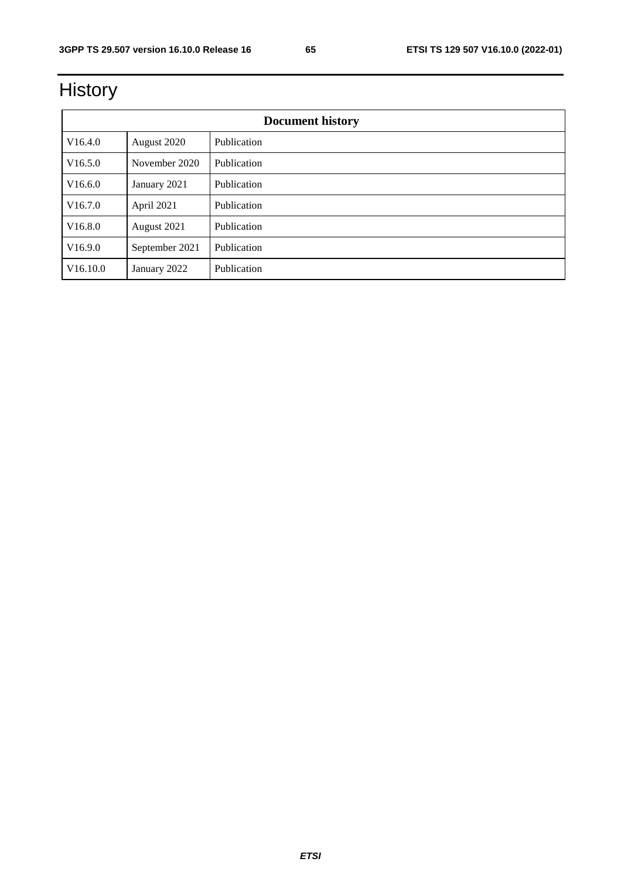# History

| Document history | | |
|---|---|---|
| V16.4.0 | August 2020 | Publication |
| V16.5.0 | November 2020 | Publication |
| V16.6.0 | January 2021 | Publication |
| V16.7.0 | April 2021 | Publication |
| V16.8.0 | August 2021 | Publication |
| V16.9.0 | September 2021 | Publication |
| V16.10.0 | January 2022 | Publication |